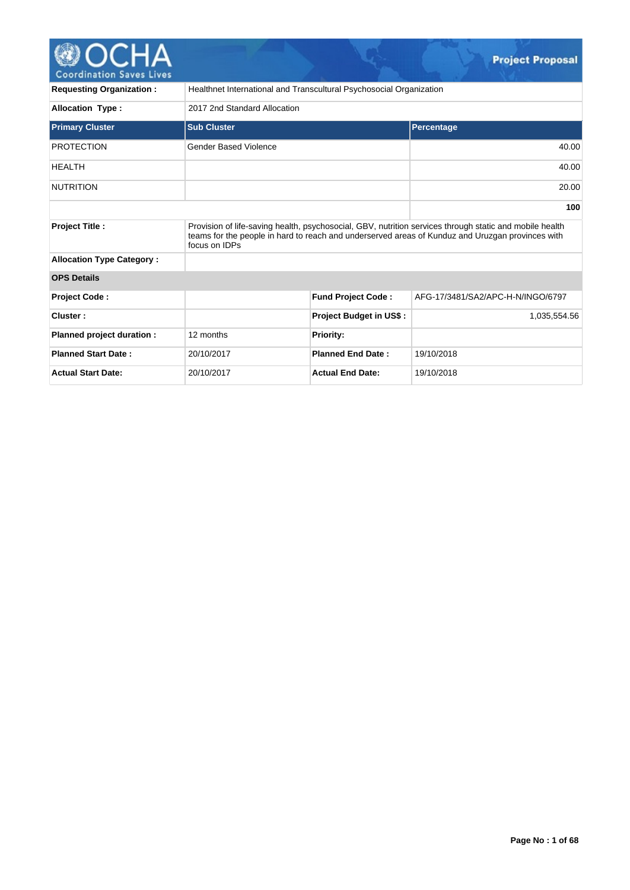# Project Proposal

| | |
|---|---|
| **Requesting Organization :** | Healthnet International and Transcultural Psychosocial Organization |
| **Allocation Type :** | 2017 2nd Standard Allocation |

| Primary Cluster | Sub Cluster | Percentage |
|---|---|---|
| PROTECTION | Gender Based Violence | 40.00 |
| HEALTH | | 40.00 |
| NUTRITION | | 20.00 |
| | | **100** |

| | |
|---|---|
| **Project Title :** | Provision of life-saving health, psychosocial, GBV, nutrition services through static and mobile health teams for the people in hard to reach and underserved areas of Kunduz and Uruzgan provinces with focus on IDPs |
| **Allocation Type Category :** | |

**OPS Details**

| | | | |
|---|---|---|---|
| **Project Code :** | | **Fund Project Code :** | AFG-17/3481/SA2/APC-H-N/INGO/6797 |
| **Cluster :** | | **Project Budget in US$ :** | 1,035,554.56 |
| **Planned project duration :** | 12 months | **Priority:** | |
| **Planned Start Date :** | 20/10/2017 | **Planned End Date :** | 19/10/2018 |
| **Actual Start Date:** | 20/10/2017 | **Actual End Date:** | 19/10/2018 |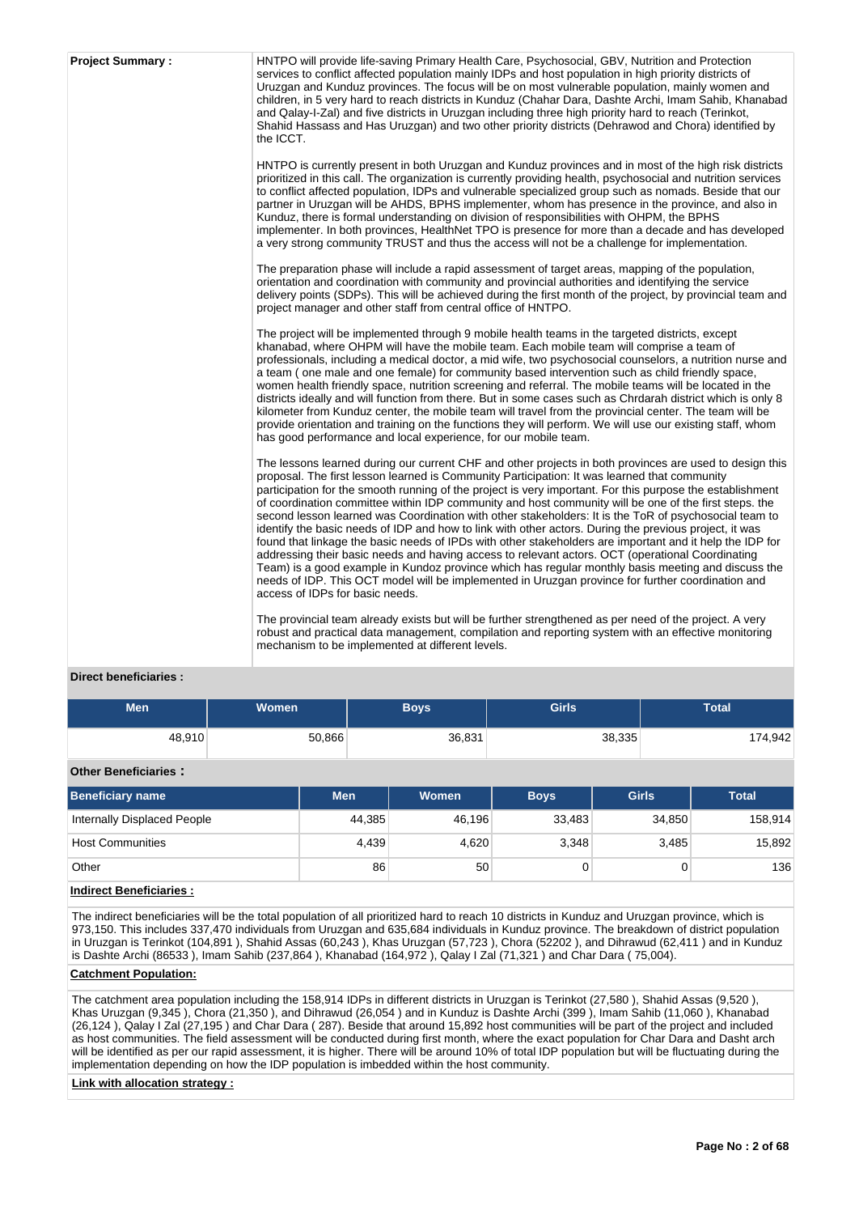**Project Summary :**

HNTPO will provide life-saving Primary Health Care, Psychosocial, GBV, Nutrition and Protection services to conflict affected population mainly IDPs and host population in high priority districts of Uruzgan and Kunduz provinces. The focus will be on most vulnerable population, mainly women and children, in 5 very hard to reach districts in Kunduz (Chahar Dara, Dashte Archi, Imam Sahib, Khanabad and Qalay-I-Zal) and five districts in Uruzgan including three high priority hard to reach (Terinkot, Shahid Hassass and Has Uruzgan) and two other priority districts (Dehrawod and Chora) identified by the ICCT.

HNTPO is currently present in both Uruzgan and Kunduz provinces and in most of the high risk districts prioritized in this call. The organization is currently providing health, psychosocial and nutrition services to conflict affected population, IDPs and vulnerable specialized group such as nomads. Beside that our partner in Uruzgan will be AHDS, BPHS implementer, whom has presence in the province, and also in Kunduz, there is formal understanding on division of responsibilities with OHPM, the BPHS implementer. In both provinces, HealthNet TPO is presence for more than a decade and has developed a very strong community TRUST and thus the access will not be a challenge for implementation.

The preparation phase will include a rapid assessment of target areas, mapping of the population, orientation and coordination with community and provincial authorities and identifying the service delivery points (SDPs). This will be achieved during the first month of the project, by provincial team and project manager and other staff from central office of HNTPO.

The project will be implemented through 9 mobile health teams in the targeted districts, except khanabad, where OHPM will have the mobile team. Each mobile team will comprise a team of professionals, including a medical doctor, a mid wife, two psychosocial counselors, a nutrition nurse and a team ( one male and one female) for community based intervention such as child friendly space, women health friendly space, nutrition screening and referral. The mobile teams will be located in the districts ideally and will function from there. But in some cases such as Chrdarah district which is only 8 kilometer from Kunduz center, the mobile team will travel from the provincial center. The team will be provide orientation and training on the functions they will perform. We will use our existing staff, whom has good performance and local experience, for our mobile team.

The lessons learned during our current CHF and other projects in both provinces are used to design this proposal. The first lesson learned is Community Participation: It was learned that community participation for the smooth running of the project is very important. For this purpose the establishment of coordination committee within IDP community and host community will be one of the first steps. the second lesson learned was Coordination with other stakeholders: It is the ToR of psychosocial team to identify the basic needs of IDP and how to link with other actors. During the previous project, it was found that linkage the basic needs of IPDs with other stakeholders are important and it help the IDP for addressing their basic needs and having access to relevant actors. OCT (operational Coordinating Team) is a good example in Kundoz province which has regular monthly basis meeting and discuss the needs of IDP. This OCT model will be implemented in Uruzgan province for further coordination and access of IDPs for basic needs.

The provincial team already exists but will be further strengthened as per need of the project. A very robust and practical data management, compilation and reporting system with an effective monitoring mechanism to be implemented at different levels.

**Direct beneficiaries :**

| Men | Women | Boys | Girls | Total |
|---|---|---|---|---|
| 48,910 | 50,866 | 36,831 | 38,335 | 174,942 |

**Other Beneficiaries :**

| Beneficiary name | Men | Women | Boys | Girls | Total |
|---|---|---|---|---|---|
| Internally Displaced People | 44,385 | 46,196 | 33,483 | 34,850 | 158,914 |
| Host Communities | 4,439 | 4,620 | 3,348 | 3,485 | 15,892 |
| Other | 86 | 50 | 0 | 0 | 136 |

**Indirect Beneficiaries :**

The indirect beneficiaries will be the total population of all prioritized hard to reach 10 districts in Kunduz and Uruzgan province, which is 973,150. This includes 337,470 individuals from Uruzgan and 635,684 individuals in Kunduz province. The breakdown of district population in Uruzgan is Terinkot (104,891 ), Shahid Assas (60,243 ), Khas Uruzgan (57,723 ), Chora (52202 ), and Dihrawud (62,411 ) and in Kunduz is Dashte Archi (86533 ), Imam Sahib (237,864 ), Khanabad (164,972 ), Qalay I Zal (71,321 ) and Char Dara ( 75,004).

**Catchment Population:**

The catchment area population including the 158,914 IDPs in different districts in Uruzgan is Terinkot (27,580 ), Shahid Assas (9,520 ), Khas Uruzgan (9,345 ), Chora (21,350 ), and Dihrawud (26,054 ) and in Kunduz is Dashte Archi (399 ), Imam Sahib (11,060 ), Khanabad (26,124 ), Qalay I Zal (27,195 ) and Char Dara ( 287). Beside that around 15,892 host communities will be part of the project and included as host communities. The field assessment will be conducted during first month, where the exact population for Char Dara and Dasht arch will be identified as per our rapid assessment, it is higher. There will be around 10% of total IDP population but will be fluctuating during the implementation depending on how the IDP population is imbedded within the host community.

**Link with allocation strategy :**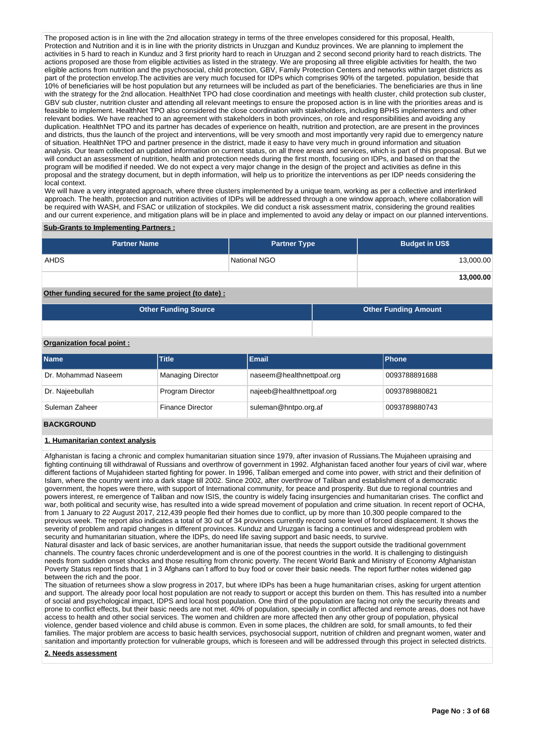The proposed action is in line with the 2nd allocation strategy in terms of the three envelopes considered for this proposal, Health, Protection and Nutrition and it is in line with the priority districts in Uruzgan and Kunduz provinces. We are planning to implement the activities in 5 hard to reach in Kunduz and 3 first priority hard to reach in Uruzgan and 2 second second priority hard to reach districts. The actions proposed are those from eligible activities as listed in the strategy. We are proposing all three eligible activities for health, the two eligible actions from nutrition and the psychosocial, child protection, GBV, Family Protection Centers and networks within target districts as part of the protection envelop.The activities are very much focused for IDPs which comprises 90% of the targeted. population, beside that 10% of beneficiaries will be host population but any returnees will be included as part of the beneficiaries. The beneficiaries are thus in line with the strategy for the 2nd allocation. HealthNet TPO had close coordination and meetings with health cluster, child protection sub cluster, GBV sub cluster, nutrition cluster and attending all relevant meetings to ensure the proposed action is in line with the priorities areas and is feasible to implement. HealthNet TPO also considered the close coordination with stakeholders, including BPHS implementers and other relevant bodies. We have reached to an agreement with stakeholders in both provinces, on role and responsibilities and avoiding any duplication. HealthNet TPO and its partner has decades of experience on health, nutrition and protection, are are present in the provinces and districts, thus the launch of the project and interventions, will be very smooth and most importantly very rapid due to emergency nature of situation. HealthNet TPO and partner presence in the district, made it easy to have very much in ground information and situation analysis. Our team collected an updated information on current status, on all three areas and services, which is part of this proposal. But we will conduct an assessment of nutrition, health and protection needs during the first month, focusing on IDPs, and based on that the program will be modified if needed. We do not expect a very major change in the design of the project and activities as define in this proposal and the strategy document, but in depth information, will help us to prioritize the interventions as per IDP needs considering the local context.

We will have a very integrated approach, where three clusters implemented by a unique team, working as per a collective and interlinked approach. The health, protection and nutrition activities of IDPs will be addressed through a one window approach, where collaboration will be required with WASH, and FSAC or utilization of stockpiles. We did conduct a risk assessment matrix, considering the ground realities and our current experience, and mitigation plans will be in place and implemented to avoid any delay or impact on our planned interventions.

**Sub-Grants to Implementing Partners :**

| Partner Name | Partner Type | Budget in US$ |
|---|---|---|
| AHDS | National NGO | 13,000.00 |
| | | **13,000.00** |

**Other funding secured for the same project (to date) :**

| Other Funding Source | Other Funding Amount |
|---|---|
| | |

**Organization focal point :**

| Name | Title | Email | Phone |
|---|---|---|---|
| Dr. Mohammad Naseem | Managing Director | naseem@healthnettpoaf.org | 0093788891688 |
| Dr. Najeebullah | Program Director | najeeb@healthnettpoaf.org | 0093789880821 |
| Suleman Zaheer | Finance Director | suleman@hntpo.org.af | 0093789880743 |

## BACKGROUND

**1. Humanitarian context analysis**

Afghanistan is facing a chronic and complex humanitarian situation since 1979, after invasion of Russians.The Mujaheen upraising and fighting continuing till withdrawal of Russians and overthrow of government in 1992. Afghanistan faced another four years of civil war, where different factions of Mujahideen started fighting for power. In 1996, Taliban emerged and come into power, with strict and their definition of Islam, where the country went into a dark stage till 2002. Since 2002, after overthrow of Taliban and establishment of a democratic government, the hopes were there, with support of International community, for peace and prosperity. But due to regional countries and powers interest, re emergence of Taliban and now ISIS, the country is widely facing insurgencies and humanitarian crises. The conflict and war, both political and security wise, has resulted into a wide spread movement of population and crime situation. In recent report of OCHA, from 1 January to 22 August 2017, 212,439 people fled their homes due to conflict, up by more than 10,300 people compared to the previous week. The report also indicates a total of 30 out of 34 provinces currently record some level of forced displacement. It shows the severity of problem and rapid changes in different provinces. Kunduz and Uruzgan is facing a continues and widespread problem with security and humanitarian situation, where the IDPs, do need life saving support and basic needs, to survive.

Natural disaster and lack of basic services, are another humanitarian issue, that needs the support outside the traditional government channels. The country faces chronic underdevelopment and is one of the poorest countries in the world. It is challenging to distinguish needs from sudden onset shocks and those resulting from chronic poverty. The recent World Bank and Ministry of Economy Afghanistan Poverty Status report finds that 1 in 3 Afghans can´t afford to buy food or cover their basic needs. The report further notes widened gap between the rich and the poor.

The situation of returnees show a slow progress in 2017, but where IDPs has been a huge humanitarian crises, asking for urgent attention and support. The already poor local host population are not ready to support or accept this burden on them. This has resulted into a number of social and psychological impact, IDPS and local host population. One third of the population are facing not only the security threats and prone to conflict effects, but their basic needs are not met. 40% of population, specially in conflict affected and remote areas, does not have access to health and other social services. The women and children are more affected then any other group of population, physical violence, gender based violence and child abuse is common. Even in some places, the children are sold, for small amounts, to fed their families. The major problem are access to basic health services, psychosocial support, nutrition of children and pregnant women, water and sanitation and importantly protection for vulnerable groups, which is foreseen and will be addressed through this project in selected districts.

**2. Needs assessment**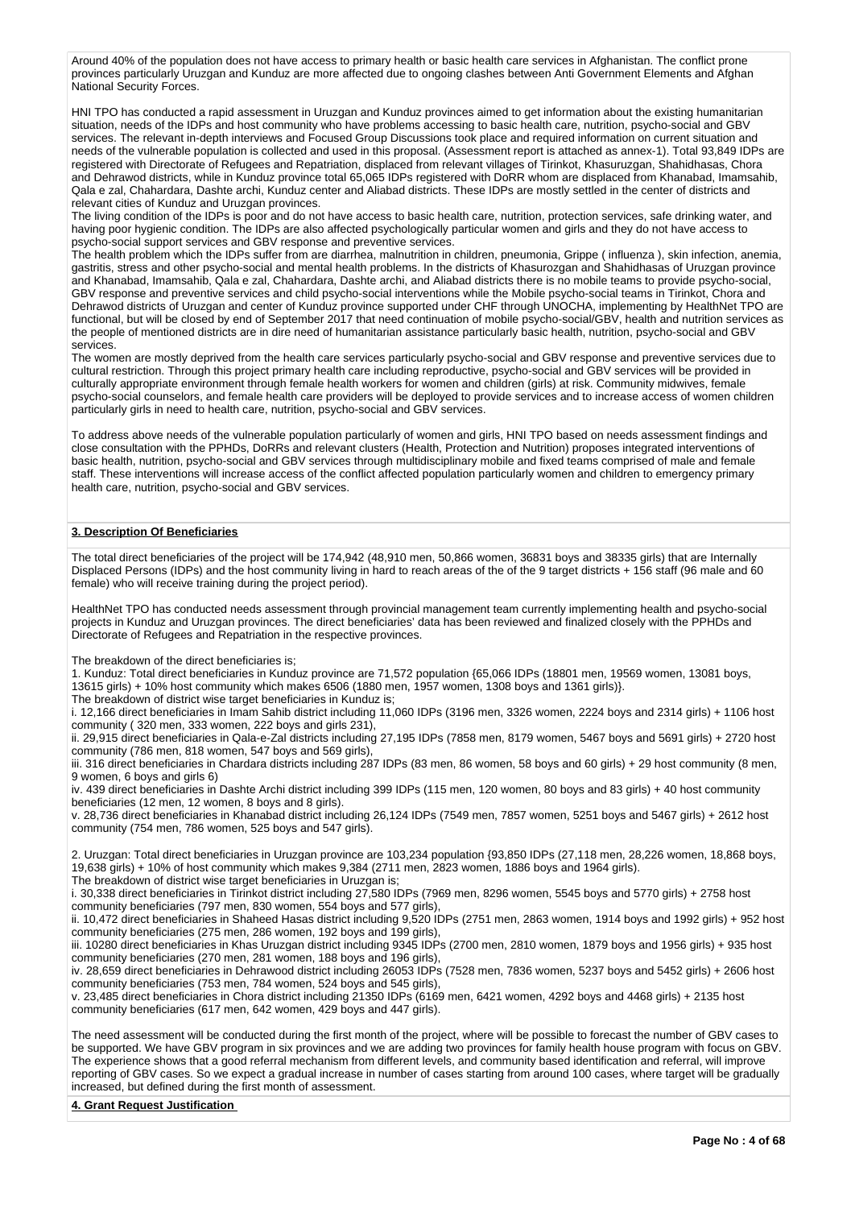Around 40% of the population does not have access to primary health or basic health care services in Afghanistan. The conflict prone provinces particularly Uruzgan and Kunduz are more affected due to ongoing clashes between Anti Government Elements and Afghan National Security Forces.

HNI TPO has conducted a rapid assessment in Uruzgan and Kunduz provinces aimed to get information about the existing humanitarian situation, needs of the IDPs and host community who have problems accessing to basic health care, nutrition, psycho-social and GBV services. The relevant in-depth interviews and Focused Group Discussions took place and required information on current situation and needs of the vulnerable population is collected and used in this proposal. (Assessment report is attached as annex-1). Total 93,849 IDPs are registered with Directorate of Refugees and Repatriation, displaced from relevant villages of Tirinkot, Khasuruzgan, Shahidhasas, Chora and Dehrawod districts, while in Kunduz province total 65,065 IDPs registered with DoRR whom are displaced from Khanabad, Imamsahib, Qala e zal, Chahardara, Dashte archi, Kunduz center and Aliabad districts. These IDPs are mostly settled in the center of districts and relevant cities of Kunduz and Uruzgan provinces.
The living condition of the IDPs is poor and do not have access to basic health care, nutrition, protection services, safe drinking water, and having poor hygienic condition. The IDPs are also affected psychologically particular women and girls and they do not have access to psycho-social support services and GBV response and preventive services.
The health problem which the IDPs suffer from are diarrhea, malnutrition in children, pneumonia, Grippe ( influenza ), skin infection, anemia, gastritis, stress and other psycho-social and mental health problems. In the districts of Khasurozgan and Shahidhasas of Uruzgan province and Khanabad, Imamsahib, Qala e zal, Chahardara, Dashte archi, and Aliabad districts there is no mobile teams to provide psycho-social, GBV response and preventive services and child psycho-social interventions while the Mobile psycho-social teams in Tirinkot, Chora and Dehrawod districts of Uruzgan and center of Kunduz province supported under CHF through UNOCHA, implementing by HealthNet TPO are functional, but will be closed by end of September 2017 that need continuation of mobile psycho-social/GBV, health and nutrition services as the people of mentioned districts are in dire need of humanitarian assistance particularly basic health, nutrition, psycho-social and GBV services.
The women are mostly deprived from the health care services particularly psycho-social and GBV response and preventive services due to cultural restriction. Through this project primary health care including reproductive, psycho-social and GBV services will be provided in culturally appropriate environment through female health workers for women and children (girls) at risk. Community midwives, female psycho-social counselors, and female health care providers will be deployed to provide services and to increase access of women children particularly girls in need to health care, nutrition, psycho-social and GBV services.

To address above needs of the vulnerable population particularly of women and girls, HNI TPO based on needs assessment findings and close consultation with the PPHDs, DoRRs and relevant clusters (Health, Protection and Nutrition) proposes integrated interventions of basic health, nutrition, psycho-social and GBV services through multidisciplinary mobile and fixed teams comprised of male and female staff. These interventions will increase access of the conflict affected population particularly women and children to emergency primary health care, nutrition, psycho-social and GBV services.

**3. Description Of Beneficiaries**

The total direct beneficiaries of the project will be 174,942 (48,910 men, 50,866 women, 36831 boys and 38335 girls) that are Internally Displaced Persons (IDPs) and the host community living in hard to reach areas of the of the 9 target districts + 156 staff (96 male and 60 female) who will receive training during the project period).

HealthNet TPO has conducted needs assessment through provincial management team currently implementing health and psycho-social projects in Kunduz and Uruzgan provinces. The direct beneficiaries' data has been reviewed and finalized closely with the PPHDs and Directorate of Refugees and Repatriation in the respective provinces.

The breakdown of the direct beneficiaries is;
1. Kunduz: Total direct beneficiaries in Kunduz province are 71,572 population {65,066 IDPs (18801 men, 19569 women, 13081 boys, 13615 girls) + 10% host community which makes 6506 (1880 men, 1957 women, 1308 boys and 1361 girls)}.
The breakdown of district wise target beneficiaries in Kunduz is;
i. 12,166 direct beneficiaries in Imam Sahib district including 11,060 IDPs (3196 men, 3326 women, 2224 boys and 2314 girls) + 1106 host community ( 320 men, 333 women, 222 boys and girls 231),
ii. 29,915 direct beneficiaries in Qala-e-Zal districts including 27,195 IDPs (7858 men, 8179 women, 5467 boys and 5691 girls) + 2720 host community (786 men, 818 women, 547 boys and 569 girls),
iii. 316 direct beneficiaries in Chardara districts including 287 IDPs (83 men, 86 women, 58 boys and 60 girls) + 29 host community (8 men, 9 women, 6 boys and girls 6)
iv. 439 direct beneficiaries in Dashte Archi district including 399 IDPs (115 men, 120 women, 80 boys and 83 girls) + 40 host community beneficiaries (12 men, 12 women, 8 boys and 8 girls).
v. 28,736 direct beneficiaries in Khanabad district including 26,124 IDPs (7549 men, 7857 women, 5251 boys and 5467 girls) + 2612 host community (754 men, 786 women, 525 boys and 547 girls).

2. Uruzgan: Total direct beneficiaries in Uruzgan province are 103,234 population {93,850 IDPs (27,118 men, 28,226 women, 18,868 boys, 19,638 girls) + 10% of host community which makes 9,384 (2711 men, 2823 women, 1886 boys and 1964 girls).
The breakdown of district wise target beneficiaries in Uruzgan is;
i. 30,338 direct beneficiaries in Tirinkot district including 27,580 IDPs (7969 men, 8296 women, 5545 boys and 5770 girls) + 2758 host community beneficiaries (797 men, 830 women, 554 boys and 577 girls),
ii. 10,472 direct beneficiaries in Shaheed Hasas district including 9,520 IDPs (2751 men, 2863 women, 1914 boys and 1992 girls) + 952 host community beneficiaries (275 men, 286 women, 192 boys and 199 girls),
iii. 10280 direct beneficiaries in Khas Uruzgan district including 9345 IDPs (2700 men, 2810 women, 1879 boys and 1956 girls) + 935 host community beneficiaries (270 men, 281 women, 188 boys and 196 girls),
iv. 28,659 direct beneficiaries in Dehrawood district including 26053 IDPs (7528 men, 7836 women, 5237 boys and 5452 girls) + 2606 host community beneficiaries (753 men, 784 women, 524 boys and 545 girls),
v. 23,485 direct beneficiaries in Chora district including 21350 IDPs (6169 men, 6421 women, 4292 boys and 4468 girls) + 2135 host community beneficiaries (617 men, 642 women, 429 boys and 447 girls).

The need assessment will be conducted during the first month of the project, where will be possible to forecast the number of GBV cases to be supported. We have GBV program in six provinces and we are adding two provinces for family health house program with focus on GBV. The experience shows that a good referral mechanism from different levels, and community based identification and referral, will improve reporting of GBV cases. So we expect a gradual increase in number of cases starting from around 100 cases, where target will be gradually increased, but defined during the first month of assessment.

**4. Grant Request Justification**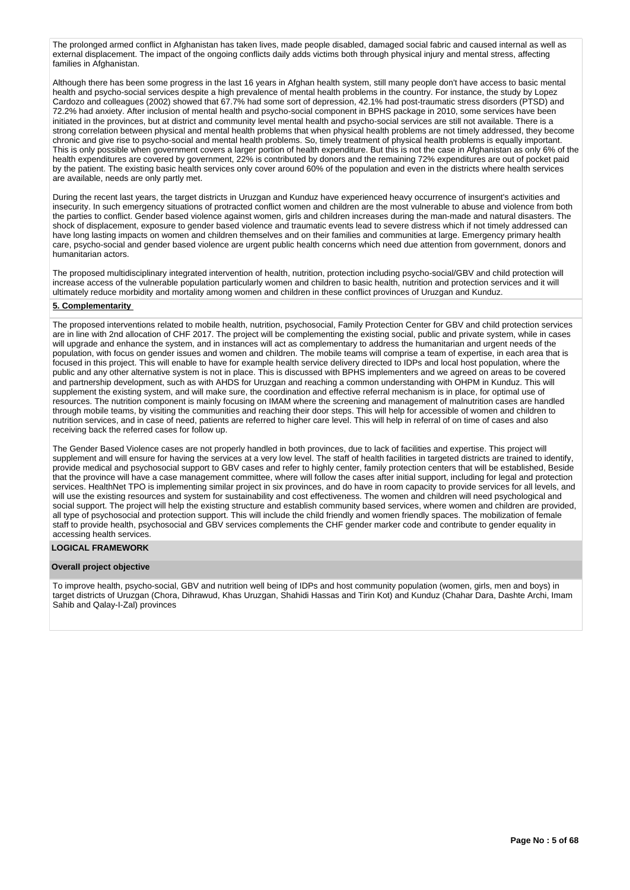The prolonged armed conflict in Afghanistan has taken lives, made people disabled, damaged social fabric and caused internal as well as external displacement. The impact of the ongoing conflicts daily adds victims both through physical injury and mental stress, affecting families in Afghanistan.

Although there has been some progress in the last 16 years in Afghan health system, still many people don't have access to basic mental health and psycho-social services despite a high prevalence of mental health problems in the country. For instance, the study by Lopez Cardozo and colleagues (2002) showed that 67.7% had some sort of depression, 42.1% had post-traumatic stress disorders (PTSD) and 72.2% had anxiety. After inclusion of mental health and psycho-social component in BPHS package in 2010, some services have been initiated in the provinces, but at district and community level mental health and psycho-social services are still not available. There is a strong correlation between physical and mental health problems that when physical health problems are not timely addressed, they become chronic and give rise to psycho-social and mental health problems. So, timely treatment of physical health problems is equally important. This is only possible when government covers a larger portion of health expenditure. But this is not the case in Afghanistan as only 6% of the health expenditures are covered by government, 22% is contributed by donors and the remaining 72% expenditures are out of pocket paid by the patient. The existing basic health services only cover around 60% of the population and even in the districts where health services are available, needs are only partly met.

During the recent last years, the target districts in Uruzgan and Kunduz have experienced heavy occurrence of insurgent's activities and insecurity. In such emergency situations of protracted conflict women and children are the most vulnerable to abuse and violence from both the parties to conflict. Gender based violence against women, girls and children increases during the man-made and natural disasters. The shock of displacement, exposure to gender based violence and traumatic events lead to severe distress which if not timely addressed can have long lasting impacts on women and children themselves and on their families and communities at large. Emergency primary health care, psycho-social and gender based violence are urgent public health concerns which need due attention from government, donors and humanitarian actors.

The proposed multidisciplinary integrated intervention of health, nutrition, protection including psycho-social/GBV and child protection will increase access of the vulnerable population particularly women and children to basic health, nutrition and protection services and it will ultimately reduce morbidity and mortality among women and children in these conflict provinces of Uruzgan and Kunduz.

**5. Complementarity**

The proposed interventions related to mobile health, nutrition, psychosocial, Family Protection Center for GBV and child protection services are in line with 2nd allocation of CHF 2017. The project will be complementing the existing social, public and private system, while in cases will upgrade and enhance the system, and in instances will act as complementary to address the humanitarian and urgent needs of the population, with focus on gender issues and women and children. The mobile teams will comprise a team of expertise, in each area that is focused in this project. This will enable to have for example health service delivery directed to IDPs and local host population, where the public and any other alternative system is not in place. This is discussed with BPHS implementers and we agreed on areas to be covered and partnership development, such as with AHDS for Uruzgan and reaching a common understanding with OHPM in Kunduz. This will supplement the existing system, and will make sure, the coordination and effective referral mechanism is in place, for optimal use of resources. The nutrition component is mainly focusing on IMAM where the screening and management of malnutrition cases are handled through mobile teams, by visiting the communities and reaching their door steps. This will help for accessible of women and children to nutrition services, and in case of need, patients are referred to higher care level. This will help in referral of on time of cases and also receiving back the referred cases for follow up.

The Gender Based Violence cases are not properly handled in both provinces, due to lack of facilities and expertise. This project will supplement and will ensure for having the services at a very low level. The staff of health facilities in targeted districts are trained to identify, provide medical and psychosocial support to GBV cases and refer to highly center, family protection centers that will be established, Beside that the province will have a case management committee, where will follow the cases after initial support, including for legal and protection services. HealthNet TPO is implementing similar project in six provinces, and do have in room capacity to provide services for all levels, and will use the existing resources and system for sustainability and cost effectiveness. The women and children will need psychological and social support. The project will help the existing structure and establish community based services, where women and children are provided, all type of psychosocial and protection support. This will include the child friendly and women friendly spaces. The mobilization of female staff to provide health, psychosocial and GBV services complements the CHF gender marker code and contribute to gender equality in accessing health services.

**LOGICAL FRAMEWORK**

**Overall project objective**

To improve health, psycho-social, GBV and nutrition well being of IDPs and host community population (women, girls, men and boys) in target districts of Uruzgan (Chora, Dihrawud, Khas Uruzgan, Shahidi Hassas and Tirin Kot) and Kunduz (Chahar Dara, Dashte Archi, Imam Sahib and Qalay-I-Zal) provinces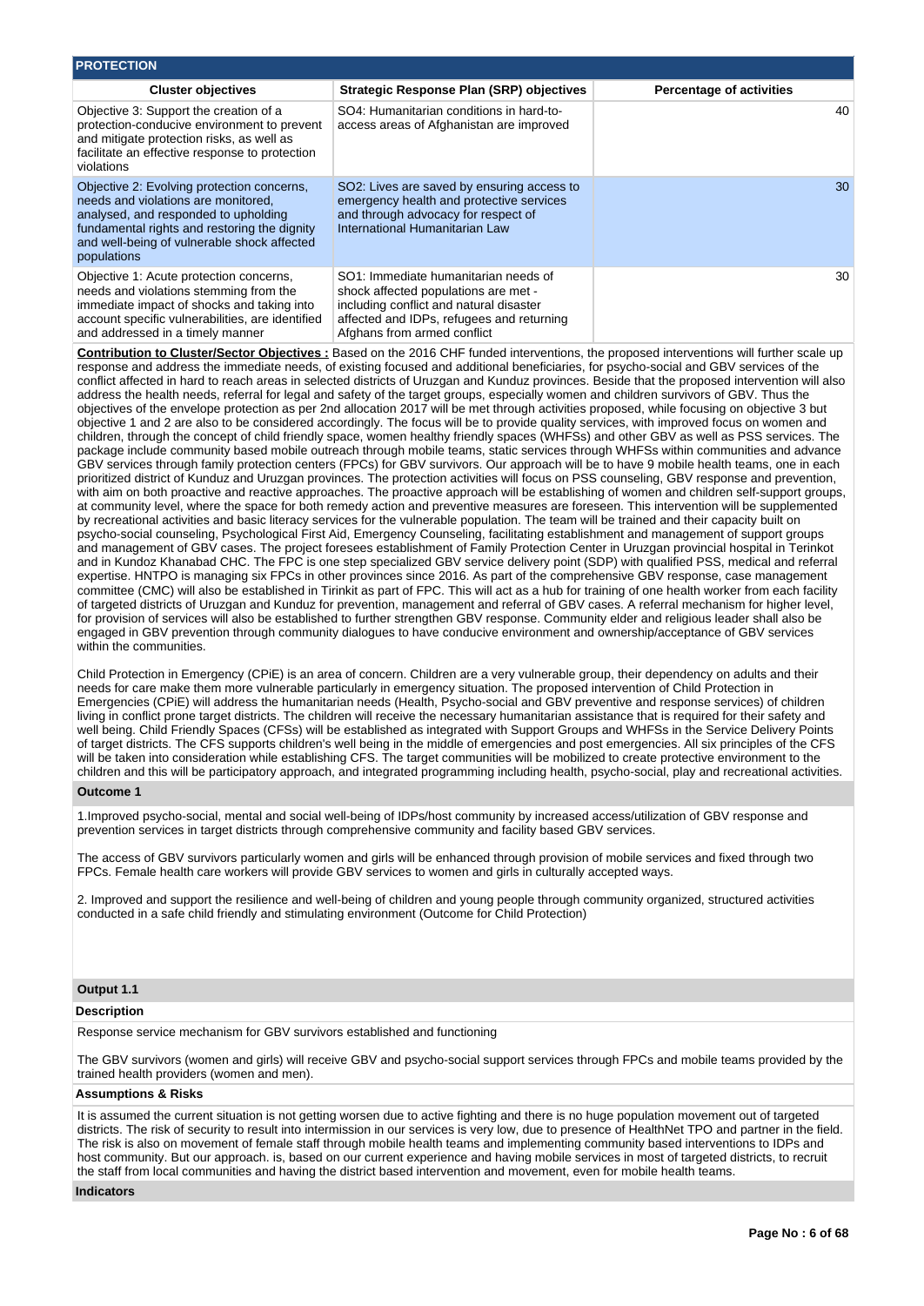## PROTECTION

| Cluster objectives | Strategic Response Plan (SRP) objectives | Percentage of activities |
|---|---|---|
| Objective 3: Support the creation of a protection-conducive environment to prevent and mitigate protection risks, as well as facilitate an effective response to protection violations | SO4: Humanitarian conditions in hard-to-access areas of Afghanistan are improved | 40 |
| Objective 2: Evolving protection concerns, needs and violations are monitored, analysed, and responded to upholding fundamental rights and restoring the dignity and well-being of vulnerable shock affected populations | SO2: Lives are saved by ensuring access to emergency health and protective services and through advocacy for respect of International Humanitarian Law | 30 |
| Objective 1: Acute protection concerns, needs and violations stemming from the immediate impact of shocks and taking into account specific vulnerabilities, are identified and addressed in a timely manner | SO1: Immediate humanitarian needs of shock affected populations are met - including conflict and natural disaster affected and IDPs, refugees and returning Afghans from armed conflict | 30 |

**Contribution to Cluster/Sector Objectives :** Based on the 2016 CHF funded interventions, the proposed interventions will further scale up response and address the immediate needs, of existing focused and additional beneficiaries, for psycho-social and GBV services of the conflict affected in hard to reach areas in selected districts of Uruzgan and Kunduz provinces. Beside that the proposed intervention will also address the health needs, referral for legal and safety of the target groups, especially women and children survivors of GBV. Thus the objectives of the envelope protection as per 2nd allocation 2017 will be met through activities proposed, while focusing on objective 3 but objective 1 and 2 are also to be considered accordingly. The focus will be to provide quality services, with improved focus on women and children, through the concept of child friendly space, women healthy friendly spaces (WHFSs) and other GBV as well as PSS services. The package include community based mobile outreach through mobile teams, static services through WHFSs within communities and advance GBV services through family protection centers (FPCs) for GBV survivors. Our approach will be to have 9 mobile health teams, one in each prioritized district of Kunduz and Uruzgan provinces. The protection activities will focus on PSS counseling, GBV response and prevention, with aim on both proactive and reactive approaches. The proactive approach will be establishing of women and children self-support groups, at community level, where the space for both remedy action and preventive measures are foreseen. This intervention will be supplemented by recreational activities and basic literacy services for the vulnerable population. The team will be trained and their capacity built on psycho-social counseling, Psychological First Aid, Emergency Counseling, facilitating establishment and management of support groups and management of GBV cases. The project foresees establishment of Family Protection Center in Uruzgan provincial hospital in Terinkot and in Kundoz Khanabad CHC. The FPC is one step specialized GBV service delivery point (SDP) with qualified PSS, medical and referral expertise. HNTPO is managing six FPCs in other provinces since 2016. As part of the comprehensive GBV response, case management committee (CMC) will also be established in Tirinkit as part of FPC. This will act as a hub for training of one health worker from each facility of targeted districts of Uruzgan and Kunduz for prevention, management and referral of GBV cases. A referral mechanism for higher level, for provision of services will also be established to further strengthen GBV response. Community elder and religious leader shall also be engaged in GBV prevention through community dialogues to have conducive environment and ownership/acceptance of GBV services within the communities.

Child Protection in Emergency (CPiE) is an area of concern. Children are a very vulnerable group, their dependency on adults and their needs for care make them more vulnerable particularly in emergency situation. The proposed intervention of Child Protection in Emergencies (CPiE) will address the humanitarian needs (Health, Psycho-social and GBV preventive and response services) of children living in conflict prone target districts. The children will receive the necessary humanitarian assistance that is required for their safety and well being. Child Friendly Spaces (CFSs) will be established as integrated with Support Groups and WHFSs in the Service Delivery Points of target districts. The CFS supports children's well being in the middle of emergencies and post emergencies. All six principles of the CFS will be taken into consideration while establishing CFS. The target communities will be mobilized to create protective environment to the children and this will be participatory approach, and integrated programming including health, psycho-social, play and recreational activities.

### Outcome 1

1.Improved psycho-social, mental and social well-being of IDPs/host community by increased access/utilization of GBV response and prevention services in target districts through comprehensive community and facility based GBV services.

The access of GBV survivors particularly women and girls will be enhanced through provision of mobile services and fixed through two FPCs. Female health care workers will provide GBV services to women and girls in culturally accepted ways.

2. Improved and support the resilience and well-being of children and young people through community organized, structured activities conducted in a safe child friendly and stimulating environment (Outcome for Child Protection)

### Output 1.1

**Description**

Response service mechanism for GBV survivors established and functioning

The GBV survivors (women and girls) will receive GBV and psycho-social support services through FPCs and mobile teams provided by the trained health providers (women and men).

**Assumptions & Risks**

It is assumed the current situation is not getting worsen due to active fighting and there is no huge population movement out of targeted districts. The risk of security to result into intermission in our services is very low, due to presence of HealthNet TPO and partner in the field. The risk is also on movement of female staff through mobile health teams and implementing community based interventions to IDPs and host community. But our approach. is, based on our current experience and having mobile services in most of targeted districts, to recruit the staff from local communities and having the district based intervention and movement, even for mobile health teams.

**Indicators**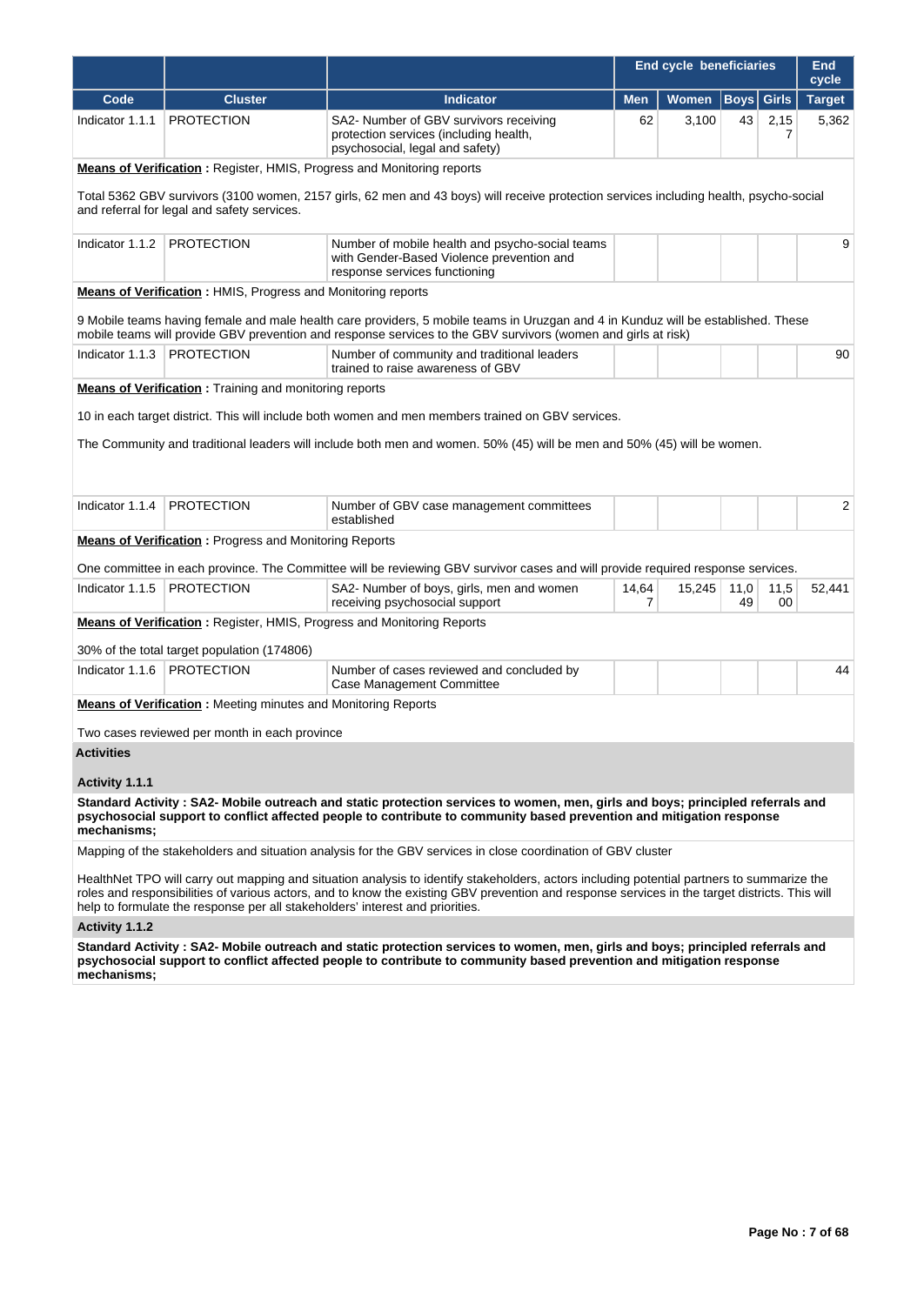| Code | Cluster | Indicator | End cycle beneficiaries | | | | End cycle |
|---|---|---|---|---|---|---|---|
| | | | Men | Women | Boys | Girls | Target |
| Indicator 1.1.1 | PROTECTION | SA2- Number of GBV survivors receiving protection services (including health, psychosocial, legal and safety) | 62 | 3,100 | 43 | 2,157 | 5,362 |

**Means of Verification :** Register, HMIS, Progress and Monitoring reports

Total 5362 GBV survivors (3100 women, 2157 girls, 62 men and 43 boys) will receive protection services including health, psycho-social and referral for legal and safety services.

| Code | Cluster | Indicator | Men | Women | Boys | Girls | Target |
|---|---|---|---|---|---|---|---|
| Indicator 1.1.2 | PROTECTION | Number of mobile health and psycho-social teams with Gender-Based Violence prevention and response services functioning | | | | | 9 |

**Means of Verification :** HMIS, Progress and Monitoring reports

9 Mobile teams having female and male health care providers, 5 mobile teams in Uruzgan and 4 in Kunduz will be established. These mobile teams will provide GBV prevention and response services to the GBV survivors (women and girls at risk)

| Code | Cluster | Indicator | Men | Women | Boys | Girls | Target |
|---|---|---|---|---|---|---|---|
| Indicator 1.1.3 | PROTECTION | Number of community and traditional leaders trained to raise awareness of GBV | | | | | 90 |

**Means of Verification :** Training and monitoring reports

10 in each target district. This will include both women and men members trained on GBV services.

The Community and traditional leaders will include both men and women. 50% (45) will be men and 50% (45) will be women.

| Code | Cluster | Indicator | Men | Women | Boys | Girls | Target |
|---|---|---|---|---|---|---|---|
| Indicator 1.1.4 | PROTECTION | Number of GBV case management committees established | | | | | 2 |

**Means of Verification :** Progress and Monitoring Reports

One committee in each province. The Committee will be reviewing GBV survivor cases and will provide required response services.

| Code | Cluster | Indicator | Men | Women | Boys | Girls | Target |
|---|---|---|---|---|---|---|---|
| Indicator 1.1.5 | PROTECTION | SA2- Number of boys, girls, men and women receiving psychosocial support | 14,647 | 15,245 | 11,049 | 11,500 | 52,441 |

**Means of Verification :** Register, HMIS, Progress and Monitoring Reports

30% of the total target population (174806)

| Code | Cluster | Indicator | Men | Women | Boys | Girls | Target |
|---|---|---|---|---|---|---|---|
| Indicator 1.1.6 | PROTECTION | Number of cases reviewed and concluded by Case Management Committee | | | | | 44 |

**Means of Verification :** Meeting minutes and Monitoring Reports

Two cases reviewed per month in each province

**Activities**

**Activity 1.1.1**

**Standard Activity : SA2- Mobile outreach and static protection services to women, men, girls and boys; principled referrals and psychosocial support to conflict affected people to contribute to community based prevention and mitigation response mechanisms;**

Mapping of the stakeholders and situation analysis for the GBV services in close coordination of GBV cluster

HealthNet TPO will carry out mapping and situation analysis to identify stakeholders, actors including potential partners to summarize the roles and responsibilities of various actors, and to know the existing GBV prevention and response services in the target districts. This will help to formulate the response per all stakeholders' interest and priorities.

**Activity 1.1.2**

**Standard Activity : SA2- Mobile outreach and static protection services to women, men, girls and boys; principled referrals and psychosocial support to conflict affected people to contribute to community based prevention and mitigation response mechanisms;**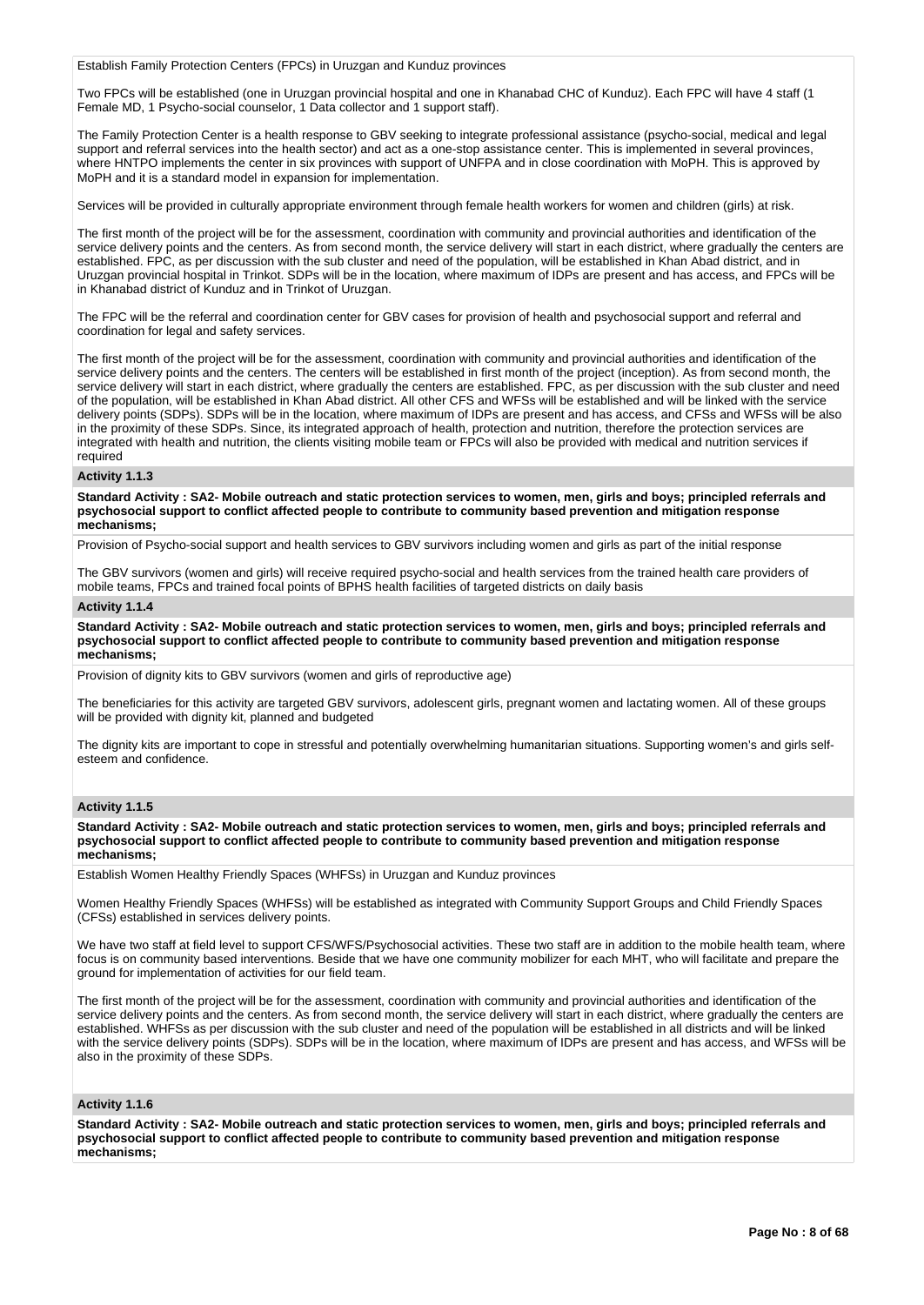Establish Family Protection Centers (FPCs) in Uruzgan and Kunduz provinces

Two FPCs will be established (one in Uruzgan provincial hospital and one in Khanabad CHC of Kunduz). Each FPC will have 4 staff (1 Female MD, 1 Psycho-social counselor, 1 Data collector and 1 support staff).

The Family Protection Center is a health response to GBV seeking to integrate professional assistance (psycho-social, medical and legal support and referral services into the health sector) and act as a one-stop assistance center. This is implemented in several provinces, where HNTPO implements the center in six provinces with support of UNFPA and in close coordination with MoPH. This is approved by MoPH and it is a standard model in expansion for implementation.

Services will be provided in culturally appropriate environment through female health workers for women and children (girls) at risk.

The first month of the project will be for the assessment, coordination with community and provincial authorities and identification of the service delivery points and the centers. As from second month, the service delivery will start in each district, where gradually the centers are established. FPC, as per discussion with the sub cluster and need of the population, will be established in Khan Abad district, and in Uruzgan provincial hospital in Trinkot. SDPs will be in the location, where maximum of IDPs are present and has access, and FPCs will be in Khanabad district of Kunduz and in Trinkot of Uruzgan.

The FPC will be the referral and coordination center for GBV cases for provision of health and psychosocial support and referral and coordination for legal and safety services.

The first month of the project will be for the assessment, coordination with community and provincial authorities and identification of the service delivery points and the centers. The centers will be established in first month of the project (inception). As from second month, the service delivery will start in each district, where gradually the centers are established. FPC, as per discussion with the sub cluster and need of the population, will be established in Khan Abad district. All other CFS and WFSs will be established and will be linked with the service delivery points (SDPs). SDPs will be in the location, where maximum of IDPs are present and has access, and CFSs and WFSs will be also in the proximity of these SDPs. Since, its integrated approach of health, protection and nutrition, therefore the protection services are integrated with health and nutrition, the clients visiting mobile team or FPCs will also be provided with medical and nutrition services if required

**Activity 1.1.3**

**Standard Activity : SA2- Mobile outreach and static protection services to women, men, girls and boys; principled referrals and psychosocial support to conflict affected people to contribute to community based prevention and mitigation response mechanisms;**

Provision of Psycho-social support and health services to GBV survivors including women and girls as part of the initial response

The GBV survivors (women and girls) will receive required psycho-social and health services from the trained health care providers of mobile teams, FPCs and trained focal points of BPHS health facilities of targeted districts on daily basis

**Activity 1.1.4**

**Standard Activity : SA2- Mobile outreach and static protection services to women, men, girls and boys; principled referrals and psychosocial support to conflict affected people to contribute to community based prevention and mitigation response mechanisms;**

Provision of dignity kits to GBV survivors (women and girls of reproductive age)

The beneficiaries for this activity are targeted GBV survivors, adolescent girls, pregnant women and lactating women. All of these groups will be provided with dignity kit, planned and budgeted

The dignity kits are important to cope in stressful and potentially overwhelming humanitarian situations. Supporting women's and girls self-esteem and confidence.

**Activity 1.1.5**

**Standard Activity : SA2- Mobile outreach and static protection services to women, men, girls and boys; principled referrals and psychosocial support to conflict affected people to contribute to community based prevention and mitigation response mechanisms;**

Establish Women Healthy Friendly Spaces (WHFSs) in Uruzgan and Kunduz provinces

Women Healthy Friendly Spaces (WHFSs) will be established as integrated with Community Support Groups and Child Friendly Spaces (CFSs) established in services delivery points.

We have two staff at field level to support CFS/WFS/Psychosocial activities. These two staff are in addition to the mobile health team, where focus is on community based interventions. Beside that we have one community mobilizer for each MHT, who will facilitate and prepare the ground for implementation of activities for our field team.

The first month of the project will be for the assessment, coordination with community and provincial authorities and identification of the service delivery points and the centers. As from second month, the service delivery will start in each district, where gradually the centers are established. WHFSs as per discussion with the sub cluster and need of the population will be established in all districts and will be linked with the service delivery points (SDPs). SDPs will be in the location, where maximum of IDPs are present and has access, and WFSs will be also in the proximity of these SDPs.

**Activity 1.1.6**

**Standard Activity : SA2- Mobile outreach and static protection services to women, men, girls and boys; principled referrals and psychosocial support to conflict affected people to contribute to community based prevention and mitigation response mechanisms;**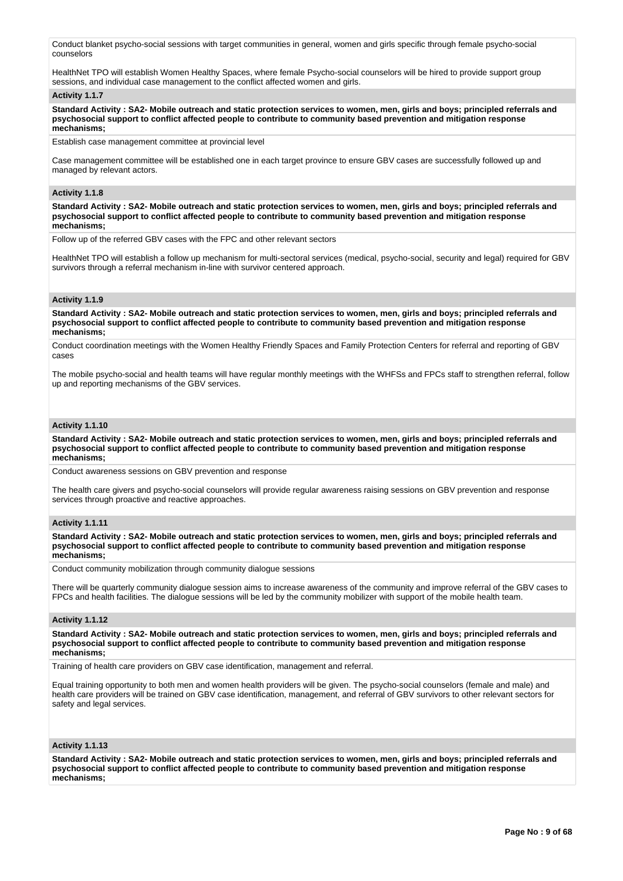Conduct blanket psycho-social sessions with target communities in general, women and girls specific through female psycho-social counselors

HealthNet TPO will establish Women Healthy Spaces, where female Psycho-social counselors will be hired to provide support group sessions, and individual case management to the conflict affected women and girls.

#### Activity 1.1.7

**Standard Activity : SA2- Mobile outreach and static protection services to women, men, girls and boys; principled referrals and psychosocial support to conflict affected people to contribute to community based prevention and mitigation response mechanisms;**

Establish case management committee at provincial level

Case management committee will be established one in each target province to ensure GBV cases are successfully followed up and managed by relevant actors.

#### Activity 1.1.8

**Standard Activity : SA2- Mobile outreach and static protection services to women, men, girls and boys; principled referrals and psychosocial support to conflict affected people to contribute to community based prevention and mitigation response mechanisms;**

Follow up of the referred GBV cases with the FPC and other relevant sectors

HealthNet TPO will establish a follow up mechanism for multi-sectoral services (medical, psycho-social, security and legal) required for GBV survivors through a referral mechanism in-line with survivor centered approach.

#### Activity 1.1.9

**Standard Activity : SA2- Mobile outreach and static protection services to women, men, girls and boys; principled referrals and psychosocial support to conflict affected people to contribute to community based prevention and mitigation response mechanisms;**

Conduct coordination meetings with the Women Healthy Friendly Spaces and Family Protection Centers for referral and reporting of GBV cases

The mobile psycho-social and health teams will have regular monthly meetings with the WHFSs and FPCs staff to strengthen referral, follow up and reporting mechanisms of the GBV services.

#### Activity 1.1.10

**Standard Activity : SA2- Mobile outreach and static protection services to women, men, girls and boys; principled referrals and psychosocial support to conflict affected people to contribute to community based prevention and mitigation response mechanisms;**

Conduct awareness sessions on GBV prevention and response

The health care givers and psycho-social counselors will provide regular awareness raising sessions on GBV prevention and response services through proactive and reactive approaches.

#### Activity 1.1.11

**Standard Activity : SA2- Mobile outreach and static protection services to women, men, girls and boys; principled referrals and psychosocial support to conflict affected people to contribute to community based prevention and mitigation response mechanisms;**

Conduct community mobilization through community dialogue sessions

There will be quarterly community dialogue session aims to increase awareness of the community and improve referral of the GBV cases to FPCs and health facilities. The dialogue sessions will be led by the community mobilizer with support of the mobile health team.

#### Activity 1.1.12

**Standard Activity : SA2- Mobile outreach and static protection services to women, men, girls and boys; principled referrals and psychosocial support to conflict affected people to contribute to community based prevention and mitigation response mechanisms;**

Training of health care providers on GBV case identification, management and referral.

Equal training opportunity to both men and women health providers will be given. The psycho-social counselors (female and male) and health care providers will be trained on GBV case identification, management, and referral of GBV survivors to other relevant sectors for safety and legal services.

#### Activity 1.1.13

**Standard Activity : SA2- Mobile outreach and static protection services to women, men, girls and boys; principled referrals and psychosocial support to conflict affected people to contribute to community based prevention and mitigation response mechanisms;**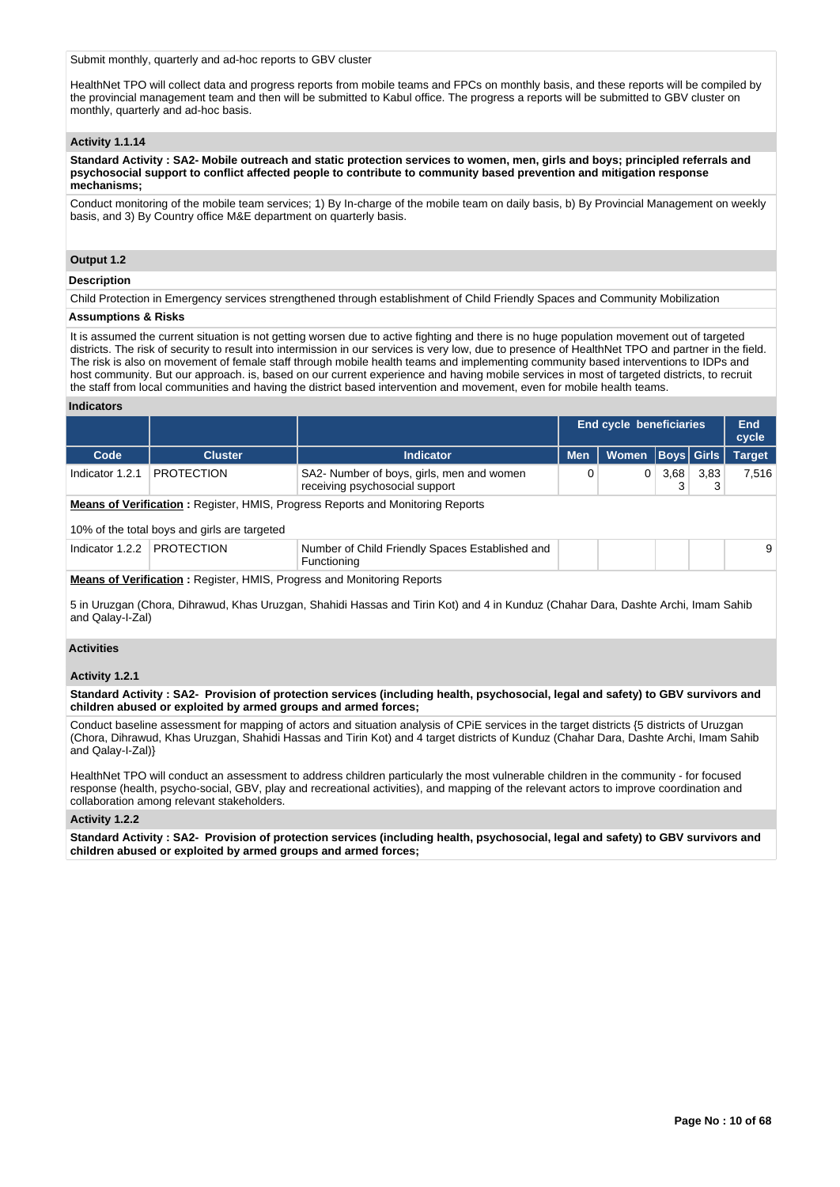Submit monthly, quarterly and ad-hoc reports to GBV cluster

HealthNet TPO will collect data and progress reports from mobile teams and FPCs on monthly basis, and these reports will be compiled by the provincial management team and then will be submitted to Kabul office. The progress a reports will be submitted to GBV cluster on monthly, quarterly and ad-hoc basis.

### Activity 1.1.14

**Standard Activity : SA2- Mobile outreach and static protection services to women, men, girls and boys; principled referrals and psychosocial support to conflict affected people to contribute to community based prevention and mitigation response mechanisms;**

Conduct monitoring of the mobile team services; 1) By In-charge of the mobile team on daily basis, b) By Provincial Management on weekly basis, and 3) By Country office M&E department on quarterly basis.

## Output 1.2

### Description

Child Protection in Emergency services strengthened through establishment of Child Friendly Spaces and Community Mobilization

### Assumptions & Risks

It is assumed the current situation is not getting worsen due to active fighting and there is no huge population movement out of targeted districts. The risk of security to result into intermission in our services is very low, due to presence of HealthNet TPO and partner in the field. The risk is also on movement of female staff through mobile health teams and implementing community based interventions to IDPs and host community. But our approach. is, based on our current experience and having mobile services in most of targeted districts, to recruit the staff from local communities and having the district based intervention and movement, even for mobile health teams.

### Indicators

| | | | End cycle beneficiaries | | | | End cycle |
|---|---|---|---|---|---|---|---|
| Code | Cluster | Indicator | Men | Women | Boys | Girls | Target |
| Indicator 1.2.1 | PROTECTION | SA2- Number of boys, girls, men and women receiving psychosocial support | 0 | 0 | 3,683 | 3,833 | 7,516 |

**Means of Verification :** Register, HMIS, Progress Reports and Monitoring Reports

10% of the total boys and girls are targeted

| Code | Cluster | Indicator | Men | Women | Boys | Girls | Target |
|---|---|---|---|---|---|---|---|
| Indicator 1.2.2 | PROTECTION | Number of Child Friendly Spaces Established and Functioning | | | | | 9 |

**Means of Verification :** Register, HMIS, Progress Reports and Monitoring Reports

5 in Uruzgan (Chora, Dihrawud, Khas Uruzgan, Shahidi Hassas and Tirin Kot) and 4 in Kunduz (Chahar Dara, Dashte Archi, Imam Sahib and Qalay-I-Zal)

### Activities

### Activity 1.2.1

**Standard Activity : SA2- Provision of protection services (including health, psychosocial, legal and safety) to GBV survivors and children abused or exploited by armed groups and armed forces;**

Conduct baseline assessment for mapping of actors and situation analysis of CPiE services in the target districts {5 districts of Uruzgan (Chora, Dihrawud, Khas Uruzgan, Shahidi Hassas and Tirin Kot) and 4 target districts of Kunduz (Chahar Dara, Dashte Archi, Imam Sahib and Qalay-I-Zal)}

HealthNet TPO will conduct an assessment to address children particularly the most vulnerable children in the community - for focused response (health, psycho-social, GBV, play and recreational activities), and mapping of the relevant actors to improve coordination and collaboration among relevant stakeholders.

### Activity 1.2.2

**Standard Activity : SA2- Provision of protection services (including health, psychosocial, legal and safety) to GBV survivors and children abused or exploited by armed groups and armed forces;**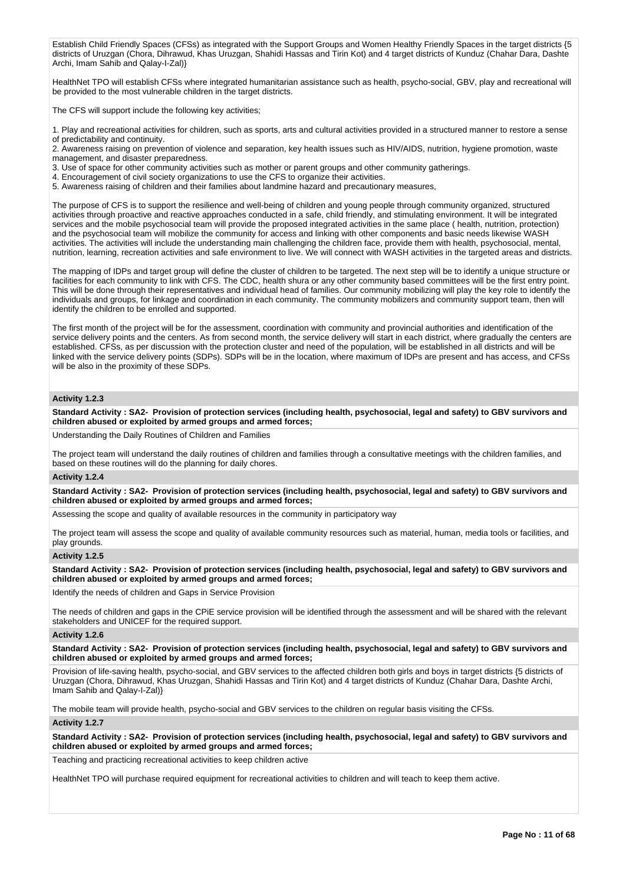Establish Child Friendly Spaces (CFSs) as integrated with the Support Groups and Women Healthy Friendly Spaces in the target districts {5 districts of Uruzgan (Chora, Dihrawud, Khas Uruzgan, Shahidi Hassas and Tirin Kot) and 4 target districts of Kunduz (Chahar Dara, Dashte Archi, Imam Sahib and Qalay-I-Zal)}

HealthNet TPO will establish CFSs where integrated humanitarian assistance such as health, psycho-social, GBV, play and recreational will be provided to the most vulnerable children in the target districts.

The CFS will support include the following key activities;

1. Play and recreational activities for children, such as sports, arts and cultural activities provided in a structured manner to restore a sense of predictability and continuity.
2. Awareness raising on prevention of violence and separation, key health issues such as HIV/AIDS, nutrition, hygiene promotion, waste management, and disaster preparedness.
3. Use of space for other community activities such as mother or parent groups and other community gatherings.
4. Encouragement of civil society organizations to use the CFS to organize their activities.
5. Awareness raising of children and their families about landmine hazard and precautionary measures,

The purpose of CFS is to support the resilience and well-being of children and young people through community organized, structured activities through proactive and reactive approaches conducted in a safe, child friendly, and stimulating environment. It will be integrated services and the mobile psychosocial team will provide the proposed integrated activities in the same place ( health, nutrition, protection) and the psychosocial team will mobilize the community for access and linking with other components and basic needs likewise WASH activities. The activities will include the understanding main challenging the children face, provide them with health, psychosocial, mental, nutrition, learning, recreation activities and safe environment to live. We will connect with WASH activities in the targeted areas and districts.

The mapping of IDPs and target group will define the cluster of children to be targeted. The next step will be to identify a unique structure or facilities for each community to link with CFS. The CDC, health shura or any other community based committees will be the first entry point. This will be done through their representatives and individual head of families. Our community mobilizing will play the key role to identify the individuals and groups, for linkage and coordination in each community. The community mobilizers and community support team, then will identify the children to be enrolled and supported.

The first month of the project will be for the assessment, coordination with community and provincial authorities and identification of the service delivery points and the centers. As from second month, the service delivery will start in each district, where gradually the centers are established. CFSs, as per discussion with the protection cluster and need of the population, will be established in all districts and will be linked with the service delivery points (SDPs). SDPs will be in the location, where maximum of IDPs are present and has access, and CFSs will be also in the proximity of these SDPs.

**Activity 1.2.3**

**Standard Activity : SA2- Provision of protection services (including health, psychosocial, legal and safety) to GBV survivors and children abused or exploited by armed groups and armed forces;**

Understanding the Daily Routines of Children and Families

The project team will understand the daily routines of children and families through a consultative meetings with the children families, and based on these routines will do the planning for daily chores.

**Activity 1.2.4**

**Standard Activity : SA2- Provision of protection services (including health, psychosocial, legal and safety) to GBV survivors and children abused or exploited by armed groups and armed forces;**

Assessing the scope and quality of available resources in the community in participatory way

The project team will assess the scope and quality of available community resources such as material, human, media tools or facilities, and play grounds.

**Activity 1.2.5**

**Standard Activity : SA2- Provision of protection services (including health, psychosocial, legal and safety) to GBV survivors and children abused or exploited by armed groups and armed forces;**

Identify the needs of children and Gaps in Service Provision

The needs of children and gaps in the CPiE service provision will be identified through the assessment and will be shared with the relevant stakeholders and UNICEF for the required support.

**Activity 1.2.6**

**Standard Activity : SA2- Provision of protection services (including health, psychosocial, legal and safety) to GBV survivors and children abused or exploited by armed groups and armed forces;**

Provision of life-saving health, psycho-social, and GBV services to the affected children both girls and boys in target districts {5 districts of Uruzgan (Chora, Dihrawud, Khas Uruzgan, Shahidi Hassas and Tirin Kot) and 4 target districts of Kunduz (Chahar Dara, Dashte Archi, Imam Sahib and Qalay-I-Zal)}

The mobile team will provide health, psycho-social and GBV services to the children on regular basis visiting the CFSs.

**Activity 1.2.7**

**Standard Activity : SA2- Provision of protection services (including health, psychosocial, legal and safety) to GBV survivors and children abused or exploited by armed groups and armed forces;**

Teaching and practicing recreational activities to keep children active

HealthNet TPO will purchase required equipment for recreational activities to children and will teach to keep them active.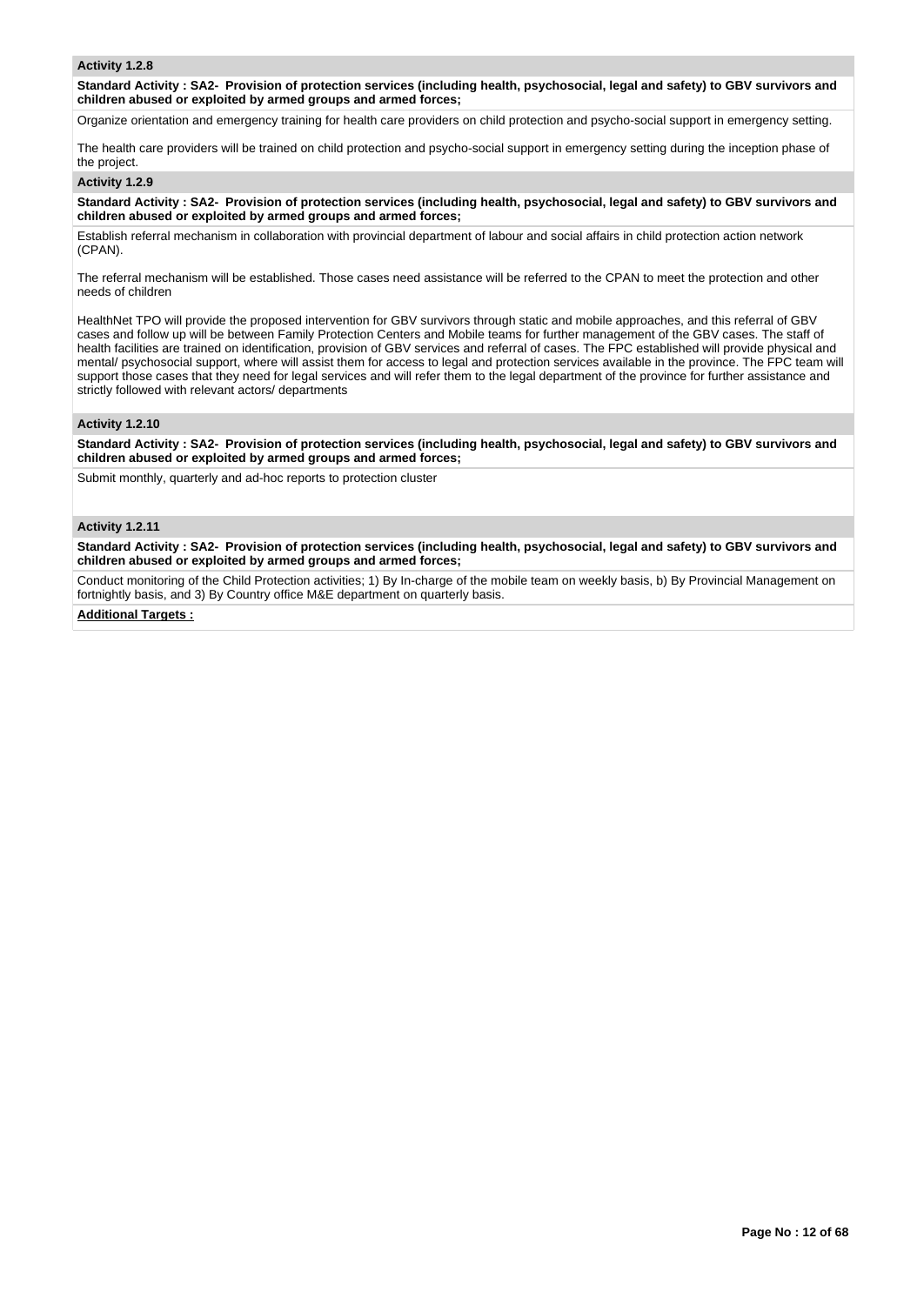### Activity 1.2.8

**Standard Activity : SA2- Provision of protection services (including health, psychosocial, legal and safety) to GBV survivors and children abused or exploited by armed groups and armed forces;**

Organize orientation and emergency training for health care providers on child protection and psycho-social support in emergency setting.

The health care providers will be trained on child protection and psycho-social support in emergency setting during the inception phase of the project.

### Activity 1.2.9

**Standard Activity : SA2- Provision of protection services (including health, psychosocial, legal and safety) to GBV survivors and children abused or exploited by armed groups and armed forces;**

Establish referral mechanism in collaboration with provincial department of labour and social affairs in child protection action network (CPAN).

The referral mechanism will be established. Those cases need assistance will be referred to the CPAN to meet the protection and other needs of children

HealthNet TPO will provide the proposed intervention for GBV survivors through static and mobile approaches, and this referral of GBV cases and follow up will be between Family Protection Centers and Mobile teams for further management of the GBV cases. The staff of health facilities are trained on identification, provision of GBV services and referral of cases. The FPC established will provide physical and mental/ psychosocial support, where will assist them for access to legal and protection services available in the province. The FPC team will support those cases that they need for legal services and will refer them to the legal department of the province for further assistance and strictly followed with relevant actors/ departments

### Activity 1.2.10

**Standard Activity : SA2- Provision of protection services (including health, psychosocial, legal and safety) to GBV survivors and children abused or exploited by armed groups and armed forces;**

Submit monthly, quarterly and ad-hoc reports to protection cluster

### Activity 1.2.11

**Standard Activity : SA2- Provision of protection services (including health, psychosocial, legal and safety) to GBV survivors and children abused or exploited by armed groups and armed forces;**

Conduct monitoring of the Child Protection activities; 1) By In-charge of the mobile team on weekly basis, b) By Provincial Management on fortnightly basis, and 3) By Country office M&E department on quarterly basis.

**Additional Targets :**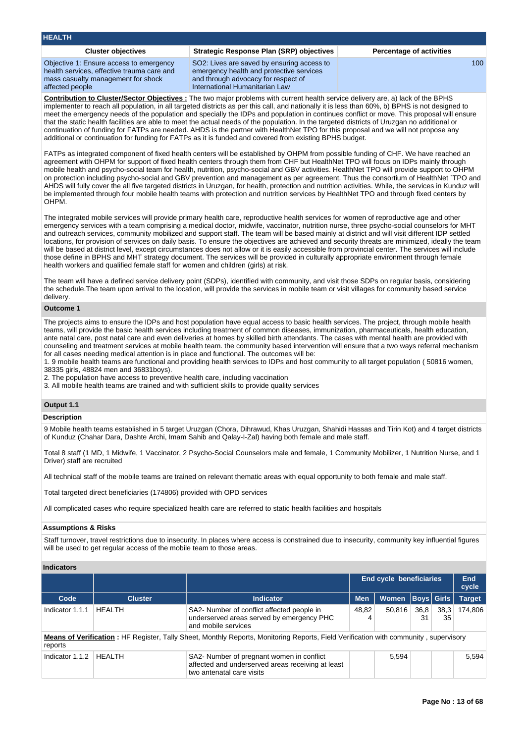## HEALTH

| Cluster objectives | Strategic Response Plan (SRP) objectives | Percentage of activities |
|---|---|---|
| Objective 1: Ensure access to emergency health services, effective trauma care and mass casualty management for shock affected people | SO2: Lives are saved by ensuring access to emergency health and protective services and through advocacy for respect of International Humanitarian Law | 100 |

**Contribution to Cluster/Sector Objectives :** The two major problems with current health service delivery are, a) lack of the BPHS implementer to reach all population, in all targeted districts as per this call, and nationally it is less than 60%, b) BPHS is not designed to meet the emergency needs of the population and specially the IDPs and population in continues conflict or move. This proposal will ensure that the static health facilities are able to meet the actual needs of the population. In the targeted districts of Uruzgan no additional or continuation of funding for FATPs are needed. AHDS is the partner with HealthNet TPO for this proposal and we will not propose any additional or continuation for funding for FATPs as it is funded and covered from existing BPHS budget.

FATPs as integrated component of fixed health centers will be established by OHPM from possible funding of CHF. We have reached an agreement with OHPM for support of fixed health centers through them from CHF but HealthNet TPO will focus on IDPs mainly through mobile health and psycho-social team for health, nutrition, psycho-social and GBV activities. HealthNet TPO will provide support to OHPM on protection including psycho-social and GBV prevention and management as per agreement. Thus the consortium of HealthNet `TPO and AHDS will fully cover the all five targeted districts in Uruzgan, for health, protection and nutrition activities. While, the services in Kunduz will be implemented through four mobile health teams with protection and nutrition services by HealthNet TPO and through fixed centers by OHPM.

The integrated mobile services will provide primary health care, reproductive health services for women of reproductive age and other emergency services with a team comprising a medical doctor, midwife, vaccinator, nutrition nurse, three psycho-social counselors for MHT and outreach services, community mobilized and support staff. The team will be based mainly at district and will visit different IDP settled locations, for provision of services on daily basis. To ensure the objectives are achieved and security threats are minimized, ideally the team will be based at district level, except circumstances does not allow or it is easily accessible from provincial center. The services will include those define in BPHS and MHT strategy document. The services will be provided in culturally appropriate environment through female health workers and qualified female staff for women and children (girls) at risk.

The team will have a defined service delivery point (SDPs), identified with community, and visit those SDPs on regular basis, considering the schedule.The team upon arrival to the location, will provide the services in mobile team or visit villages for community based service delivery.

### Outcome 1

The projects aims to ensure the IDPs and host population have equal access to basic health services. The project, through mobile health teams, will provide the basic health services including treatment of common diseases, immunization, pharmaceuticals, health education, ante natal care, post natal care and even deliveries at homes by skilled birth attendants. The cases with mental health are provided with counseling and treatment services at mobile health team. the community based intervention will ensure that a two ways referral mechanism for all cases needing medical attention is in place and functional. The outcomes will be:

1. 9 mobile health teams are functional and providing health services to IDPs and host community to all target population ( 50816 women, 38335 girls, 48824 men and 36831boys).
2. The population have access to preventive health care, including vaccination
3. All mobile health teams are trained and with sufficient skills to provide quality services

### Output 1.1

#### Description

9 Mobile health teams established in 5 target Uruzgan (Chora, Dihrawud, Khas Uruzgan, Shahidi Hassas and Tirin Kot) and 4 target districts of Kunduz (Chahar Dara, Dashte Archi, Imam Sahib and Qalay-I-Zal) having both female and male staff.

Total 8 staff (1 MD, 1 Midwife, 1 Vaccinator, 2 Psycho-Social Counselors male and female, 1 Community Mobilizer, 1 Nutrition Nurse, and 1 Driver) staff are recruited

All technical staff of the mobile teams are trained on relevant thematic areas with equal opportunity to both female and male staff.

Total targeted direct beneficiaries (174806) provided with OPD services

All complicated cases who require specialized health care are referred to static health facilities and hospitals

#### Assumptions & Risks

Staff turnover, travel restrictions due to insecurity. In places where access is constrained due to insecurity, community key influential figures will be used to get regular access of the mobile team to those areas.

#### Indicators

| | | | End cycle beneficiaries | | | | End cycle |
|---|---|---|---|---|---|---|---|
| Code | Cluster | Indicator | Men | Women | Boys | Girls | Target |
| Indicator 1.1.1 | HEALTH | SA2- Number of conflict affected people in underserved areas served by emergency PHC and mobile services | 48,824 | 50,816 | 36,831 | 38,335 | 174,806 |
| **Means of Verification :** HF Register, Tally Sheet, Monthly Reports, Monitoring Reports, Field Verification with community , supervisory reports | | | | | | | |
| Indicator 1.1.2 | HEALTH | SA2- Number of pregnant women in conflict affected and underserved areas receiving at least two antenatal care visits | | 5,594 | | | 5,594 |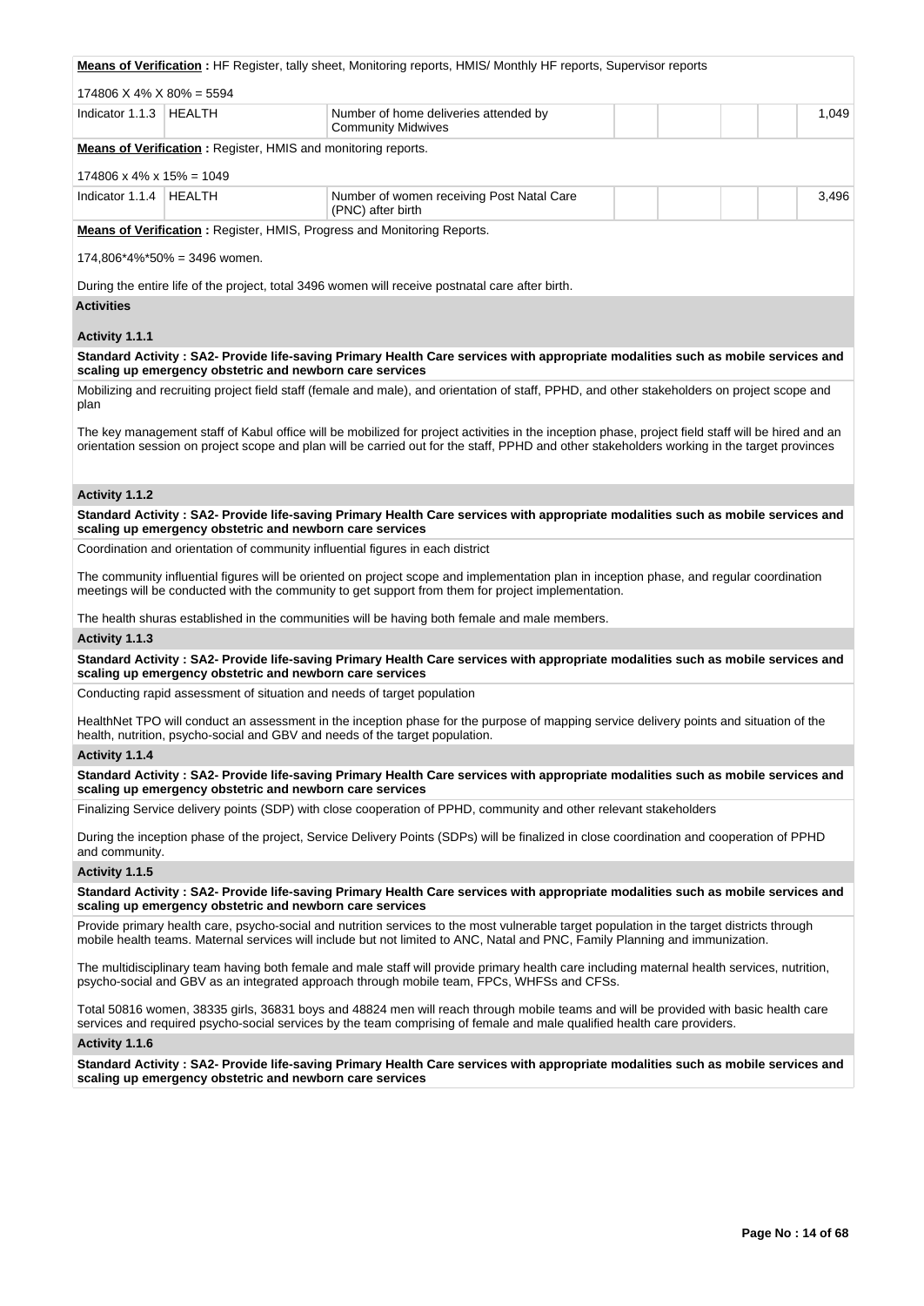**Means of Verification :** HF Register, tally sheet, Monitoring reports, HMIS/ Monthly HF reports, Supervisor reports

174806 X 4% X 80% = 5594

| Indicator 1.1.3 | HEALTH | Number of home deliveries attended by Community Midwives | | | | | 1,049 |
|---|---|---|---|---|---|---|---|

**Means of Verification :** Register, HMIS and monitoring reports.

174806 x 4% x 15% = 1049

| Indicator 1.1.4 | HEALTH | Number of women receiving Post Natal Care (PNC) after birth | | | | | 3,496 |
|---|---|---|---|---|---|---|---|

**Means of Verification :** Register, HMIS, Progress and Monitoring Reports.

174,806*4%*50% = 3496 women.

During the entire life of the project, total 3496 women will receive postnatal care after birth.

**Activities**

**Activity 1.1.1**

**Standard Activity : SA2- Provide life-saving Primary Health Care services with appropriate modalities such as mobile services and scaling up emergency obstetric and newborn care services**

Mobilizing and recruiting project field staff (female and male), and orientation of staff, PPHD, and other stakeholders on project scope and plan

The key management staff of Kabul office will be mobilized for project activities in the inception phase, project field staff will be hired and an orientation session on project scope and plan will be carried out for the staff, PPHD and other stakeholders working in the target provinces

**Activity 1.1.2**

**Standard Activity : SA2- Provide life-saving Primary Health Care services with appropriate modalities such as mobile services and scaling up emergency obstetric and newborn care services**

Coordination and orientation of community influential figures in each district

The community influential figures will be oriented on project scope and implementation plan in inception phase, and regular coordination meetings will be conducted with the community to get support from them for project implementation.

The health shuras established in the communities will be having both female and male members.

**Activity 1.1.3**

**Standard Activity : SA2- Provide life-saving Primary Health Care services with appropriate modalities such as mobile services and scaling up emergency obstetric and newborn care services**

Conducting rapid assessment of situation and needs of target population

HealthNet TPO will conduct an assessment in the inception phase for the purpose of mapping service delivery points and situation of the health, nutrition, psycho-social and GBV and needs of the target population.

**Activity 1.1.4**

**Standard Activity : SA2- Provide life-saving Primary Health Care services with appropriate modalities such as mobile services and scaling up emergency obstetric and newborn care services**

Finalizing Service delivery points (SDP) with close cooperation of PPHD, community and other relevant stakeholders

During the inception phase of the project, Service Delivery Points (SDPs) will be finalized in close coordination and cooperation of PPHD and community.

**Activity 1.1.5**

**Standard Activity : SA2- Provide life-saving Primary Health Care services with appropriate modalities such as mobile services and scaling up emergency obstetric and newborn care services**

Provide primary health care, psycho-social and nutrition services to the most vulnerable target population in the target districts through mobile health teams. Maternal services will include but not limited to ANC, Natal and PNC, Family Planning and immunization.

The multidisciplinary team having both female and male staff will provide primary health care including maternal health services, nutrition, psycho-social and GBV as an integrated approach through mobile team, FPCs, WHFSs and CFSs.

Total 50816 women, 38335 girls, 36831 boys and 48824 men will reach through mobile teams and will be provided with basic health care services and required psycho-social services by the team comprising of female and male qualified health care providers.

**Activity 1.1.6**

**Standard Activity : SA2- Provide life-saving Primary Health Care services with appropriate modalities such as mobile services and scaling up emergency obstetric and newborn care services**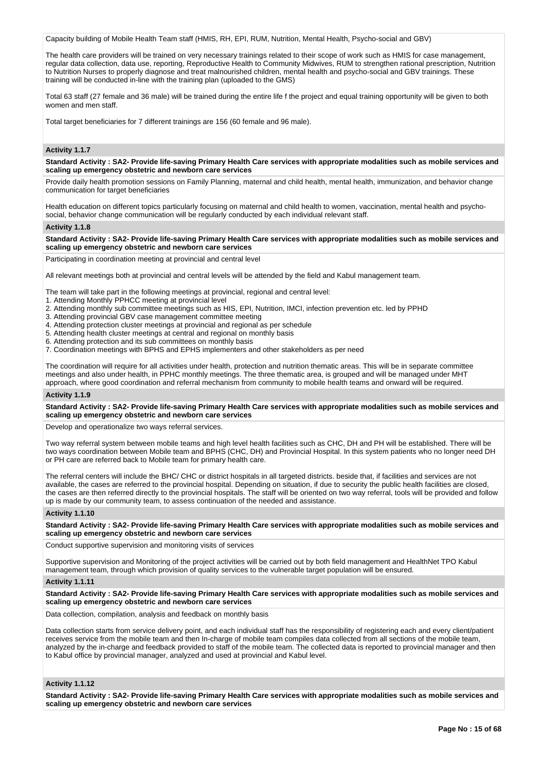Capacity building of Mobile Health Team staff (HMIS, RH, EPI, RUM, Nutrition, Mental Health, Psycho-social and GBV)

The health care providers will be trained on very necessary trainings related to their scope of work such as HMIS for case management, regular data collection, data use, reporting, Reproductive Health to Community Midwives, RUM to strengthen rational prescription, Nutrition to Nutrition Nurses to properly diagnose and treat malnourished children, mental health and psycho-social and GBV trainings. These training will be conducted in-line with the training plan (uploaded to the GMS)

Total 63 staff (27 female and 36 male) will be trained during the entire life f the project and equal training opportunity will be given to both women and men staff.

Total target beneficiaries for 7 different trainings are 156 (60 female and 96 male).

#### Activity 1.1.7

**Standard Activity : SA2- Provide life-saving Primary Health Care services with appropriate modalities such as mobile services and scaling up emergency obstetric and newborn care services**

Provide daily health promotion sessions on Family Planning, maternal and child health, mental health, immunization, and behavior change communication for target beneficiaries

Health education on different topics particularly focusing on maternal and child health to women, vaccination, mental health and psycho-social, behavior change communication will be regularly conducted by each individual relevant staff.

#### Activity 1.1.8

**Standard Activity : SA2- Provide life-saving Primary Health Care services with appropriate modalities such as mobile services and scaling up emergency obstetric and newborn care services**

Participating in coordination meeting at provincial and central level

All relevant meetings both at provincial and central levels will be attended by the field and Kabul management team.

The team will take part in the following meetings at provincial, regional and central level:
1. Attending Monthly PPHCC meeting at provincial level
2. Attending monthly sub committee meetings such as HIS, EPI, Nutrition, IMCI, infection prevention etc. led by PPHD
3. Attending provincial GBV case management committee meeting
4. Attending protection cluster meetings at provincial and regional as per schedule
5. Attending health cluster meetings at central and regional on monthly basis
6. Attending protection and its sub committees on monthly basis
7. Coordination meetings with BPHS and EPHS implementers and other stakeholders as per need

The coordination will require for all activities under health, protection and nutrition thematic areas. This will be in separate committee meetings and also under health, in PPHC monthly meetings. The three thematic area, is grouped and will be managed under MHT approach, where good coordination and referral mechanism from community to mobile health teams and onward will be required.

#### Activity 1.1.9

**Standard Activity : SA2- Provide life-saving Primary Health Care services with appropriate modalities such as mobile services and scaling up emergency obstetric and newborn care services**

Develop and operationalize two ways referral services.

Two way referral system between mobile teams and high level health facilities such as CHC, DH and PH will be established. There will be two ways coordination between Mobile team and BPHS (CHC, DH) and Provincial Hospital. In this system patients who no longer need DH or PH care are referred back to Mobile team for primary health care.

The referral centers will include the BHC/ CHC or district hospitals in all targeted districts. beside that, if facilities and services are not available, the cases are referred to the provincial hospital. Depending on situation, if due to security the public health facilities are closed, the cases are then referred directly to the provincial hospitals. The staff will be oriented on two way referral, tools will be provided and follow up is made by our community team, to assess continuation of the needed and assistance.

#### Activity 1.1.10

**Standard Activity : SA2- Provide life-saving Primary Health Care services with appropriate modalities such as mobile services and scaling up emergency obstetric and newborn care services**

Conduct supportive supervision and monitoring visits of services

Supportive supervision and Monitoring of the project activities will be carried out by both field management and HealthNet TPO Kabul management team, through which provision of quality services to the vulnerable target population will be ensured.

#### Activity 1.1.11

**Standard Activity : SA2- Provide life-saving Primary Health Care services with appropriate modalities such as mobile services and scaling up emergency obstetric and newborn care services**

Data collection, compilation, analysis and feedback on monthly basis

Data collection starts from service delivery point, and each individual staff has the responsibility of registering each and every client/patient receives service from the mobile team and then In-charge of mobile team compiles data collected from all sections of the mobile team, analyzed by the in-charge and feedback provided to staff of the mobile team. The collected data is reported to provincial manager and then to Kabul office by provincial manager, analyzed and used at provincial and Kabul level.

#### Activity 1.1.12

**Standard Activity : SA2- Provide life-saving Primary Health Care services with appropriate modalities such as mobile services and scaling up emergency obstetric and newborn care services**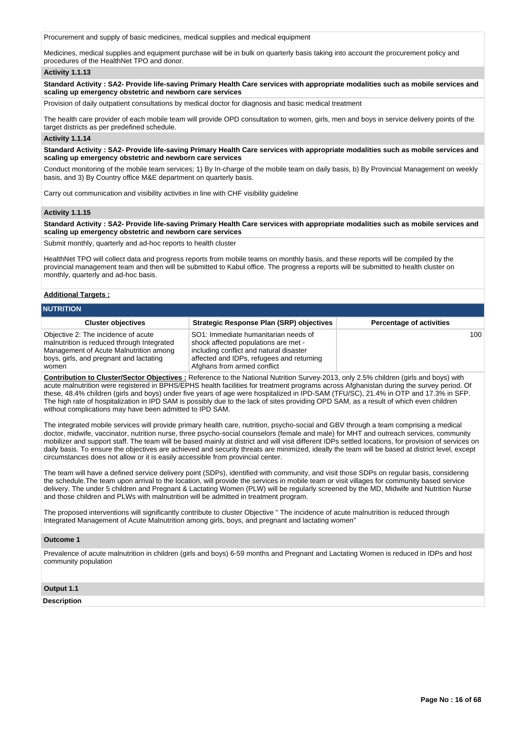Procurement and supply of basic medicines, medical supplies and medical equipment

Medicines, medical supplies and equipment purchase will be in bulk on quarterly basis taking into account the procurement policy and procedures of the HealthNet TPO and donor.

**Activity 1.1.13**

**Standard Activity : SA2- Provide life-saving Primary Health Care services with appropriate modalities such as mobile services and scaling up emergency obstetric and newborn care services**

Provision of daily outpatient consultations by medical doctor for diagnosis and basic medical treatment

The health care provider of each mobile team will provide OPD consultation to women, girls, men and boys in service delivery points of the target districts as per predefined schedule.

**Activity 1.1.14**

**Standard Activity : SA2- Provide life-saving Primary Health Care services with appropriate modalities such as mobile services and scaling up emergency obstetric and newborn care services**

Conduct monitoring of the mobile team services; 1) By In-charge of the mobile team on daily basis, b) By Provincial Management on weekly basis, and 3) By Country office M&E department on quarterly basis.

Carry out communication and visibility activities in line with CHF visibility guideline

**Activity 1.1.15**

**Standard Activity : SA2- Provide life-saving Primary Health Care services with appropriate modalities such as mobile services and scaling up emergency obstetric and newborn care services**

Submit monthly, quarterly and ad-hoc reports to health cluster

HealthNet TPO will collect data and progress reports from mobile teams on monthly basis, and these reports will be compiled by the provincial management team and then will be submitted to Kabul office. The progress a reports will be submitted to health cluster on monthly, quarterly and ad-hoc basis.

**Additional Targets :**

## NUTRITION

| Cluster objectives | Strategic Response Plan (SRP) objectives | Percentage of activities |
|---|---|---|
| Objective 2: The incidence of acute malnutrition is reduced through Integrated Management of Acute Malnutrition among boys, girls, and pregnant and lactating women | SO1: Immediate humanitarian needs of shock affected populations are met - including conflict and natural disaster affected and IDPs, refugees and returning Afghans from armed conflict | 100 |

**Contribution to Cluster/Sector Objectives :** Reference to the National Nutrition Survey-2013, only 2.5% children (girls and boys) with acute malnutrition were registered in BPHS/EPHS health facilities for treatment programs across Afghanistan during the survey period. Of these, 48.4% children (girls and boys) under five years of age were hospitalized in IPD-SAM (TFU/SC), 21.4% in OTP and 17.3% in SFP. The high rate of hospitalization in IPD SAM is possibly due to the lack of sites providing OPD SAM, as a result of which even children without complications may have been admitted to IPD SAM.

The integrated mobile services will provide primary health care, nutrition, psycho-social and GBV through a team comprising a medical doctor, midwife, vaccinator, nutrition nurse, three psycho-social counselors (female and male) for MHT and outreach services, community mobilizer and support staff. The team will be based mainly at district and will visit different IDPs settled locations, for provision of services on daily basis. To ensure the objectives are achieved and security threats are minimized, ideally the team will be based at district level, except circumstances does not allow or it is easily accessible from provincial center.

The team will have a defined service delivery point (SDPs), identified with community, and visit those SDPs on regular basis, considering the schedule.The team upon arrival to the location, will provide the services in mobile team or visit villages for community based service delivery. The under 5 children and Pregnant & Lactating Women (PLW) will be regularly screened by the MD, Midwife and Nutrition Nurse and those children and PLWs with malnutrition will be admitted in treatment program.

The proposed interventions will significantly contribute to cluster Objective " The incidence of acute malnutrition is reduced through Integrated Management of Acute Malnutrition among girls, boys, and pregnant and lactating women"

**Outcome 1**

Prevalence of acute malnutrition in children (girls and boys) 6-59 months and Pregnant and Lactating Women is reduced in IDPs and host community population

**Output 1.1**

**Description**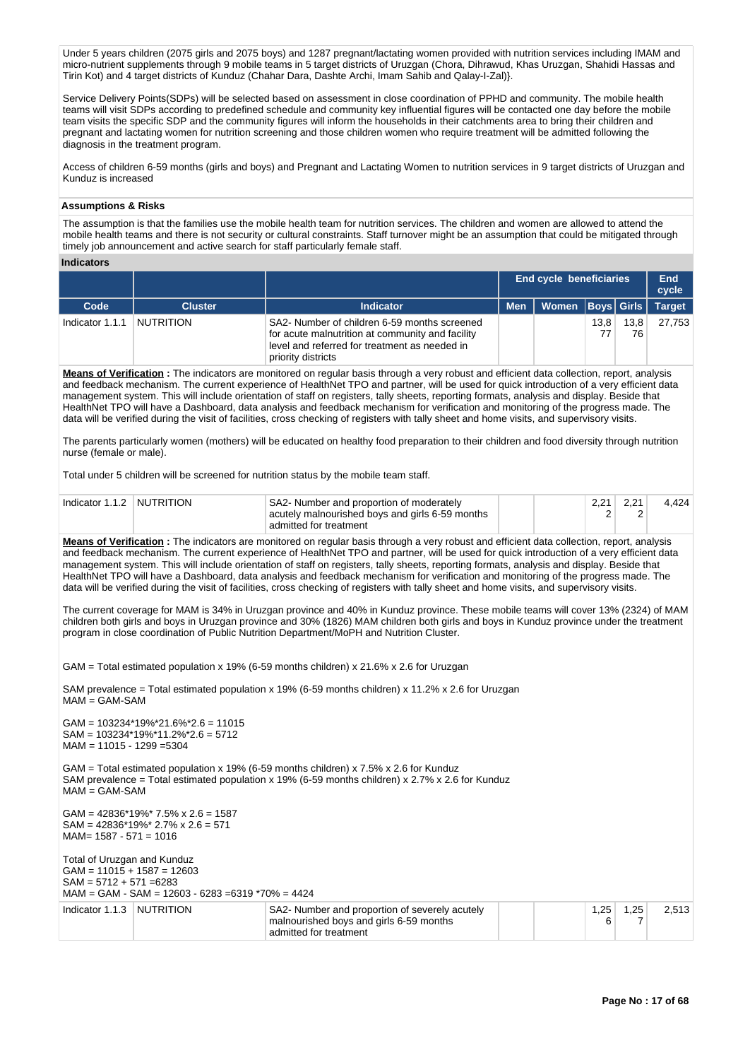Under 5 years children (2075 girls and 2075 boys) and 1287 pregnant/lactating women provided with nutrition services including IMAM and micro-nutrient supplements through 9 mobile teams in 5 target districts of Uruzgan (Chora, Dihrawud, Khas Uruzgan, Shahidi Hassas and Tirin Kot) and 4 target districts of Kunduz (Chahar Dara, Dashte Archi, Imam Sahib and Qalay-I-Zal)}.

Service Delivery Points(SDPs) will be selected based on assessment in close coordination of PPHD and community. The mobile health teams will visit SDPs according to predefined schedule and community key influential figures will be contacted one day before the mobile team visits the specific SDP and the community figures will inform the households in their catchments area to bring their children and pregnant and lactating women for nutrition screening and those children women who require treatment will be admitted following the diagnosis in the treatment program.

Access of children 6-59 months (girls and boys) and Pregnant and Lactating Women to nutrition services in 9 target districts of Uruzgan and Kunduz is increased

**Assumptions & Risks**

The assumption is that the families use the mobile health team for nutrition services. The children and women are allowed to attend the mobile health teams and there is not security or cultural constraints. Staff turnover might be an assumption that could be mitigated through timely job announcement and active search for staff particularly female staff.

**Indicators**

| | | | End cycle beneficiaries | | | | End cycle |
|---|---|---|---|---|---|---|---|
| **Code** | **Cluster** | **Indicator** | **Men** | **Women** | **Boys** | **Girls** | **Target** |
| Indicator 1.1.1 | NUTRITION | SA2- Number of children 6-59 months screened for acute malnutrition at community and facility level and referred for treatment as needed in priority districts | | | 13,877 | 13,876 | 27,753 |

**Means of Verification :** The indicators are monitored on regular basis through a very robust and efficient data collection, report, analysis and feedback mechanism. The current experience of HealthNet TPO and partner, will be used for quick introduction of a very efficient data management system. This will include orientation of staff on registers, tally sheets, reporting formats, analysis and display. Beside that HealthNet TPO will have a Dashboard, data analysis and feedback mechanism for verification and monitoring of the progress made. The data will be verified during the visit of facilities, cross checking of registers with tally sheet and home visits, and supervisory visits.

The parents particularly women (mothers) will be educated on healthy food preparation to their children and food diversity through nutrition nurse (female or male).

Total under 5 children will be screened for nutrition status by the mobile team staff.

| | | | | | | | |
|---|---|---|---|---|---|---|---|
| Indicator 1.1.2 | NUTRITION | SA2- Number and proportion of moderately acutely malnourished boys and girls 6-59 months admitted for treatment | | | 2,212 | 2,212 | 4,424 |

**Means of Verification :** The indicators are monitored on regular basis through a very robust and efficient data collection, report, analysis and feedback mechanism. The current experience of HealthNet TPO and partner, will be used for quick introduction of a very efficient data management system. This will include orientation of staff on registers, tally sheets, reporting formats, analysis and display. Beside that HealthNet TPO will have a Dashboard, data analysis and feedback mechanism for verification and monitoring of the progress made. The data will be verified during the visit of facilities, cross checking of registers with tally sheet and home visits, and supervisory visits.

The current coverage for MAM is 34% in Uruzgan province and 40% in Kunduz province. These mobile teams will cover 13% (2324) of MAM children both girls and boys in Uruzgan province and 30% (1826) MAM children both girls and boys in Kunduz province under the treatment program in close coordination of Public Nutrition Department/MoPH and Nutrition Cluster.

GAM = Total estimated population x 19% (6-59 months children) x 21.6% x 2.6 for Uruzgan

SAM prevalence = Total estimated population x 19% (6-59 months children) x 11.2% x 2.6 for Uruzgan
MAM = GAM-SAM

GAM = 103234*19%*21.6%*2.6 = 11015
SAM = 103234*19%*11.2%*2.6 = 5712
MAM = 11015 - 1299 =5304

GAM = Total estimated population x 19% (6-59 months children) x 7.5% x 2.6 for Kunduz
SAM prevalence = Total estimated population x 19% (6-59 months children) x 2.7% x 2.6 for Kunduz
MAM = GAM-SAM

GAM = 42836*19%* 7.5% x 2.6 = 1587
SAM = 42836*19%* 2.7% x 2.6 = 571
MAM= 1587 - 571 = 1016

Total of Uruzgan and Kunduz
GAM = 11015 + 1587 = 12603
SAM = 5712 + 571 =6283
MAM = GAM - SAM = 12603 - 6283 =6319 *70% = 4424

| | | | | | | | |
|---|---|---|---|---|---|---|---|
| Indicator 1.1.3 | NUTRITION | SA2- Number and proportion of severely acutely malnourished boys and girls 6-59 months admitted for treatment | | | 1,256 | 1,257 | 2,513 |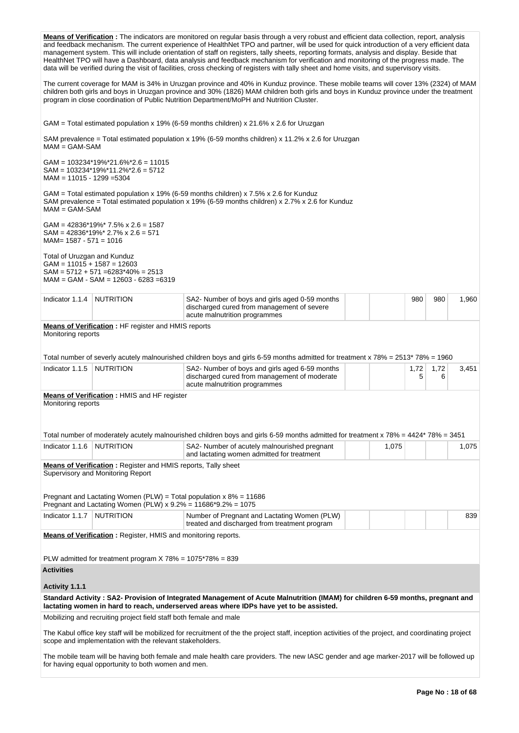**Means of Verification :** The indicators are monitored on regular basis through a very robust and efficient data collection, report, analysis and feedback mechanism. The current experience of HealthNet TPO and partner, will be used for quick introduction of a very efficient data management system. This will include orientation of staff on registers, tally sheets, reporting formats, analysis and display. Beside that HealthNet TPO will have a Dashboard, data analysis and feedback mechanism for verification and monitoring of the progress made. The data will be verified during the visit of facilities, cross checking of registers with tally sheet and home visits, and supervisory visits.

The current coverage for MAM is 34% in Uruzgan province and 40% in Kunduz province. These mobile teams will cover 13% (2324) of MAM children both girls and boys in Uruzgan province and 30% (1826) MAM children both girls and boys in Kunduz province under the treatment program in close coordination of Public Nutrition Department/MoPH and Nutrition Cluster.

GAM = Total estimated population x 19% (6-59 months children) x 21.6% x 2.6 for Uruzgan

SAM prevalence = Total estimated population x 19% (6-59 months children) x 11.2% x 2.6 for Uruzgan
MAM = GAM-SAM

GAM = 103234*19%*21.6%*2.6 = 11015
SAM = 103234*19%*11.2%*2.6 = 5712
MAM = 11015 - 1299 =5304

GAM = Total estimated population x 19% (6-59 months children) x 7.5% x 2.6 for Kunduz
SAM prevalence = Total estimated population x 19% (6-59 months children) x 2.7% x 2.6 for Kunduz
MAM = GAM-SAM

GAM = 42836*19%* 7.5% x 2.6 = 1587
SAM = 42836*19%* 2.7% x 2.6 = 571
MAM= 1587 - 571 = 1016

Total of Uruzgan and Kunduz
GAM = 11015 + 1587 = 12603
SAM = 5712 + 571 =6283*40% = 2513
MAM = GAM - SAM = 12603 - 6283 =6319

| Indicator 1.1.4 | NUTRITION | SA2- Number of boys and girls aged 0-59 months discharged cured from management of severe acute malnutrition programmes | | | 980 | 980 | 1,960 |
|---|---|---|---|---|---|---|---|

**Means of Verification :** HF register and HMIS reports
Monitoring reports

Total number of severly acutely malnourished children boys and girls 6-59 months admitted for treatment x 78% = 2513* 78% = 1960

| Indicator 1.1.5 | NUTRITION | SA2- Number of boys and girls aged 6-59 months discharged cured from management of moderate acute malnutrition programmes | | | 1,725 | 1,726 | 3,451 |
|---|---|---|---|---|---|---|---|

**Means of Verification :** HMIS and HF register
Monitoring reports

Total number of moderately acutely malnourished children boys and girls 6-59 months admitted for treatment x 78% = 4424* 78% = 3451

| Indicator 1.1.6 | NUTRITION | SA2- Number of acutely malnourished pregnant and lactating women admitted for treatment | | 1,075 | | | 1,075 |
|---|---|---|---|---|---|---|---|

**Means of Verification :** Register and HMIS reports, Tally sheet
Supervisory and Monitoring Report

Pregnant and Lactating Women (PLW) = Total population x 8% = 11686
Pregnant and Lactating Women (PLW) x 9.2% = 11686*9.2% = 1075

| Indicator 1.1.7 | NUTRITION | Number of Pregnant and Lactating Women (PLW) treated and discharged from treatment program | | | | | 839 |
|---|---|---|---|---|---|---|---|

**Means of Verification :** Register, HMIS and monitoring reports.

PLW admitted for treatment program X 78% = 1075*78% = 839

**Activities**

**Activity 1.1.1**

**Standard Activity : SA2- Provision of Integrated Management of Acute Malnutrition (IMAM) for children 6-59 months, pregnant and lactating women in hard to reach, underserved areas where IDPs have yet to be assisted.**

Mobilizing and recruiting project field staff both female and male

The Kabul office key staff will be mobilized for recruitment of the the project staff, inception activities of the project, and coordinating project scope and implementation with the relevant stakeholders.

The mobile team will be having both female and male health care providers. The new IASC gender and age marker-2017 will be followed up for having equal opportunity to both women and men.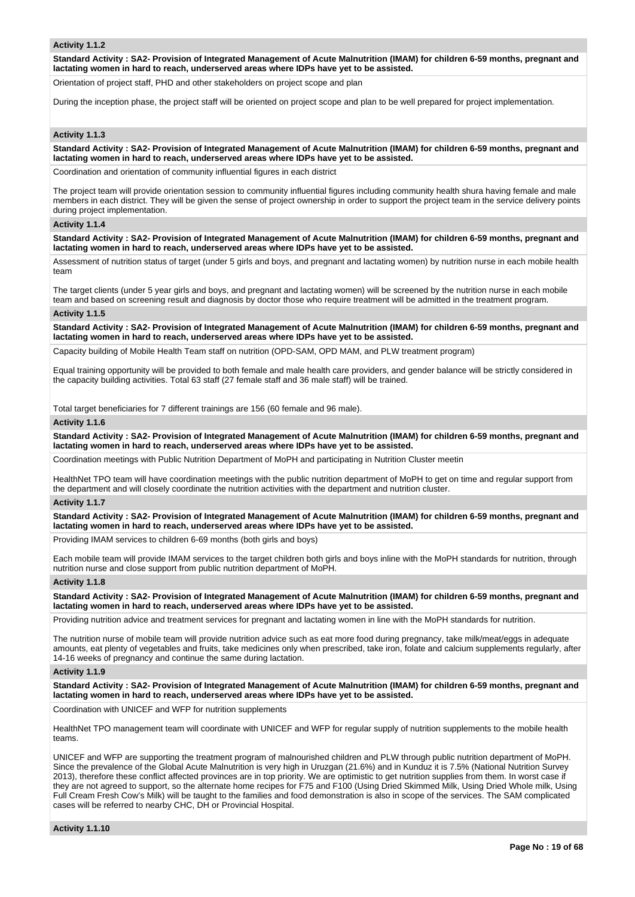### Activity 1.1.2

**Standard Activity : SA2- Provision of Integrated Management of Acute Malnutrition (IMAM) for children 6-59 months, pregnant and lactating women in hard to reach, underserved areas where IDPs have yet to be assisted.**

Orientation of project staff, PHD and other stakeholders on project scope and plan

During the inception phase, the project staff will be oriented on project scope and plan to be well prepared for project implementation.

### Activity 1.1.3

**Standard Activity : SA2- Provision of Integrated Management of Acute Malnutrition (IMAM) for children 6-59 months, pregnant and lactating women in hard to reach, underserved areas where IDPs have yet to be assisted.**

Coordination and orientation of community influential figures in each district

The project team will provide orientation session to community influential figures including community health shura having female and male members in each district. They will be given the sense of project ownership in order to support the project team in the service delivery points during project implementation.

### Activity 1.1.4

**Standard Activity : SA2- Provision of Integrated Management of Acute Malnutrition (IMAM) for children 6-59 months, pregnant and lactating women in hard to reach, underserved areas where IDPs have yet to be assisted.**

Assessment of nutrition status of target (under 5 girls and boys, and pregnant and lactating women) by nutrition nurse in each mobile health team

The target clients (under 5 year girls and boys, and pregnant and lactating women) will be screened by the nutrition nurse in each mobile team and based on screening result and diagnosis by doctor those who require treatment will be admitted in the treatment program.

### Activity 1.1.5

**Standard Activity : SA2- Provision of Integrated Management of Acute Malnutrition (IMAM) for children 6-59 months, pregnant and lactating women in hard to reach, underserved areas where IDPs have yet to be assisted.**

Capacity building of Mobile Health Team staff on nutrition (OPD-SAM, OPD MAM, and PLW treatment program)

Equal training opportunity will be provided to both female and male health care providers, and gender balance will be strictly considered in the capacity building activities. Total 63 staff (27 female staff and 36 male staff) will be trained.

Total target beneficiaries for 7 different trainings are 156 (60 female and 96 male).

### Activity 1.1.6

**Standard Activity : SA2- Provision of Integrated Management of Acute Malnutrition (IMAM) for children 6-59 months, pregnant and lactating women in hard to reach, underserved areas where IDPs have yet to be assisted.**

Coordination meetings with Public Nutrition Department of MoPH and participating in Nutrition Cluster meetin

HealthNet TPO team will have coordination meetings with the public nutrition department of MoPH to get on time and regular support from the department and will closely coordinate the nutrition activities with the department and nutrition cluster.

### Activity 1.1.7

**Standard Activity : SA2- Provision of Integrated Management of Acute Malnutrition (IMAM) for children 6-59 months, pregnant and lactating women in hard to reach, underserved areas where IDPs have yet to be assisted.**

Providing IMAM services to children 6-69 months (both girls and boys)

Each mobile team will provide IMAM services to the target children both girls and boys inline with the MoPH standards for nutrition, through nutrition nurse and close support from public nutrition department of MoPH.

### Activity 1.1.8

**Standard Activity : SA2- Provision of Integrated Management of Acute Malnutrition (IMAM) for children 6-59 months, pregnant and lactating women in hard to reach, underserved areas where IDPs have yet to be assisted.**

Providing nutrition advice and treatment services for pregnant and lactating women in line with the MoPH standards for nutrition.

The nutrition nurse of mobile team will provide nutrition advice such as eat more food during pregnancy, take milk/meat/eggs in adequate amounts, eat plenty of vegetables and fruits, take medicines only when prescribed, take iron, folate and calcium supplements regularly, after 14-16 weeks of pregnancy and continue the same during lactation.

### Activity 1.1.9

**Standard Activity : SA2- Provision of Integrated Management of Acute Malnutrition (IMAM) for children 6-59 months, pregnant and lactating women in hard to reach, underserved areas where IDPs have yet to be assisted.**

Coordination with UNICEF and WFP for nutrition supplements

HealthNet TPO management team will coordinate with UNICEF and WFP for regular supply of nutrition supplements to the mobile health teams.

UNICEF and WFP are supporting the treatment program of malnourished children and PLW through public nutrition department of MoPH. Since the prevalence of the Global Acute Malnutrition is very high in Uruzgan (21.6%) and in Kunduz it is 7.5% (National Nutrition Survey 2013), therefore these conflict affected provinces are in top priority. We are optimistic to get nutrition supplies from them. In worst case if they are not agreed to support, so the alternate home recipes for F75 and F100 (Using Dried Skimmed Milk, Using Dried Whole milk, Using Full Cream Fresh Cow's Milk) will be taught to the families and food demonstration is also in scope of the services. The SAM complicated cases will be referred to nearby CHC, DH or Provincial Hospital.

### Activity 1.1.10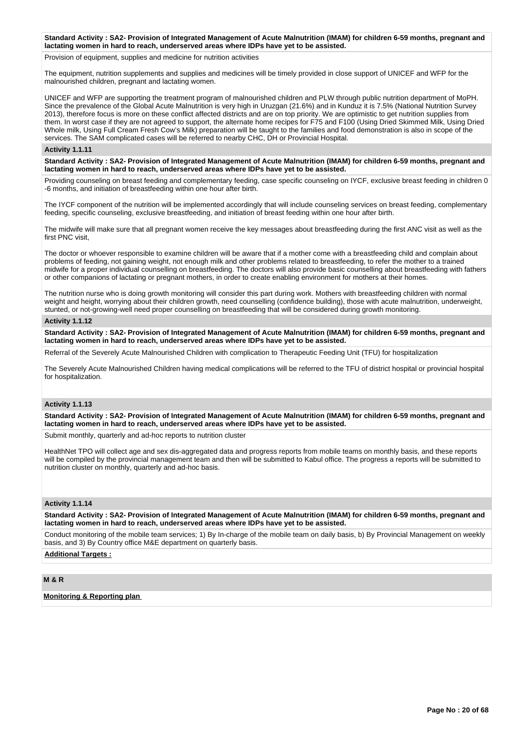**Standard Activity : SA2- Provision of Integrated Management of Acute Malnutrition (IMAM) for children 6-59 months, pregnant and lactating women in hard to reach, underserved areas where IDPs have yet to be assisted.**

Provision of equipment, supplies and medicine for nutrition activities

The equipment, nutrition supplements and supplies and medicines will be timely provided in close support of UNICEF and WFP for the malnourished children, pregnant and lactating women.

UNICEF and WFP are supporting the treatment program of malnourished children and PLW through public nutrition department of MoPH. Since the prevalence of the Global Acute Malnutrition is very high in Uruzgan (21.6%) and in Kunduz it is 7.5% (National Nutrition Survey 2013), therefore focus is more on these conflict affected districts and are on top priority. We are optimistic to get nutrition supplies from them. In worst case if they are not agreed to support, the alternate home recipes for F75 and F100 (Using Dried Skimmed Milk, Using Dried Whole milk, Using Full Cream Fresh Cow's Milk) preparation will be taught to the families and food demonstration is also in scope of the services. The SAM complicated cases will be referred to nearby CHC, DH or Provincial Hospital.

### Activity 1.1.11

**Standard Activity : SA2- Provision of Integrated Management of Acute Malnutrition (IMAM) for children 6-59 months, pregnant and lactating women in hard to reach, underserved areas where IDPs have yet to be assisted.**

Providing counseling on breast feeding and complementary feeding, case specific counseling on IYCF, exclusive breast feeding in children 0 -6 months, and initiation of breastfeeding within one hour after birth.

The IYCF component of the nutrition will be implemented accordingly that will include counseling services on breast feeding, complementary feeding, specific counseling, exclusive breastfeeding, and initiation of breast feeding within one hour after birth.

The midwife will make sure that all pregnant women receive the key messages about breastfeeding during the first ANC visit as well as the first PNC visit,

The doctor or whoever responsible to examine children will be aware that if a mother come with a breastfeeding child and complain about problems of feeding, not gaining weight, not enough milk and other problems related to breastfeeding, to refer the mother to a trained midwife for a proper individual counselling on breastfeeding. The doctors will also provide basic counselling about breastfeeding with fathers or other companions of lactating or pregnant mothers, in order to create enabling environment for mothers at their homes.

The nutrition nurse who is doing growth monitoring will consider this part during work. Mothers with breastfeeding children with normal weight and height, worrying about their children growth, need counselling (confidence building), those with acute malnutrition, underweight, stunted, or not-growing-well need proper counselling on breastfeeding that will be considered during growth monitoring.

### Activity 1.1.12

**Standard Activity : SA2- Provision of Integrated Management of Acute Malnutrition (IMAM) for children 6-59 months, pregnant and lactating women in hard to reach, underserved areas where IDPs have yet to be assisted.**

Referral of the Severely Acute Malnourished Children with complication to Therapeutic Feeding Unit (TFU) for hospitalization

The Severely Acute Malnourished Children having medical complications will be referred to the TFU of district hospital or provincial hospital for hospitalization.

### Activity 1.1.13

**Standard Activity : SA2- Provision of Integrated Management of Acute Malnutrition (IMAM) for children 6-59 months, pregnant and lactating women in hard to reach, underserved areas where IDPs have yet to be assisted.**

Submit monthly, quarterly and ad-hoc reports to nutrition cluster

HealthNet TPO will collect age and sex dis-aggregated data and progress reports from mobile teams on monthly basis, and these reports will be compiled by the provincial management team and then will be submitted to Kabul office. The progress a reports will be submitted to nutrition cluster on monthly, quarterly and ad-hoc basis.

### Activity 1.1.14

**Standard Activity : SA2- Provision of Integrated Management of Acute Malnutrition (IMAM) for children 6-59 months, pregnant and lactating women in hard to reach, underserved areas where IDPs have yet to be assisted.**

Conduct monitoring of the mobile team services; 1) By In-charge of the mobile team on daily basis, b) By Provincial Management on weekly basis, and 3) By Country office M&E department on quarterly basis.

**Additional Targets :**

## M & R

**Monitoring & Reporting plan**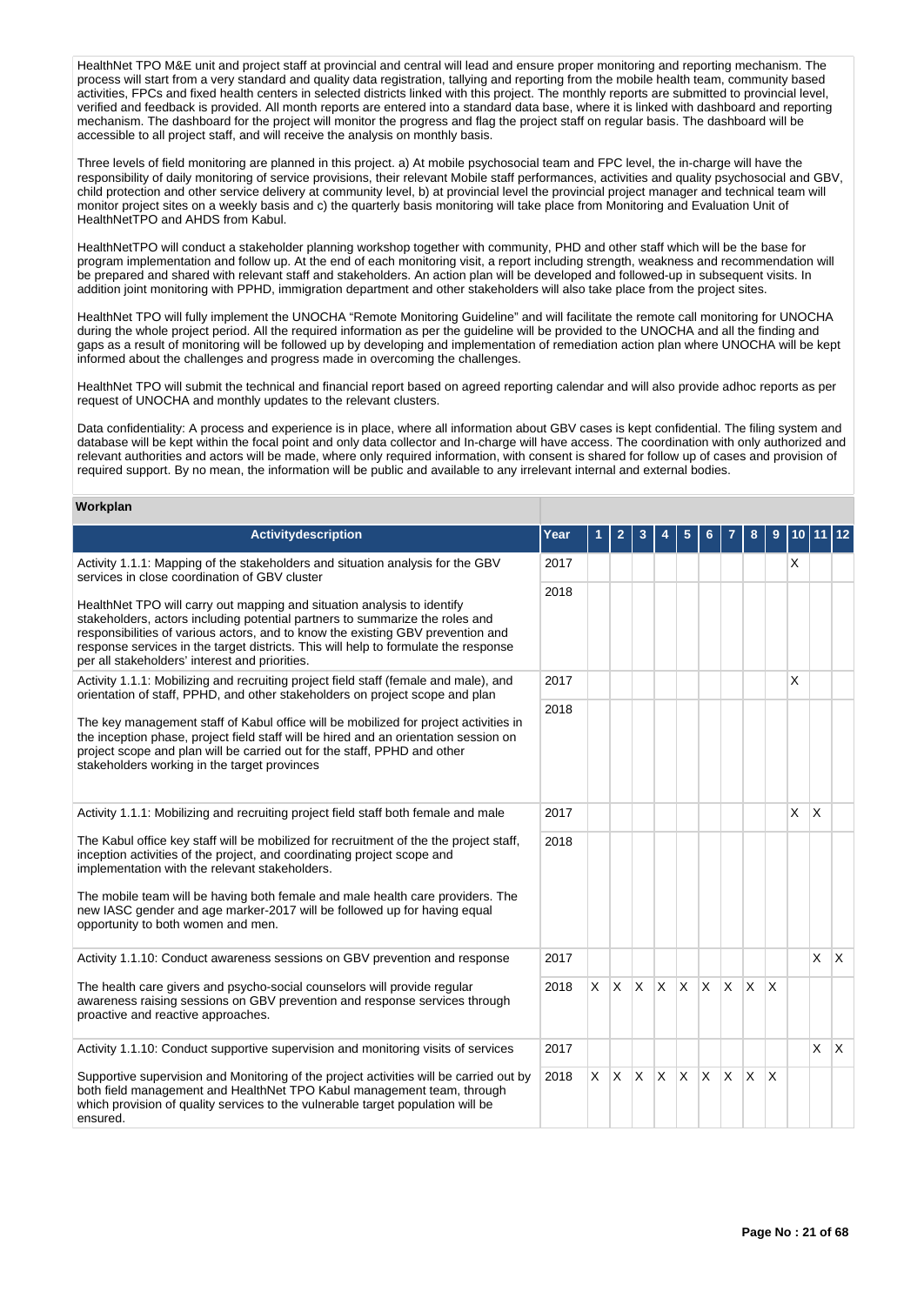HealthNet TPO M&E unit and project staff at provincial and central will lead and ensure proper monitoring and reporting mechanism. The process will start from a very standard and quality data registration, tallying and reporting from the mobile health team, community based activities, FPCs and fixed health centers in selected districts linked with this project. The monthly reports are submitted to provincial level, verified and feedback is provided. All month reports are entered into a standard data base, where it is linked with dashboard and reporting mechanism. The dashboard for the project will monitor the progress and flag the project staff on regular basis. The dashboard will be accessible to all project staff, and will receive the analysis on monthly basis.

Three levels of field monitoring are planned in this project. a) At mobile psychosocial team and FPC level, the in-charge will have the responsibility of daily monitoring of service provisions, their relevant Mobile staff performances, activities and quality psychosocial and GBV, child protection and other service delivery at community level, b) at provincial level the provincial project manager and technical team will monitor project sites on a weekly basis and c) the quarterly basis monitoring will take place from Monitoring and Evaluation Unit of HealthNetTPO and AHDS from Kabul.

HealthNetTPO will conduct a stakeholder planning workshop together with community, PHD and other staff which will be the base for program implementation and follow up. At the end of each monitoring visit, a report including strength, weakness and recommendation will be prepared and shared with relevant staff and stakeholders. An action plan will be developed and followed-up in subsequent visits. In addition joint monitoring with PPHD, immigration department and other stakeholders will also take place from the project sites.

HealthNet TPO will fully implement the UNOCHA "Remote Monitoring Guideline" and will facilitate the remote call monitoring for UNOCHA during the whole project period. All the required information as per the guideline will be provided to the UNOCHA and all the finding and gaps as a result of monitoring will be followed up by developing and implementation of remediation action plan where UNOCHA will be kept informed about the challenges and progress made in overcoming the challenges.

HealthNet TPO will submit the technical and financial report based on agreed reporting calendar and will also provide adhoc reports as per request of UNOCHA and monthly updates to the relevant clusters.

Data confidentiality: A process and experience is in place, where all information about GBV cases is kept confidential. The filing system and database will be kept within the focal point and only data collector and In-charge will have access. The coordination with only authorized and relevant authorities and actors will be made, where only required information, with consent is shared for follow up of cases and provision of required support. By no mean, the information will be public and available to any irrelevant internal and external bodies.

**Workplan**

| Activitydescription | Year | 1 | 2 | 3 | 4 | 5 | 6 | 7 | 8 | 9 | 10 | 11 | 12 |
|---|---|---|---|---|---|---|---|---|---|---|---|---|---|
| Activity 1.1.1: Mapping of the stakeholders and situation analysis for the GBV services in close coordination of GBV cluster<br><br>HealthNet TPO will carry out mapping and situation analysis to identify stakeholders, actors including potential partners to summarize the roles and responsibilities of various actors, and to know the existing GBV prevention and response services in the target districts. This will help to formulate the response per all stakeholders' interest and priorities. | 2017 | | | | | | | | | | X | | |
| | 2018 | | | | | | | | | | | | |
| Activity 1.1.1: Mobilizing and recruiting project field staff (female and male), and orientation of staff, PPHD, and other stakeholders on project scope and plan<br><br>The key management staff of Kabul office will be mobilized for project activities in the inception phase, project field staff will be hired and an orientation session on project scope and plan will be carried out for the staff, PPHD and other stakeholders working in the target provinces | 2017 | | | | | | | | | | X | | |
| | 2018 | | | | | | | | | | | | |
| Activity 1.1.1: Mobilizing and recruiting project field staff both female and male<br><br>The Kabul office key staff will be mobilized for recruitment of the the project staff, inception activities of the project, and coordinating project scope and implementation with the relevant stakeholders.<br><br>The mobile team will be having both female and male health care providers. The new IASC gender and age marker-2017 will be followed up for having equal opportunity to both women and men. | 2017 | | | | | | | | | | X | X | |
| | 2018 | | | | | | | | | | | | |
| Activity 1.1.10: Conduct awareness sessions on GBV prevention and response<br><br>The health care givers and psycho-social counselors will provide regular awareness raising sessions on GBV prevention and response services through proactive and reactive approaches. | 2017 | | | | | | | | | | | X | X |
| | 2018 | X | X | X | X | X | X | X | X | X | | | |
| Activity 1.1.10: Conduct supportive supervision and monitoring visits of services<br><br>Supportive supervision and Monitoring of the project activities will be carried out by both field management and HealthNet TPO Kabul management team, through which provision of quality services to the vulnerable target population will be ensured. | 2017 | | | | | | | | | | | X | X |
| | 2018 | X | X | X | X | X | X | X | X | X | | | |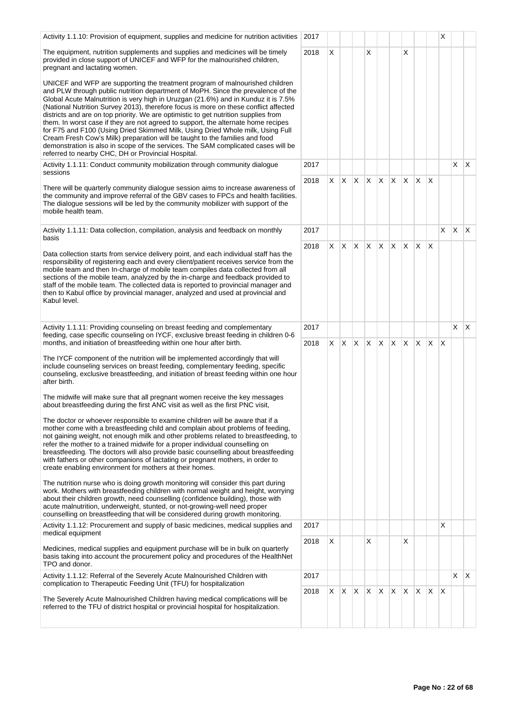| Activity | Year | 1 | 2 | 3 | 4 | 5 | 6 | 7 | 8 | 9 | 10 | 11 | 12 |
|---|---|---|---|---|---|---|---|---|---|---|---|---|---|
| Activity 1.1.10: Provision of equipment, supplies and medicine for nutrition activities | 2017 | | | | | | | | | | X | | |
| The equipment, nutrition supplements and supplies and medicines will be timely provided in close support of UNICEF and WFP for the malnourished children, pregnant and lactating women.<br><br>UNICEF and WFP are supporting the treatment program of malnourished children and PLW through public nutrition department of MoPH. Since the prevalence of the Global Acute Malnutrition is very high in Uruzgan (21.6%) and in Kunduz it is 7.5% (National Nutrition Survey 2013), therefore focus is more on these conflict affected districts and are on top priority. We are optimistic to get nutrition supplies from them. In worst case if they are not agreed to support, the alternate home recipes for F75 and F100 (Using Dried Skimmed Milk, Using Dried Whole milk, Using Full Cream Fresh Cow's Milk) preparation will be taught to the families and food demonstration is also in scope of the services. The SAM complicated cases will be referred to nearby CHC, DH or Provincial Hospital. | 2018 | X | | | X | | | X | | | | | |
| Activity 1.1.11: Conduct community mobilization through community dialogue sessions | 2017 | | | | | | | | | | | X | X |
| There will be quarterly community dialogue session aims to increase awareness of the community and improve referral of the GBV cases to FPCs and health facilities. The dialogue sessions will be led by the community mobilizer with support of the mobile health team. | 2018 | X | X | X | X | X | X | X | X | X | | | |
| Activity 1.1.11: Data collection, compilation, analysis and feedback on monthly basis | 2017 | | | | | | | | | | X | X | X |
| Data collection starts from service delivery point, and each individual staff has the responsibility of registering each and every client/patient receives service from the mobile team and then In-charge of mobile team compiles data collected from all sections of the mobile team, analyzed by the in-charge and feedback provided to staff of the mobile team. The collected data is reported to provincial manager and then to Kabul office by provincial manager, analyzed and used at provincial and Kabul level. | 2018 | X | X | X | X | X | X | X | X | X | | | |
| Activity 1.1.11: Providing counseling on breast feeding and complementary feeding, case specific counseling on IYCF, exclusive breast feeding in children 0-6 months, and initiation of breastfeeding within one hour after birth. | 2017 | | | | | | | | | | | X | X |
| The IYCF component of the nutrition will be implemented accordingly that will include counseling services on breast feeding, complementary feeding, specific counseling, exclusive breastfeeding, and initiation of breast feeding within one hour after birth.<br><br>The midwife will make sure that all pregnant women receive the key messages about breastfeeding during the first ANC visit as well as the first PNC visit,<br><br>The doctor or whoever responsible to examine children will be aware that if a mother come with a breastfeeding child and complain about problems of feeding, not gaining weight, not enough milk and other problems related to breastfeeding, to refer the mother to a trained midwife for a proper individual counselling on breastfeeding. The doctors will also provide basic counselling about breastfeeding with fathers or other companions of lactating or pregnant mothers, in order to create enabling environment for mothers at their homes.<br><br>The nutrition nurse who is doing growth monitoring will consider this part during work. Mothers with breastfeeding children with normal weight and height, worrying about their children growth, need counselling (confidence building), those with acute malnutrition, underweight, stunted, or not-growing-well need proper counselling on breastfeeding that will be considered during growth monitoring. | 2018 | X | X | X | X | X | X | X | X | X | X | | |
| Activity 1.1.12: Procurement and supply of basic medicines, medical supplies and medical equipment | 2017 | | | | | | | | | | X | | |
| Medicines, medical supplies and equipment purchase will be in bulk on quarterly basis taking into account the procurement policy and procedures of the HealthNet TPO and donor. | 2018 | X | | | X | | | X | | | | | |
| Activity 1.1.12: Referral of the Severely Acute Malnourished Children with complication to Therapeutic Feeding Unit (TFU) for hospitalization | 2017 | | | | | | | | | | | X | X |
| The Severely Acute Malnourished Children having medical complications will be referred to the TFU of district hospital or provincial hospital for hospitalization. | 2018 | X | X | X | X | X | X | X | X | X | X | | |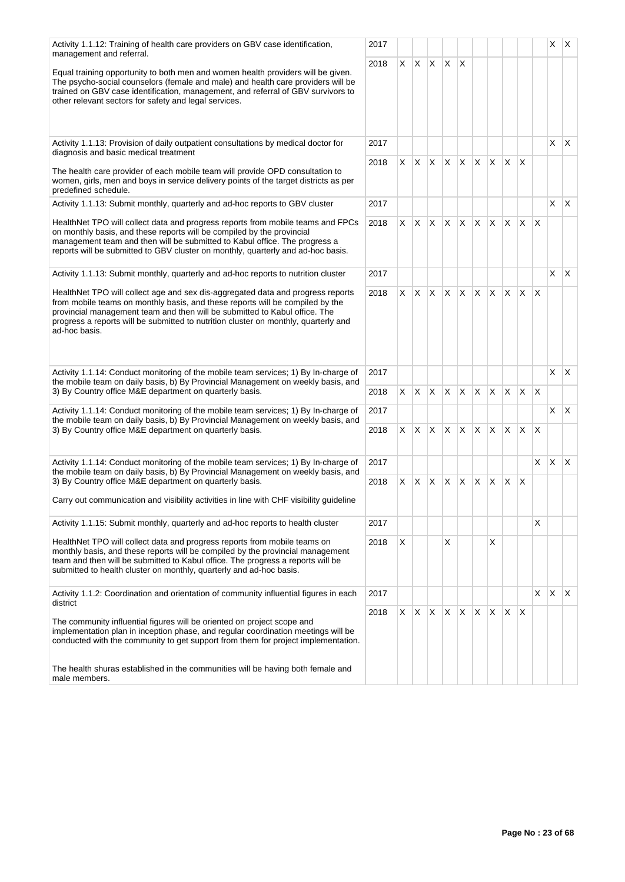| Activity | Year | 1 | 2 | 3 | 4 | 5 | 6 | 7 | 8 | 9 | 10 | 11 | 12 |
|---|---|---|---|---|---|---|---|---|---|---|---|---|---|
| Activity 1.1.12: Training of health care providers on GBV case identification, management and referral.<br><br>Equal training opportunity to both men and women health providers will be given. The psycho-social counselors (female and male) and health care providers will be trained on GBV case identification, management, and referral of GBV survivors to other relevant sectors for safety and legal services. | 2017 | | | | | | | | | | | X | X |
| | 2018 | X | X | X | X | X | | | | | | | |
| Activity 1.1.13: Provision of daily outpatient consultations by medical doctor for diagnosis and basic medical treatment<br><br>The health care provider of each mobile team will provide OPD consultation to women, girls, men and boys in service delivery points of the target districts as per predefined schedule. | 2017 | | | | | | | | | | | X | X |
| | 2018 | X | X | X | X | X | X | X | X | X | | | |
| Activity 1.1.13: Submit monthly, quarterly and ad-hoc reports to GBV cluster<br><br>HealthNet TPO will collect data and progress reports from mobile teams and FPCs on monthly basis, and these reports will be compiled by the provincial management team and then will be submitted to Kabul office. The progress a reports will be submitted to GBV cluster on monthly, quarterly and ad-hoc basis. | 2017 | | | | | | | | | | | X | X |
| | 2018 | X | X | X | X | X | X | X | X | X | X | | |
| Activity 1.1.13: Submit monthly, quarterly and ad-hoc reports to nutrition cluster<br><br>HealthNet TPO will collect age and sex dis-aggregated data and progress reports from mobile teams on monthly basis, and these reports will be compiled by the provincial management team and then will be submitted to Kabul office. The progress a reports will be submitted to nutrition cluster on monthly, quarterly and ad-hoc basis. | 2017 | | | | | | | | | | | X | X |
| | 2018 | X | X | X | X | X | X | X | X | X | X | | |
| Activity 1.1.14: Conduct monitoring of the mobile team services; 1) By In-charge of the mobile team on daily basis, b) By Provincial Management on weekly basis, and 3) By Country office M&E department on quarterly basis. | 2017 | | | | | | | | | | | X | X |
| | 2018 | X | X | X | X | X | X | X | X | X | X | | |
| Activity 1.1.14: Conduct monitoring of the mobile team services; 1) By In-charge of the mobile team on daily basis, b) By Provincial Management on weekly basis, and 3) By Country office M&E department on quarterly basis. | 2017 | | | | | | | | | | | X | X |
| | 2018 | X | X | X | X | X | X | X | X | X | X | | |
| Activity 1.1.14: Conduct monitoring of the mobile team services; 1) By In-charge of the mobile team on daily basis, b) By Provincial Management on weekly basis, and 3) By Country office M&E department on quarterly basis.<br><br>Carry out communication and visibility activities in line with CHF visibility guideline | 2017 | | | | | | | | | | X | X | X |
| | 2018 | X | X | X | X | X | X | X | X | X | | | |
| Activity 1.1.15: Submit monthly, quarterly and ad-hoc reports to health cluster<br><br>HealthNet TPO will collect data and progress reports from mobile teams on monthly basis, and these reports will be compiled by the provincial management team and then will be submitted to Kabul office. The progress a reports will be submitted to health cluster on monthly, quarterly and ad-hoc basis. | 2017 | | | | | | | | | | X | | |
| | 2018 | X | | | X | | | X | | | | | |
| Activity 1.1.2: Coordination and orientation of community influential figures in each district<br><br>The community influential figures will be oriented on project scope and implementation plan in inception phase, and regular coordination meetings will be conducted with the community to get support from them for project implementation.<br><br>The health shuras established in the communities will be having both female and male members. | 2017 | | | | | | | | | | X | X | X |
| | 2018 | X | X | X | X | X | X | X | X | X | | | |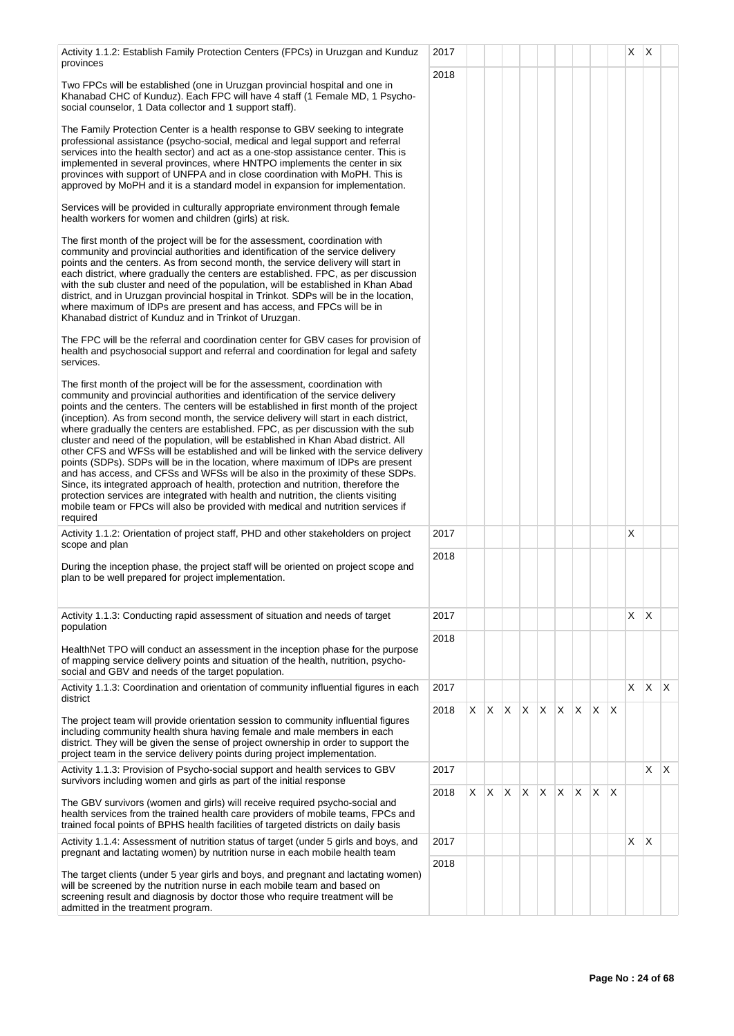| | | | | | | | | | | | | | |
|---|---|---|---|---|---|---|---|---|---|---|---|---|---|
| Activity 1.1.2: Establish Family Protection Centers (FPCs) in Uruzgan and Kunduz provinces<br><br>Two FPCs will be established (one in Uruzgan provincial hospital and one in Khanabad CHC of Kunduz). Each FPC will have 4 staff (1 Female MD, 1 Psycho-social counselor, 1 Data collector and 1 support staff).<br><br>The Family Protection Center is a health response to GBV seeking to integrate professional assistance (psycho-social, medical and legal support and referral services into the health sector) and act as a one-stop assistance center. This is implemented in several provinces, where HNTPO implements the center in six provinces with support of UNFPA and in close coordination with MoPH. This is approved by MoPH and it is a standard model in expansion for implementation.<br><br>Services will be provided in culturally appropriate environment through female health workers for women and children (girls) at risk.<br><br>The first month of the project will be for the assessment, coordination with community and provincial authorities and identification of the service delivery points and the centers. As from second month, the service delivery will start in each district, where gradually the centers are established. FPC, as per discussion with the sub cluster and need of the population, will be established in Khan Abad district, and in Uruzgan provincial hospital in Trinkot. SDPs will be in the location, where maximum of IDPs are present and has access, and FPCs will be in Khanabad district of Kunduz and in Trinkot of Uruzgan.<br><br>The FPC will be the referral and coordination center for GBV cases for provision of health and psychosocial support and referral and coordination for legal and safety services.<br><br>The first month of the project will be for the assessment, coordination with community and provincial authorities and identification of the service delivery points and the centers. The centers will be established in first month of the project (inception). As from second month, the service delivery will start in each district, where gradually the centers are established. FPC, as per discussion with the sub cluster and need of the population, will be established in Khan Abad district. All other CFS and WFSs will be established and will be linked with the service delivery points (SDPs). SDPs will be in the location, where maximum of IDPs are present and has access, and CFSs and WFSs will be also in the proximity of these SDPs. Since, its integrated approach of health, protection and nutrition, therefore the protection services are integrated with health and nutrition, the clients visiting mobile team or FPCs will also be provided with medical and nutrition services if required | 2017 | | | | | | | | | | X | X | |
| | 2018 | | | | | | | | | | | | |
| Activity 1.1.2: Orientation of project staff, PHD and other stakeholders on project scope and plan<br><br>During the inception phase, the project staff will be oriented on project scope and plan to be well prepared for project implementation. | 2017 | | | | | | | | | | X | | |
| | 2018 | | | | | | | | | | | | |
| Activity 1.1.3: Conducting rapid assessment of situation and needs of target population<br><br>HealthNet TPO will conduct an assessment in the inception phase for the purpose of mapping service delivery points and situation of the health, nutrition, psycho-social and GBV and needs of the target population. | 2017 | | | | | | | | | | X | X | |
| | 2018 | | | | | | | | | | | | |
| Activity 1.1.3: Coordination and orientation of community influential figures in each district<br><br>The project team will provide orientation session to community influential figures including community health shura having female and male members in each district. They will be given the sense of project ownership in order to support the project team in the service delivery points during project implementation. | 2017 | | | | | | | | | | X | X | X |
| | 2018 | X | X | X | X | X | X | X | X | X | | | |
| Activity 1.1.3: Provision of Psycho-social support and health services to GBV survivors including women and girls as part of the initial response<br><br>The GBV survivors (women and girls) will receive required psycho-social and health services from the trained health care providers of mobile teams, FPCs and trained focal points of BPHS health facilities of targeted districts on daily basis | 2017 | | | | | | | | | | | X | X |
| | 2018 | X | X | X | X | X | X | X | X | X | | | |
| Activity 1.1.4: Assessment of nutrition status of target (under 5 girls and boys, and pregnant and lactating women) by nutrition nurse in each mobile health team<br><br>The target clients (under 5 year girls and boys, and pregnant and lactating women) will be screened by the nutrition nurse in each mobile team and based on screening result and diagnosis by doctor those who require treatment will be admitted in the treatment program. | 2017 | | | | | | | | | | X | X | |
| | 2018 | | | | | | | | | | | | |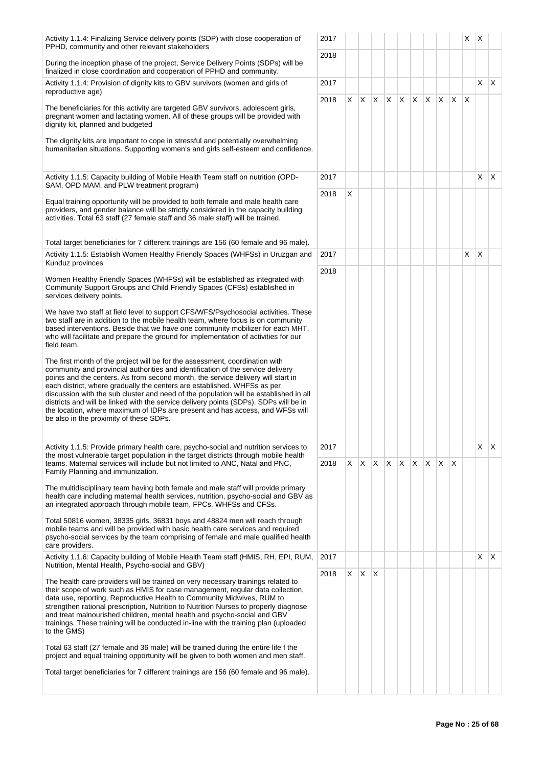| Activity | Year | 1 | 2 | 3 | 4 | 5 | 6 | 7 | 8 | 9 | 10 | 11 | 12 |
|---|---|---|---|---|---|---|---|---|---|---|---|---|---|
| Activity 1.1.4: Finalizing Service delivery points (SDP) with close cooperation of PPHD, community and other relevant stakeholders<br><br>During the inception phase of the project, Service Delivery Points (SDPs) will be finalized in close coordination and cooperation of PPHD and community. | 2017 | | | | | | | | | | X | X | |
| | 2018 | | | | | | | | | | | | |
| Activity 1.1.4: Provision of dignity kits to GBV survivors (women and girls of reproductive age)<br><br>The beneficiaries for this activity are targeted GBV survivors, adolescent girls, pregnant women and lactating women. All of these groups will be provided with dignity kit, planned and budgeted<br><br>The dignity kits are important to cope in stressful and potentially overwhelming humanitarian situations. Supporting women's and girls self-esteem and confidence. | 2017 | | | | | | | | | | | X | X |
| | 2018 | X | X | X | X | X | X | X | X | X | X | | |
| Activity 1.1.5: Capacity building of Mobile Health Team staff on nutrition (OPD-SAM, OPD MAM, and PLW treatment program)<br><br>Equal training opportunity will be provided to both female and male health care providers, and gender balance will be strictly considered in the capacity building activities. Total 63 staff (27 female staff and 36 male staff) will be trained.<br><br>Total target beneficiaries for 7 different trainings are 156 (60 female and 96 male). | 2017 | | | | | | | | | | | X | X |
| | 2018 | X | | | | | | | | | | | |
| Activity 1.1.5: Establish Women Healthy Friendly Spaces (WHFSs) in Uruzgan and Kunduz provinces<br><br>Women Healthy Friendly Spaces (WHFSs) will be established as integrated with Community Support Groups and Child Friendly Spaces (CFSs) established in services delivery points.<br><br>We have two staff at field level to support CFS/WFS/Psychosocial activities. These two staff are in addition to the mobile health team, where focus is on community based interventions. Beside that we have one community mobilizer for each MHT, who will facilitate and prepare the ground for implementation of activities for our field team.<br><br>The first month of the project will be for the assessment, coordination with community and provincial authorities and identification of the service delivery points and the centers. As from second month, the service delivery will start in each district, where gradually the centers are established. WHFSs as per discussion with the sub cluster and need of the population will be established in all districts and will be linked with the service delivery points (SDPs). SDPs will be in the location, where maximum of IDPs are present and has access, and WFSs will be also in the proximity of these SDPs. | 2017 | | | | | | | | | | X | X | |
| | 2018 | | | | | | | | | | | | |
| Activity 1.1.5: Provide primary health care, psycho-social and nutrition services to the most vulnerable target population in the target districts through mobile health teams. Maternal services will include but not limited to ANC, Natal and PNC, Family Planning and immunization.<br><br>The multidisciplinary team having both female and male staff will provide primary health care including maternal health services, nutrition, psycho-social and GBV as an integrated approach through mobile team, FPCs, WHFSs and CFSs.<br><br>Total 50816 women, 38335 girls, 36831 boys and 48824 men will reach through mobile teams and will be provided with basic health care services and required psycho-social services by the team comprising of female and male qualified health care providers. | 2017 | | | | | | | | | | | X | X |
| | 2018 | X | X | X | X | X | X | X | X | X | | | |
| Activity 1.1.6: Capacity building of Mobile Health Team staff (HMIS, RH, EPI, RUM, Nutrition, Mental Health, Psycho-social and GBV)<br><br>The health care providers will be trained on very necessary trainings related to their scope of work such as HMIS for case management, regular data collection, data use, reporting, Reproductive Health to Community Midwives, RUM to strengthen rational prescription, Nutrition to Nutrition Nurses to properly diagnose and treat malnourished children, mental health and psycho-social and GBV trainings. These training will be conducted in-line with the training plan (uploaded to the GMS)<br><br>Total 63 staff (27 female and 36 male) will be trained during the entire life f the project and equal training opportunity will be given to both women and men staff.<br><br>Total target beneficiaries for 7 different trainings are 156 (60 female and 96 male). | 2017 | | | | | | | | | | | X | X |
| | 2018 | X | X | X | | | | | | | | | |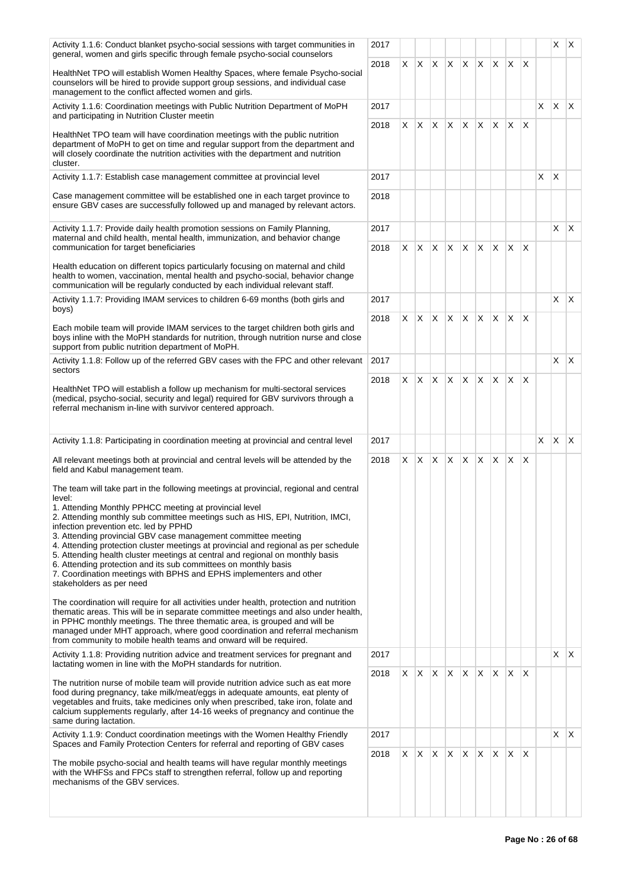| | | | | | | | | | | | | | |
|---|---|---|---|---|---|---|---|---|---|---|---|---|---|
| Activity 1.1.6: Conduct blanket psycho-social sessions with target communities in general, women and girls specific through female psycho-social counselors | 2017 | | | | | | | | | | | X | X |
| HealthNet TPO will establish Women Healthy Spaces, where female Psycho-social counselors will be hired to provide support group sessions, and individual case management to the conflict affected women and girls. | 2018 | X | X | X | X | X | X | X | X | X | | | |
| Activity 1.1.6: Coordination meetings with Public Nutrition Department of MoPH and participating in Nutrition Cluster meetin | 2017 | | | | | | | | | | X | X | X |
| HealthNet TPO team will have coordination meetings with the public nutrition department of MoPH to get on time and regular support from the department and will closely coordinate the nutrition activities with the department and nutrition cluster. | 2018 | X | X | X | X | X | X | X | X | X | | | |
| Activity 1.1.7: Establish case management committee at provincial level | 2017 | | | | | | | | | | X | X | |
| Case management committee will be established one in each target province to ensure GBV cases are successfully followed up and managed by relevant actors. | 2018 | | | | | | | | | | | | |
| Activity 1.1.7: Provide daily health promotion sessions on Family Planning, maternal and child health, mental health, immunization, and behavior change communication for target beneficiaries | 2017 | | | | | | | | | | | X | X |
| Health education on different topics particularly focusing on maternal and child health to women, vaccination, mental health and psycho-social, behavior change communication will be regularly conducted by each individual relevant staff. | 2018 | X | X | X | X | X | X | X | X | X | | | |
| Activity 1.1.7: Providing IMAM services to children 6-69 months (both girls and boys) | 2017 | | | | | | | | | | | X | X |
| Each mobile team will provide IMAM services to the target children both girls and boys inline with the MoPH standards for nutrition, through nutrition nurse and close support from public nutrition department of MoPH. | 2018 | X | X | X | X | X | X | X | X | X | | | |
| Activity 1.1.8: Follow up of the referred GBV cases with the FPC and other relevant sectors | 2017 | | | | | | | | | | | X | X |
| HealthNet TPO will establish a follow up mechanism for multi-sectoral services (medical, psycho-social, security and legal) required for GBV survivors through a referral mechanism in-line with survivor centered approach. | 2018 | X | X | X | X | X | X | X | X | X | | | |
| Activity 1.1.8: Participating in coordination meeting at provincial and central level | 2017 | | | | | | | | | | X | X | X |
| All relevant meetings both at provincial and central levels will be attended by the field and Kabul management team.<br><br>The team will take part in the following meetings at provincial, regional and central level:<br>1. Attending Monthly PPHCC meeting at provincial level<br>2. Attending monthly sub committee meetings such as HIS, EPI, Nutrition, IMCI, infection prevention etc. led by PPHD<br>3. Attending provincial GBV case management committee meeting<br>4. Attending protection cluster meetings at provincial and regional as per schedule<br>5. Attending health cluster meetings at central and regional on monthly basis<br>6. Attending protection and its sub committees on monthly basis<br>7. Coordination meetings with BPHS and EPHS implementers and other stakeholders as per need<br><br>The coordination will require for all activities under health, protection and nutrition thematic areas. This will be in separate committee meetings and also under health, in PPHC monthly meetings. The three thematic area, is grouped and will be managed under MHT approach, where good coordination and referral mechanism from community to mobile health teams and onward will be required. | 2018 | X | X | X | X | X | X | X | X | X | | | |
| Activity 1.1.8: Providing nutrition advice and treatment services for pregnant and lactating women in line with the MoPH standards for nutrition. | 2017 | | | | | | | | | | | X | X |
| The nutrition nurse of mobile team will provide nutrition advice such as eat more food during pregnancy, take milk/meat/eggs in adequate amounts, eat plenty of vegetables and fruits, take medicines only when prescribed, take iron, folate and calcium supplements regularly, after 14-16 weeks of pregnancy and continue the same during lactation. | 2018 | X | X | X | X | X | X | X | X | X | | | |
| Activity 1.1.9: Conduct coordination meetings with the Women Healthy Friendly Spaces and Family Protection Centers for referral and reporting of GBV cases | 2017 | | | | | | | | | | | X | X |
| The mobile psycho-social and health teams will have regular monthly meetings with the WHFSs and FPCs staff to strengthen referral, follow up and reporting mechanisms of the GBV services. | 2018 | X | X | X | X | X | X | X | X | X | | | |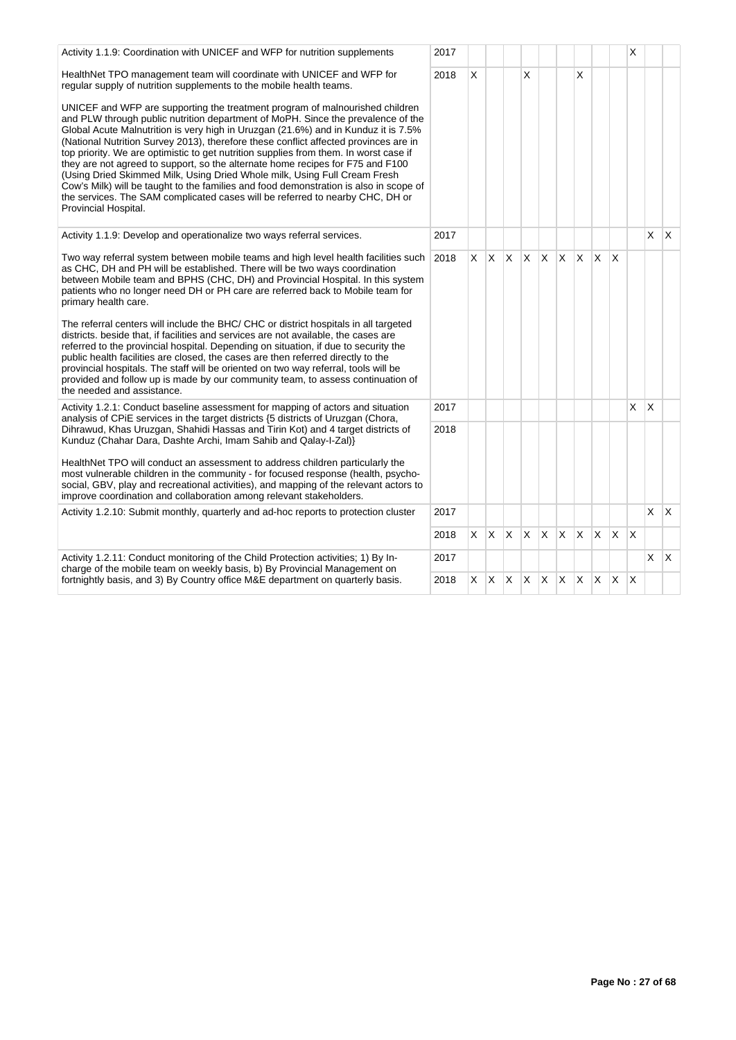| Activity | Year | 1 | 2 | 3 | 4 | 5 | 6 | 7 | 8 | 9 | 10 | 11 | 12 |
|---|---|---|---|---|---|---|---|---|---|---|---|---|---|
| Activity 1.1.9: Coordination with UNICEF and WFP for nutrition supplements | 2017 | | | | | | | | | | X | | |
| HealthNet TPO management team will coordinate with UNICEF and WFP for regular supply of nutrition supplements to the mobile health teams.<br><br>UNICEF and WFP are supporting the treatment program of malnourished children and PLW through public nutrition department of MoPH. Since the prevalence of the Global Acute Malnutrition is very high in Uruzgan (21.6%) and in Kunduz it is 7.5% (National Nutrition Survey 2013), therefore these conflict affected provinces are in top priority. We are optimistic to get nutrition supplies from them. In worst case if they are not agreed to support, so the alternate home recipes for F75 and F100 (Using Dried Skimmed Milk, Using Dried Whole milk, Using Full Cream Fresh Cow's Milk) will be taught to the families and food demonstration is also in scope of the services. The SAM complicated cases will be referred to nearby CHC, DH or Provincial Hospital. | 2018 | X | | | X | | | X | | | | | |
| Activity 1.1.9: Develop and operationalize two ways referral services. | 2017 | | | | | | | | | | | X | X |
| Two way referral system between mobile teams and high level health facilities such as CHC, DH and PH will be established. There will be two ways coordination between Mobile team and BPHS (CHC, DH) and Provincial Hospital. In this system patients who no longer need DH or PH care are referred back to Mobile team for primary health care.<br><br>The referral centers will include the BHC/ CHC or district hospitals in all targeted districts. beside that, if facilities and services are not available, the cases are referred to the provincial hospital. Depending on situation, if due to security the public health facilities are closed, the cases are then referred directly to the provincial hospitals. The staff will be oriented on two way referral, tools will be provided and follow up is made by our community team, to assess continuation of the needed and assistance. | 2018 | X | X | X | X | X | X | X | X | X | | | |
| Activity 1.2.1: Conduct baseline assessment for mapping of actors and situation analysis of CPiE services in the target districts {5 districts of Uruzgan (Chora, Dihrawud, Khas Uruzgan, Shahidi Hassas and Tirin Kot) and 4 target districts of Kunduz (Chahar Dara, Dashte Archi, Imam Sahib and Qalay-I-Zal)} | 2017 | | | | | | | | | | X | X | |
| HealthNet TPO will conduct an assessment to address children particularly the most vulnerable children in the community - for focused response (health, psycho-social, GBV, play and recreational activities), and mapping of the relevant actors to improve coordination and collaboration among relevant stakeholders. | 2018 | | | | | | | | | | | | |
| Activity 1.2.10: Submit monthly, quarterly and ad-hoc reports to protection cluster | 2017 | | | | | | | | | | | X | X |
| | 2018 | X | X | X | X | X | X | X | X | X | X | | |
| Activity 1.2.11: Conduct monitoring of the Child Protection activities; 1) By In-charge of the mobile team on weekly basis, b) By Provincial Management on fortnightly basis, and 3) By Country office M&E department on quarterly basis. | 2017 | | | | | | | | | | | X | X |
| | 2018 | X | X | X | X | X | X | X | X | X | X | | |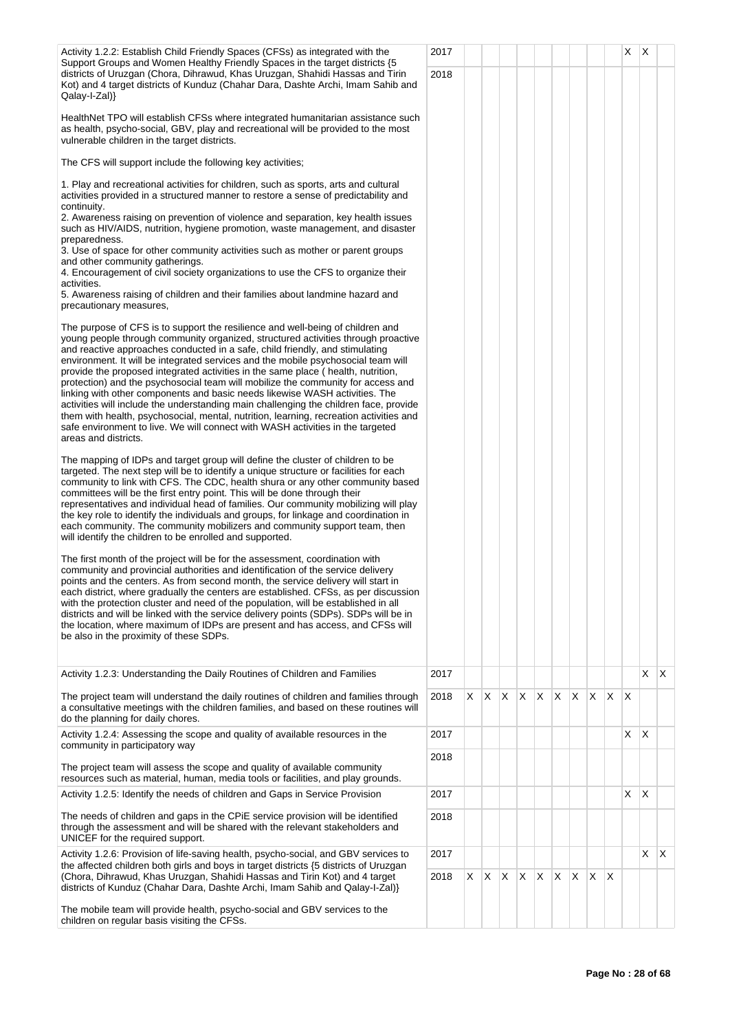| Activity | Year | 1 | 2 | 3 | 4 | 5 | 6 | 7 | 8 | 9 | 10 | 11 | 12 |
|---|---|---|---|---|---|---|---|---|---|---|---|---|---|
| Activity 1.2.2: Establish Child Friendly Spaces (CFSs) as integrated with the Support Groups and Women Healthy Friendly Spaces in the target districts {5 districts of Uruzgan (Chora, Dihrawud, Khas Uruzgan, Shahidi Hassas and Tirin Kot) and 4 target districts of Kunduz (Chahar Dara, Dashte Archi, Imam Sahib and Qalay-I-Zal)}<br><br>HealthNet TPO will establish CFSs where integrated humanitarian assistance such as health, psycho-social, GBV, play and recreational will be provided to the most vulnerable children in the target districts.<br><br>The CFS will support include the following key activities;<br><br>1. Play and recreational activities for children, such as sports, arts and cultural activities provided in a structured manner to restore a sense of predictability and continuity.<br>2. Awareness raising on prevention of violence and separation, key health issues such as HIV/AIDS, nutrition, hygiene promotion, waste management, and disaster preparedness.<br>3. Use of space for other community activities such as mother or parent groups and other community gatherings.<br>4. Encouragement of civil society organizations to use the CFS to organize their activities.<br>5. Awareness raising of children and their families about landmine hazard and precautionary measures,<br><br>The purpose of CFS is to support the resilience and well-being of children and young people through community organized, structured activities through proactive and reactive approaches conducted in a safe, child friendly, and stimulating environment. It will be integrated services and the mobile psychosocial team will provide the proposed integrated activities in the same place ( health, nutrition, protection) and the psychosocial team will mobilize the community for access and linking with other components and basic needs likewise WASH activities. The activities will include the understanding main challenging the children face, provide them with health, psychosocial, mental, nutrition, learning, recreation activities and safe environment to live. We will connect with WASH activities in the targeted areas and districts.<br><br>The mapping of IDPs and target group will define the cluster of children to be targeted. The next step will be to identify a unique structure or facilities for each community to link with CFS. The CDC, health shura or any other community based committees will be the first entry point. This will be done through their representatives and individual head of families. Our community mobilizing will play the key role to identify the individuals and groups, for linkage and coordination in each community. The community mobilizers and community support team, then will identify the children to be enrolled and supported.<br><br>The first month of the project will be for the assessment, coordination with community and provincial authorities and identification of the service delivery points and the centers. As from second month, the service delivery will start in each district, where gradually the centers are established. CFSs, as per discussion with the protection cluster and need of the population, will be established in all districts and will be linked with the service delivery points (SDPs). SDPs will be in the location, where maximum of IDPs are present and has access, and CFSs will be also in the proximity of these SDPs. | 2017 | | | | | | | | | | X | X | |
| | 2018 | | | | | | | | | | | | |
| Activity 1.2.3: Understanding the Daily Routines of Children and Families<br><br>The project team will understand the daily routines of children and families through a consultative meetings with the children families, and based on these routines will do the planning for daily chores. | 2017 | | | | | | | | | | | X | X |
| | 2018 | X | X | X | X | X | X | X | X | X | X | | |
| Activity 1.2.4: Assessing the scope and quality of available resources in the community in participatory way<br><br>The project team will assess the scope and quality of available community resources such as material, human, media tools or facilities, and play grounds. | 2017 | | | | | | | | | | X | X | |
| | 2018 | | | | | | | | | | | | |
| Activity 1.2.5: Identify the needs of children and Gaps in Service Provision<br><br>The needs of children and gaps in the CPiE service provision will be identified through the assessment and will be shared with the relevant stakeholders and UNICEF for the required support. | 2017 | | | | | | | | | | X | X | |
| | 2018 | | | | | | | | | | | | |
| Activity 1.2.6: Provision of life-saving health, psycho-social, and GBV services to the affected children both girls and boys in target districts {5 districts of Uruzgan (Chora, Dihrawud, Khas Uruzgan, Shahidi Hassas and Tirin Kot) and 4 target districts of Kunduz (Chahar Dara, Dashte Archi, Imam Sahib and Qalay-I-Zal)}<br><br>The mobile team will provide health, psycho-social and GBV services to the children on regular basis visiting the CFSs. | 2017 | | | | | | | | | | | X | X |
| | 2018 | X | X | X | X | X | X | X | X | X | | | |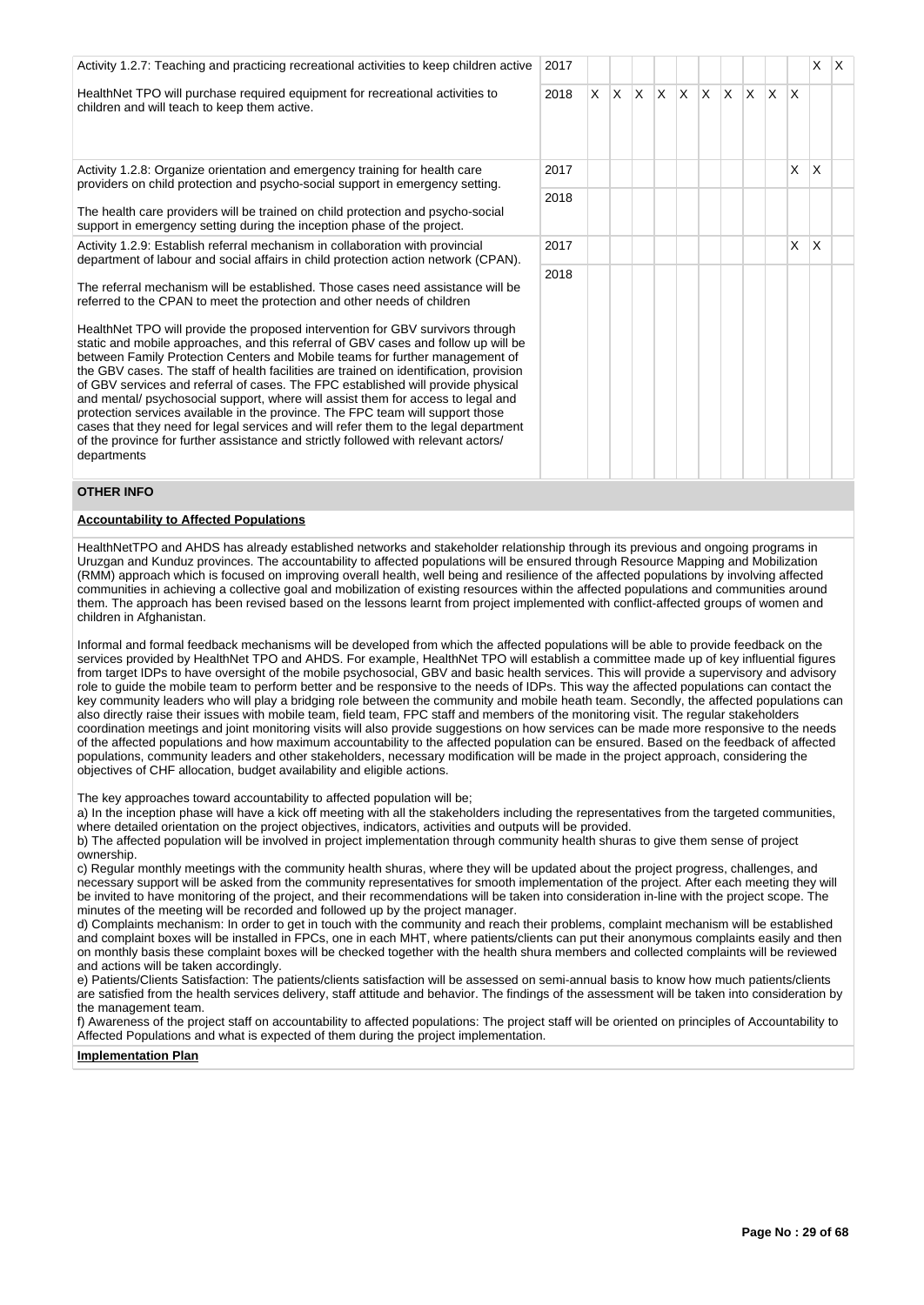| | | | | | | | | | | | | | |
|---|---|---|---|---|---|---|---|---|---|---|---|---|---|
| Activity 1.2.7: Teaching and practicing recreational activities to keep children active<br><br>HealthNet TPO will purchase required equipment for recreational activities to children and will teach to keep them active. | 2017 | | | | | | | | | | | X | X |
| | 2018 | X | X | X | X | X | X | X | X | X | X | | |
| Activity 1.2.8: Organize orientation and emergency training for health care providers on child protection and psycho-social support in emergency setting.<br><br>The health care providers will be trained on child protection and psycho-social support in emergency setting during the inception phase of the project. | 2017 | | | | | | | | | | X | X | |
| | 2018 | | | | | | | | | | | | |
| Activity 1.2.9: Establish referral mechanism in collaboration with provincial department of labour and social affairs in child protection action network (CPAN).<br><br>The referral mechanism will be established. Those cases need assistance will be referred to the CPAN to meet the protection and other needs of children<br><br>HealthNet TPO will provide the proposed intervention for GBV survivors through static and mobile approaches, and this referral of GBV cases and follow up will be between Family Protection Centers and Mobile teams for further management of the GBV cases. The staff of health facilities are trained on identification, provision of GBV services and referral of cases. The FPC established will provide physical and mental/ psychosocial support, where will assist them for access to legal and protection services available in the province. The FPC team will support those cases that they need for legal services and will refer them to the legal department of the province for further assistance and strictly followed with relevant actors/ departments | 2017 | | | | | | | | | | X | X | |
| | 2018 | | | | | | | | | | | | |

## OTHER INFO

**Accountability to Affected Populations**

HealthNetTPO and AHDS has already established networks and stakeholder relationship through its previous and ongoing programs in Uruzgan and Kunduz provinces. The accountability to affected populations will be ensured through Resource Mapping and Mobilization (RMM) approach which is focused on improving overall health, well being and resilience of the affected populations by involving affected communities in achieving a collective goal and mobilization of existing resources within the affected populations and communities around them. The approach has been revised based on the lessons learnt from project implemented with conflict-affected groups of women and children in Afghanistan.

Informal and formal feedback mechanisms will be developed from which the affected populations will be able to provide feedback on the services provided by HealthNet TPO and AHDS. For example, HealthNet TPO will establish a committee made up of key influential figures from target IDPs to have oversight of the mobile psychosocial, GBV and basic health services. This will provide a supervisory and advisory role to guide the mobile team to perform better and be responsive to the needs of IDPs. This way the affected populations can contact the key community leaders who will play a bridging role between the community and mobile heath team. Secondly, the affected populations can also directly raise their issues with mobile team, field team, FPC staff and members of the monitoring visit. The regular stakeholders coordination meetings and joint monitoring visits will also provide suggestions on how services can be made more responsive to the needs of the affected populations and how maximum accountability to the affected population can be ensured. Based on the feedback of affected populations, community leaders and other stakeholders, necessary modification will be made in the project approach, considering the objectives of CHF allocation, budget availability and eligible actions.

The key approaches toward accountability to affected population will be;

a) In the inception phase will have a kick off meeting with all the stakeholders including the representatives from the targeted communities, where detailed orientation on the project objectives, indicators, activities and outputs will be provided.

b) The affected population will be involved in project implementation through community health shuras to give them sense of project ownership.

c) Regular monthly meetings with the community health shuras, where they will be updated about the project progress, challenges, and necessary support will be asked from the community representatives for smooth implementation of the project. After each meeting they will be invited to have monitoring of the project, and their recommendations will be taken into consideration in-line with the project scope. The minutes of the meeting will be recorded and followed up by the project manager.

d) Complaints mechanism: In order to get in touch with the community and reach their problems, complaint mechanism will be established and complaint boxes will be installed in FPCs, one in each MHT, where patients/clients can put their anonymous complaints easily and then on monthly basis these complaint boxes will be checked together with the health shura members and collected complaints will be reviewed and actions will be taken accordingly.

e) Patients/Clients Satisfaction: The patients/clients satisfaction will be assessed on semi-annual basis to know how much patients/clients are satisfied from the health services delivery, staff attitude and behavior. The findings of the assessment will be taken into consideration by the management team.

f) Awareness of the project staff on accountability to affected populations: The project staff will be oriented on principles of Accountability to Affected Populations and what is expected of them during the project implementation.

**Implementation Plan**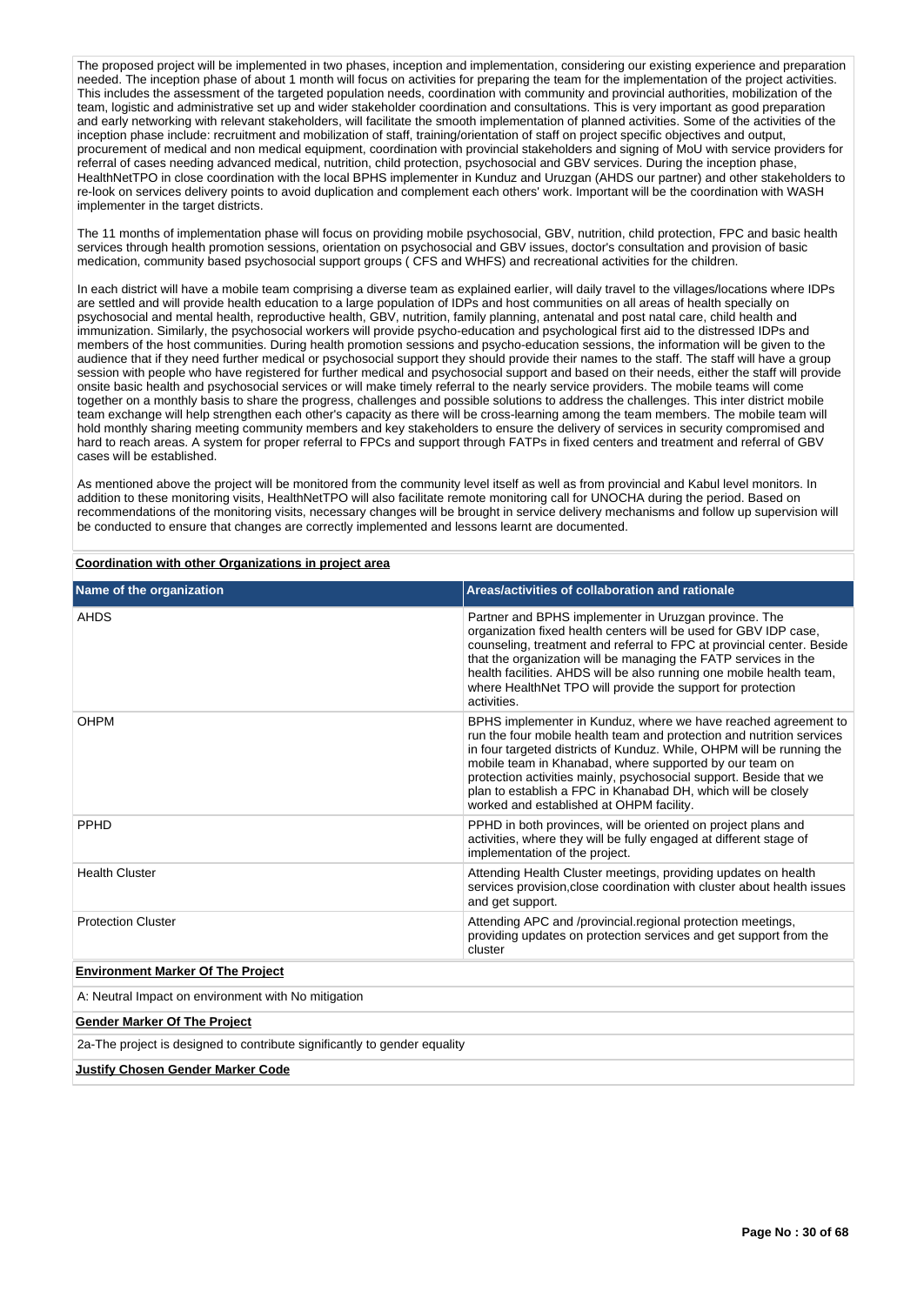The proposed project will be implemented in two phases, inception and implementation, considering our existing experience and preparation needed. The inception phase of about 1 month will focus on activities for preparing the team for the implementation of the project activities. This includes the assessment of the targeted population needs, coordination with community and provincial authorities, mobilization of the team, logistic and administrative set up and wider stakeholder coordination and consultations. This is very important as good preparation and early networking with relevant stakeholders, will facilitate the smooth implementation of planned activities. Some of the activities of the inception phase include: recruitment and mobilization of staff, training/orientation of staff on project specific objectives and output, procurement of medical and non medical equipment, coordination with provincial stakeholders and signing of MoU with service providers for referral of cases needing advanced medical, nutrition, child protection, psychosocial and GBV services. During the inception phase, HealthNetTPO in close coordination with the local BPHS implementer in Kunduz and Uruzgan (AHDS our partner) and other stakeholders to re-look on services delivery points to avoid duplication and complement each others' work. Important will be the coordination with WASH implementer in the target districts.

The 11 months of implementation phase will focus on providing mobile psychosocial, GBV, nutrition, child protection, FPC and basic health services through health promotion sessions, orientation on psychosocial and GBV issues, doctor's consultation and provision of basic medication, community based psychosocial support groups ( CFS and WHFS) and recreational activities for the children.

In each district will have a mobile team comprising a diverse team as explained earlier, will daily travel to the villages/locations where IDPs are settled and will provide health education to a large population of IDPs and host communities on all areas of health specially on psychosocial and mental health, reproductive health, GBV, nutrition, family planning, antenatal and post natal care, child health and immunization. Similarly, the psychosocial workers will provide psycho-education and psychological first aid to the distressed IDPs and members of the host communities. During health promotion sessions and psycho-education sessions, the information will be given to the audience that if they need further medical or psychosocial support they should provide their names to the staff. The staff will have a group session with people who have registered for further medical and psychosocial support and based on their needs, either the staff will provide onsite basic health and psychosocial services or will make timely referral to the nearly service providers. The mobile teams will come together on a monthly basis to share the progress, challenges and possible solutions to address the challenges. This inter district mobile team exchange will help strengthen each other's capacity as there will be cross-learning among the team members. The mobile team will hold monthly sharing meeting community members and key stakeholders to ensure the delivery of services in security compromised and hard to reach areas. A system for proper referral to FPCs and support through FATPs in fixed centers and treatment and referral of GBV cases will be established.

As mentioned above the project will be monitored from the community level itself as well as from provincial and Kabul level monitors. In addition to these monitoring visits, HealthNetTPO will also facilitate remote monitoring call for UNOCHA during the period. Based on recommendations of the monitoring visits, necessary changes will be brought in service delivery mechanisms and follow up supervision will be conducted to ensure that changes are correctly implemented and lessons learnt are documented.

**Coordination with other Organizations in project area**

| Name of the organization | Areas/activities of collaboration and rationale |
|---|---|
| AHDS | Partner and BPHS implementer in Uruzgan province. The organization fixed health centers will be used for GBV IDP case, counseling, treatment and referral to FPC at provincial center. Beside that the organization will be managing the FATP services in the health facilities. AHDS will be also running one mobile health team, where HealthNet TPO will provide the support for protection activities. |
| OHPM | BPHS implementer in Kunduz, where we have reached agreement to run the four mobile health team and protection and nutrition services in four targeted districts of Kunduz. While, OHPM will be running the mobile team in Khanabad, where supported by our team on protection activities mainly, psychosocial support. Beside that we plan to establish a FPC in Khanabad DH, which will be closely worked and established at OHPM facility. |
| PPHD | PPHD in both provinces, will be oriented on project plans and activities, where they will be fully engaged at different stage of implementation of the project. |
| Health Cluster | Attending Health Cluster meetings, providing updates on health services provision,close coordination with cluster about health issues and get support. |
| Protection Cluster | Attending APC and /provincial.regional protection meetings, providing updates on protection services and get support from the cluster |

**Environment Marker Of The Project**

A: Neutral Impact on environment with No mitigation

**Gender Marker Of The Project**

2a-The project is designed to contribute significantly to gender equality

**Justify Chosen Gender Marker Code**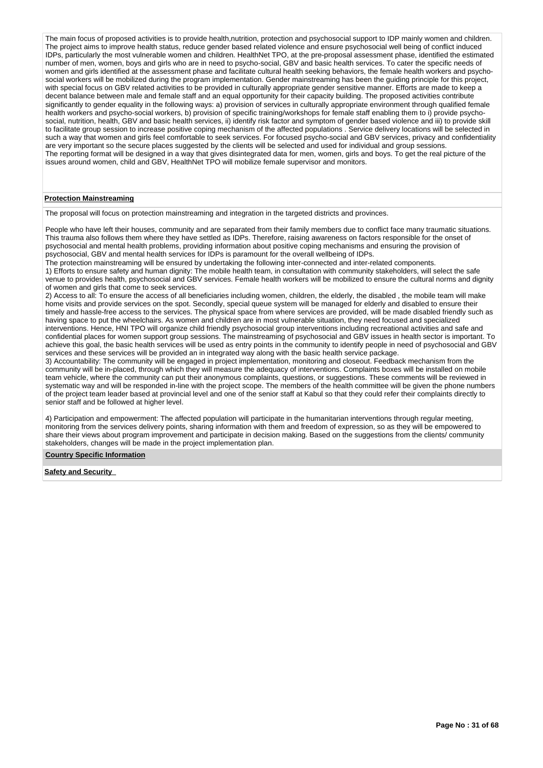The main focus of proposed activities is to provide health,nutrition, protection and psychosocial support to IDP mainly women and children. The project aims to improve health status, reduce gender based related violence and ensure psychosocial well being of conflict induced IDPs, particularly the most vulnerable women and children. HealthNet TPO, at the pre-proposal assessment phase, identified the estimated number of men, women, boys and girls who are in need to psycho-social, GBV and basic health services. To cater the specific needs of women and girls identified at the assessment phase and facilitate cultural health seeking behaviors, the female health workers and psycho-social workers will be mobilized during the program implementation. Gender mainstreaming has been the guiding principle for this project, with special focus on GBV related activities to be provided in culturally appropriate gender sensitive manner. Efforts are made to keep a decent balance between male and female staff and an equal opportunity for their capacity building. The proposed activities contribute significantly to gender equality in the following ways: a) provision of services in culturally appropriate environment through qualified female health workers and psycho-social workers, b) provision of specific training/workshops for female staff enabling them to i) provide psycho-social, nutrition, health, GBV and basic health services, ii) identify risk factor and symptom of gender based violence and iii) to provide skill to facilitate group session to increase positive coping mechanism of the affected populations . Service delivery locations will be selected in such a way that women and girls feel comfortable to seek services. For focused psycho-social and GBV services, privacy and confidentiality are very important so the secure places suggested by the clients will be selected and used for individual and group sessions.
The reporting format will be designed in a way that gives disintegrated data for men, women, girls and boys. To get the real picture of the issues around women, child and GBV, HealthNet TPO will mobilize female supervisor and monitors.

**Protection Mainstreaming**

The proposal will focus on protection mainstreaming and integration in the targeted districts and provinces.

People who have left their houses, community and are separated from their family members due to conflict face many traumatic situations. This trauma also follows them where they have settled as IDPs. Therefore, raising awareness on factors responsible for the onset of psychosocial and mental health problems, providing information about positive coping mechanisms and ensuring the provision of psychosocial, GBV and mental health services for IDPs is paramount for the overall wellbeing of IDPs.
The protection mainstreaming will be ensured by undertaking the following inter-connected and inter-related components.
1) Efforts to ensure safety and human dignity: The mobile health team, in consultation with community stakeholders, will select the safe venue to provides health, psychosocial and GBV services. Female health workers will be mobilized to ensure the cultural norms and dignity of women and girls that come to seek services.
2) Access to all: To ensure the access of all beneficiaries including women, children, the elderly, the disabled , the mobile team will make home visits and provide services on the spot. Secondly, special queue system will be managed for elderly and disabled to ensure their timely and hassle-free access to the services. The physical space from where services are provided, will be made disabled friendly such as having space to put the wheelchairs. As women and children are in most vulnerable situation, they need focused and specialized interventions. Hence, HNI TPO will organize child friendly psychosocial group interventions including recreational activities and safe and confidential places for women support group sessions. The mainstreaming of psychosocial and GBV issues in health sector is important. To achieve this goal, the basic health services will be used as entry points in the community to identify people in need of psychosocial and GBV services and these services will be provided an in integrated way along with the basic health service package.
3) Accountability: The community will be engaged in project implementation, monitoring and closeout. Feedback mechanism from the community will be in-placed, through which they will measure the adequacy of interventions. Complaints boxes will be installed on mobile team vehicle, where the community can put their anonymous complaints, questions, or suggestions. These comments will be reviewed in systematic way and will be responded in-line with the project scope. The members of the health committee will be given the phone numbers of the project team leader based at provincial level and one of the senior staff at Kabul so that they could refer their complaints directly to senior staff and be followed at higher level.

4) Participation and empowerment: The affected population will participate in the humanitarian interventions through regular meeting, monitoring from the services delivery points, sharing information with them and freedom of expression, so as they will be empowered to share their views about program improvement and participate in decision making. Based on the suggestions from the clients/ community stakeholders, changes will be made in the project implementation plan.

**Country Specific Information**

**Safety and Security**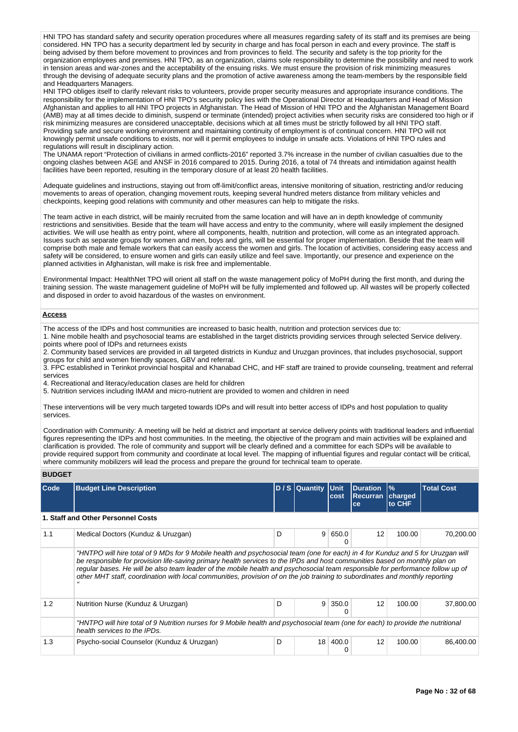HNI TPO has standard safety and security operation procedures where all measures regarding safety of its staff and its premises are being considered. HN TPO has a security department led by security in charge and has focal person in each and every province. The staff is being advised by them before movement to provinces and from provinces to field. The security and safety is the top priority for the organization employees and premises. HNI TPO, as an organization, claims sole responsibility to determine the possibility and need to work in tension areas and war-zones and the acceptability of the ensuing risks. We must ensure the provision of risk minimizing measures through the devising of adequate security plans and the promotion of active awareness among the team-members by the responsible field and Headquarters Managers.

HNI TPO obliges itself to clarify relevant risks to volunteers, provide proper security measures and appropriate insurance conditions. The responsibility for the implementation of HNI TPO's security policy lies with the Operational Director at Headquarters and Head of Mission Afghanistan and applies to all HNI TPO projects in Afghanistan. The Head of Mission of HNI TPO and the Afghanistan Management Board (AMB) may at all times decide to diminish, suspend or terminate (intended) project activities when security risks are considered too high or if risk minimizing measures are considered unacceptable, decisions which at all times must be strictly followed by all HNI TPO staff. Providing safe and secure working environment and maintaining continuity of employment is of continual concern. HNI TPO will not knowingly permit unsafe conditions to exists, nor will it permit employees to indulge in unsafe acts. Violations of HNI TPO rules and regulations will result in disciplinary action.

The UNAMA report "Protection of civilians in armed conflicts-2016" reported 3.7% increase in the number of civilian casualties due to the ongoing clashes between AGE and ANSF in 2016 compared to 2015. During 2016, a total of 74 threats and intimidation against health facilities have been reported, resulting in the temporary closure of at least 20 health facilities.

Adequate guidelines and instructions, staying out from off-limit/conflict areas, intensive monitoring of situation, restricting and/or reducing movements to areas of operation, changing movement routs, keeping several hundred meters distance from military vehicles and checkpoints, keeping good relations with community and other measures can help to mitigate the risks.

The team active in each district, will be mainly recruited from the same location and will have an in depth knowledge of community restrictions and sensitivities. Beside that the team will have access and entry to the community, where will easily implement the designed activities. We will use health as entry point, where all components, health, nutrition and protection, will come as an integrated approach. Issues such as separate groups for women and men, boys and girls, will be essential for proper implementation. Beside that the team will comprise both male and female workers that can easily access the women and girls. The location of activities, considering easy access and safety will be considered, to ensure women and girls can easily utilize and feel save. Importantly, our presence and experience on the planned activities in Afghanistan, will make is risk free and implementable.

Environmental Impact: HealthNet TPO will orient all staff on the waste management policy of MoPH during the first month, and during the training session. The waste management guideline of MoPH will be fully implemented and followed up. All wastes will be properly collected and disposed in order to avoid hazardous of the wastes on environment.

**Access**

The access of the IDPs and host communities are increased to basic health, nutrition and protection services due to:

1. Nine mobile health and psychosocial teams are established in the target districts providing services through selected Service delivery. points where pool of IDPs and returnees exists
2. Community based services are provided in all targeted districts in Kunduz and Uruzgan provinces, that includes psychosocial, support groups for child and women friendly spaces, GBV and referral.
3. FPC established in Terinkot provincial hospital and Khanabad CHC, and HF staff are trained to provide counseling, treatment and referral services
4. Recreational and literacy/education clases are held for children
5. Nutrition services including IMAM and micro-nutrient are provided to women and children in need

These interventions will be very much targeted towards IDPs and will result into better access of IDPs and host population to quality services.

Coordination with Community: A meeting will be held at district and important at service delivery points with traditional leaders and influential figures representing the IDPs and host communities. In the meeting, the objective of the program and main activities will be explained and clarification is provided. The role of community and support will be clearly defined and a committee for each SDPs will be available to provide required support from community and coordinate at local level. The mapping of influential figures and regular contact will be critical, where community mobilizers will lead the process and prepare the ground for technical team to operate.

## BUDGET

| Code | Budget Line Description | D / S | Quantity | Unit cost | Duration Recurrance | % charged to CHF | Total Cost |
|---|---|---|---|---|---|---|---|
| **1. Staff and Other Personnel Costs** | | | | | | | |
| 1.1 | Medical Doctors (Kunduz & Uruzgan) | D | 9 | 650.00 | 12 | 100.00 | 70,200.00 |
| | *"HNTPO will hire total of 9 MDs for 9 Mobile health and psychosocial team (one for each) in 4 for Kunduz and 5 for Uruzgan will be responsible for provision life-saving primary health services to the IPDs and host communities based on monthly plan on regular bases. He will be also team leader of the mobile health and psychosocial team responsible for performance follow up of other MHT staff, coordination with local communities, provision of on the job training to subordinates and monthly reporting "* | | | | | | |
| 1.2 | Nutrition Nurse (Kunduz & Uruzgan) | D | 9 | 350.00 | 12 | 100.00 | 37,800.00 |
| | *"HNTPO will hire total of 9 Nutrition nurses for 9 Mobile health and psychosocial team (one for each) to provide the nutritional health services to the IPDs.* | | | | | | |
| 1.3 | Psycho-social Counselor (Kunduz & Uruzgan) | D | 18 | 400.00 | 12 | 100.00 | 86,400.00 |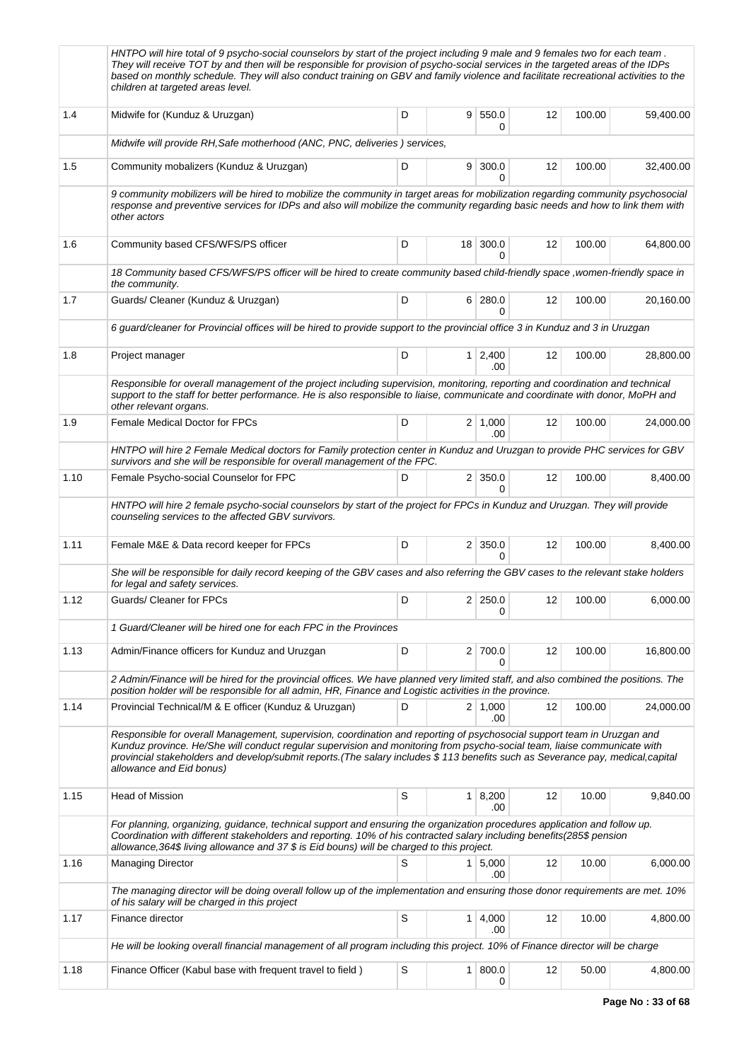| | | | | | | | |
|---|---|---|---|---|---|---|---|
| | *HNTPO will hire total of 9 psycho-social counselors by start of the project including 9 male and 9 females two for each team . They will receive TOT by and then will be responsible for provision of psycho-social services in the targeted areas of the IDPs based on monthly schedule. They will also conduct training on GBV and family violence and facilitate recreational activities to the children at targeted areas level.* | | | | | | |
| 1.4 | Midwife for (Kunduz & Uruzgan) | D | 9 | 550.00 | 12 | 100.00 | 59,400.00 |
| | *Midwife will provide RH,Safe motherhood (ANC, PNC, deliveries ) services,* | | | | | | |
| 1.5 | Community mobalizers (Kunduz & Uruzgan) | D | 9 | 300.00 | 12 | 100.00 | 32,400.00 |
| | *9 community mobilizers will be hired to mobilize the community in target areas for mobilization regarding community psychosocial response and preventive services for IDPs and also will mobilize the community regarding basic needs and how to link them with other actors* | | | | | | |
| 1.6 | Community based CFS/WFS/PS officer | D | 18 | 300.00 | 12 | 100.00 | 64,800.00 |
| | *18 Community based CFS/WFS/PS officer will be hired to create community based child-friendly space ,women-friendly space in the community.* | | | | | | |
| 1.7 | Guards/ Cleaner (Kunduz & Uruzgan) | D | 6 | 280.00 | 12 | 100.00 | 20,160.00 |
| | *6 guard/cleaner for Provincial offices will be hired to provide support to the provincial office 3 in Kunduz and 3 in Uruzgan* | | | | | | |
| 1.8 | Project manager | D | 1 | 2,400.00 | 12 | 100.00 | 28,800.00 |
| | *Responsible for overall management of the project including supervision, monitoring, reporting and coordination and technical support to the staff for better performance. He is also responsible to liaise, communicate and coordinate with donor, MoPH and other relevant organs.* | | | | | | |
| 1.9 | Female Medical Doctor for FPCs | D | 2 | 1,000.00 | 12 | 100.00 | 24,000.00 |
| | *HNTPO will hire 2 Female Medical doctors for Family protection center in Kunduz and Uruzgan to provide PHC services for GBV survivors and she will be responsible for overall management of the FPC.* | | | | | | |
| 1.10 | Female Psycho-social Counselor for FPC | D | 2 | 350.00 | 12 | 100.00 | 8,400.00 |
| | *HNTPO will hire 2 female psycho-social counselors by start of the project for FPCs in Kunduz and Uruzgan. They will provide counseling services to the affected GBV survivors.* | | | | | | |
| 1.11 | Female M&E & Data record keeper for FPCs | D | 2 | 350.00 | 12 | 100.00 | 8,400.00 |
| | *She will be responsible for daily record keeping of the GBV cases and also referring the GBV cases to the relevant stake holders for legal and safety services.* | | | | | | |
| 1.12 | Guards/ Cleaner for FPCs | D | 2 | 250.00 | 12 | 100.00 | 6,000.00 |
| | *1 Guard/Cleaner will be hired one for each FPC in the Provinces* | | | | | | |
| 1.13 | Admin/Finance officers for Kunduz and Uruzgan | D | 2 | 700.00 | 12 | 100.00 | 16,800.00 |
| | *2 Admin/Finance will be hired for the provincial offices. We have planned very limited staff, and also combined the positions. The position holder will be responsible for all admin, HR, Finance and Logistic activities in the province.* | | | | | | |
| 1.14 | Provincial Technical/M & E officer (Kunduz & Uruzgan) | D | 2 | 1,000.00 | 12 | 100.00 | 24,000.00 |
| | *Responsible for overall Management, supervision, coordination and reporting of psychosocial support team in Uruzgan and Kunduz province. He/She will conduct regular supervision and monitoring from psycho-social team, liaise communicate with provincial stakeholders and develop/submit reports.(The salary includes $ 113 benefits such as Severance pay, medical,capital allowance and Eid bonus)* | | | | | | |
| 1.15 | Head of Mission | S | 1 | 8,200.00 | 12 | 10.00 | 9,840.00 |
| | *For planning, organizing, guidance, technical support and ensuring the organization procedures application and follow up. Coordination with different stakeholders and reporting. 10% of his contracted salary including benefits(285$ pension allowance,364$ living allowance and 37 $ is Eid bouns) will be charged to this project.* | | | | | | |
| 1.16 | Managing Director | S | 1 | 5,000.00 | 12 | 10.00 | 6,000.00 |
| | *The managing director will be doing overall follow up of the implementation and ensuring those donor requirements are met. 10% of his salary will be charged in this project* | | | | | | |
| 1.17 | Finance director | S | 1 | 4,000.00 | 12 | 10.00 | 4,800.00 |
| | *He will be looking overall financial management of all program including this project. 10% of Finance director will be charge* | | | | | | |
| 1.18 | Finance Officer (Kabul base with frequent travel to field ) | S | 1 | 800.00 | 12 | 50.00 | 4,800.00 |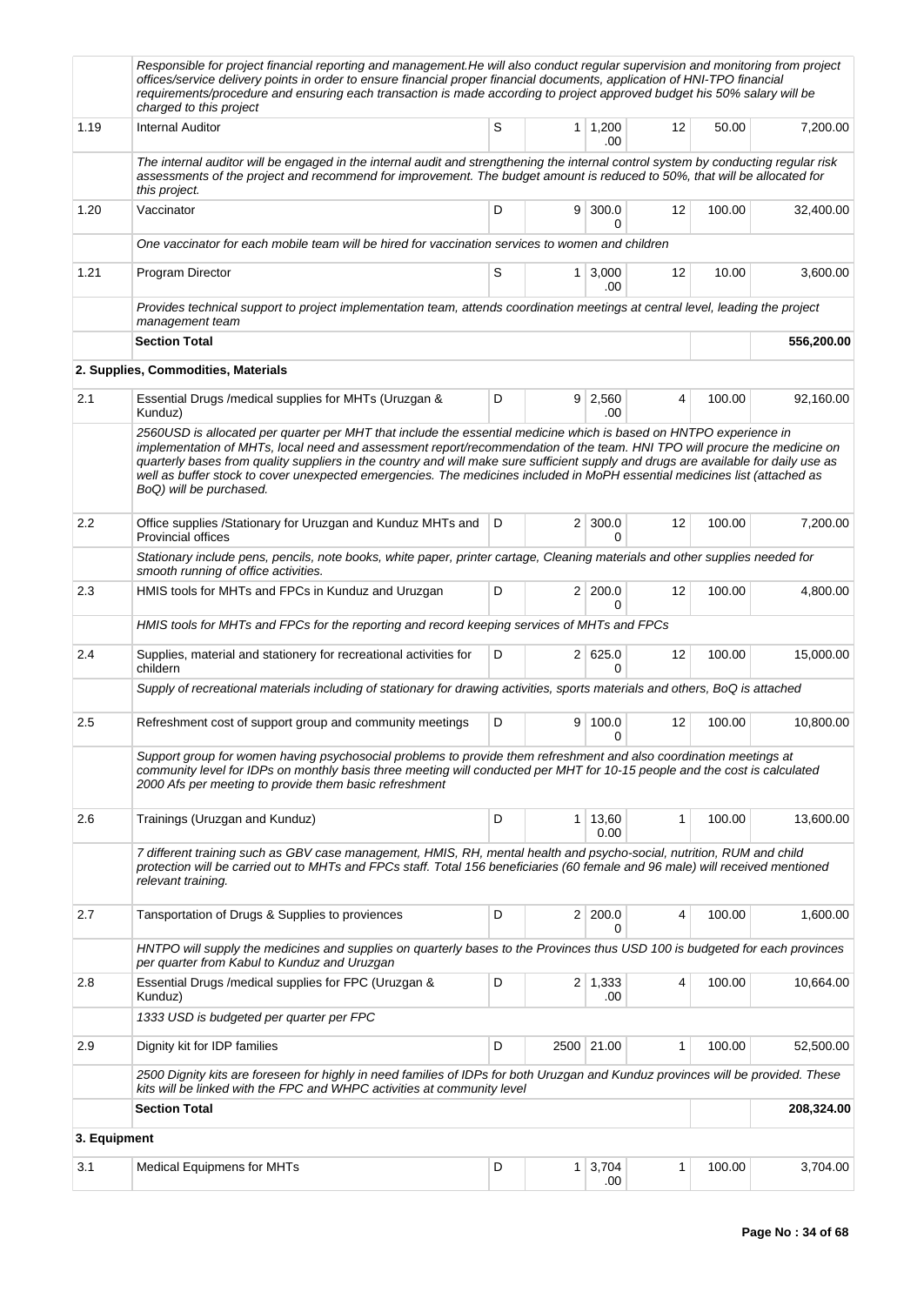| | | | | | | | |
|---|---|---|---|---|---|---|---|
| | *Responsible for project financial reporting and management.He will also conduct regular supervision and monitoring from project offices/service delivery points in order to ensure financial proper financial documents, application of HNI-TPO financial requirements/procedure and ensuring each transaction is made according to project approved budget his 50% salary will be charged to this project* | | | | | | |
| 1.19 | Internal Auditor | S | 1 | 1,200.00 | 12 | 50.00 | 7,200.00 |
| | *The internal auditor will be engaged in the internal audit and strengthening the internal control system by conducting regular risk assessments of the project and recommend for improvement. The budget amount is reduced to 50%, that will be allocated for this project.* | | | | | | |
| 1.20 | Vaccinator | D | 9 | 300.00 | 12 | 100.00 | 32,400.00 |
| | *One vaccinator for each mobile team will be hired for vaccination services to women and children* | | | | | | |
| 1.21 | Program Director | S | 1 | 3,000.00 | 12 | 10.00 | 3,600.00 |
| | *Provides technical support to project implementation team, attends coordination meetings at central level, leading the project management team* | | | | | | |
| | **Section Total** | | | | | | **556,200.00** |
| | **2. Supplies, Commodities, Materials** | | | | | | |
| 2.1 | Essential Drugs /medical supplies for MHTs (Uruzgan & Kunduz) | D | 9 | 2,560.00 | 4 | 100.00 | 92,160.00 |
| | *2560USD is allocated per quarter per MHT that include the essential medicine which is based on HNTPO experience in implementation of MHTs, local need and assessment report/recommendation of the team. HNI TPO will procure the medicine on quarterly bases from quality suppliers in the country and will make sure sufficient supply and drugs are available for daily use as well as buffer stock to cover unexpected emergencies. The medicines included in MoPH essential medicines list (attached as BoQ) will be purchased.* | | | | | | |
| 2.2 | Office supplies /Stationary for Uruzgan and Kunduz MHTs and Provincial offices | D | 2 | 300.00 | 12 | 100.00 | 7,200.00 |
| | *Stationary include pens, pencils, note books, white paper, printer cartage, Cleaning materials and other supplies needed for smooth running of office activities.* | | | | | | |
| 2.3 | HMIS tools for MHTs and FPCs in Kunduz and Uruzgan | D | 2 | 200.00 | 12 | 100.00 | 4,800.00 |
| | *HMIS tools for MHTs and FPCs for the reporting and record keeping services of MHTs and FPCs* | | | | | | |
| 2.4 | Supplies, material and stationery for recreational activities for childern | D | 2 | 625.00 | 12 | 100.00 | 15,000.00 |
| | *Supply of recreational materials including of stationary for drawing activities, sports materials and others, BoQ is attached* | | | | | | |
| 2.5 | Refreshment cost of support group and community meetings | D | 9 | 100.00 | 12 | 100.00 | 10,800.00 |
| | *Support group for women having psychosocial problems to provide them refreshment and also coordination meetings at community level for IDPs on monthly basis three meeting will conducted per MHT for 10-15 people and the cost is calculated 2000 Afs per meeting to provide them basic refreshment* | | | | | | |
| 2.6 | Trainings (Uruzgan and Kunduz) | D | 1 | 13,600.00 | 1 | 100.00 | 13,600.00 |
| | *7 different training such as GBV case management, HMIS, RH, mental health and psycho-social, nutrition, RUM and child protection will be carried out to MHTs and FPCs staff. Total 156 beneficiaries (60 female and 96 male) will received mentioned relevant training.* | | | | | | |
| 2.7 | Tansportation of Drugs & Supplies to proviences | D | 2 | 200.00 | 4 | 100.00 | 1,600.00 |
| | *HNTPO will supply the medicines and supplies on quarterly bases to the Provinces thus USD 100 is budgeted for each provinces per quarter from Kabul to Kunduz and Uruzgan* | | | | | | |
| 2.8 | Essential Drugs /medical supplies for FPC (Uruzgan & Kunduz) | D | 2 | 1,333.00 | 4 | 100.00 | 10,664.00 |
| | *1333 USD is budgeted per quarter per FPC* | | | | | | |
| 2.9 | Dignity kit for IDP families | D | 2500 | 21.00 | 1 | 100.00 | 52,500.00 |
| | *2500 Dignity kits are foreseen for highly in need families of IDPs for both Uruzgan and Kunduz provinces will be provided. These kits will be linked with the FPC and WHPC activities at community level* | | | | | | |
| | **Section Total** | | | | | | **208,324.00** |
| **3. Equipment** | | | | | | | |
| 3.1 | Medical Equipmens for MHTs | D | 1 | 3,704.00 | 1 | 100.00 | 3,704.00 |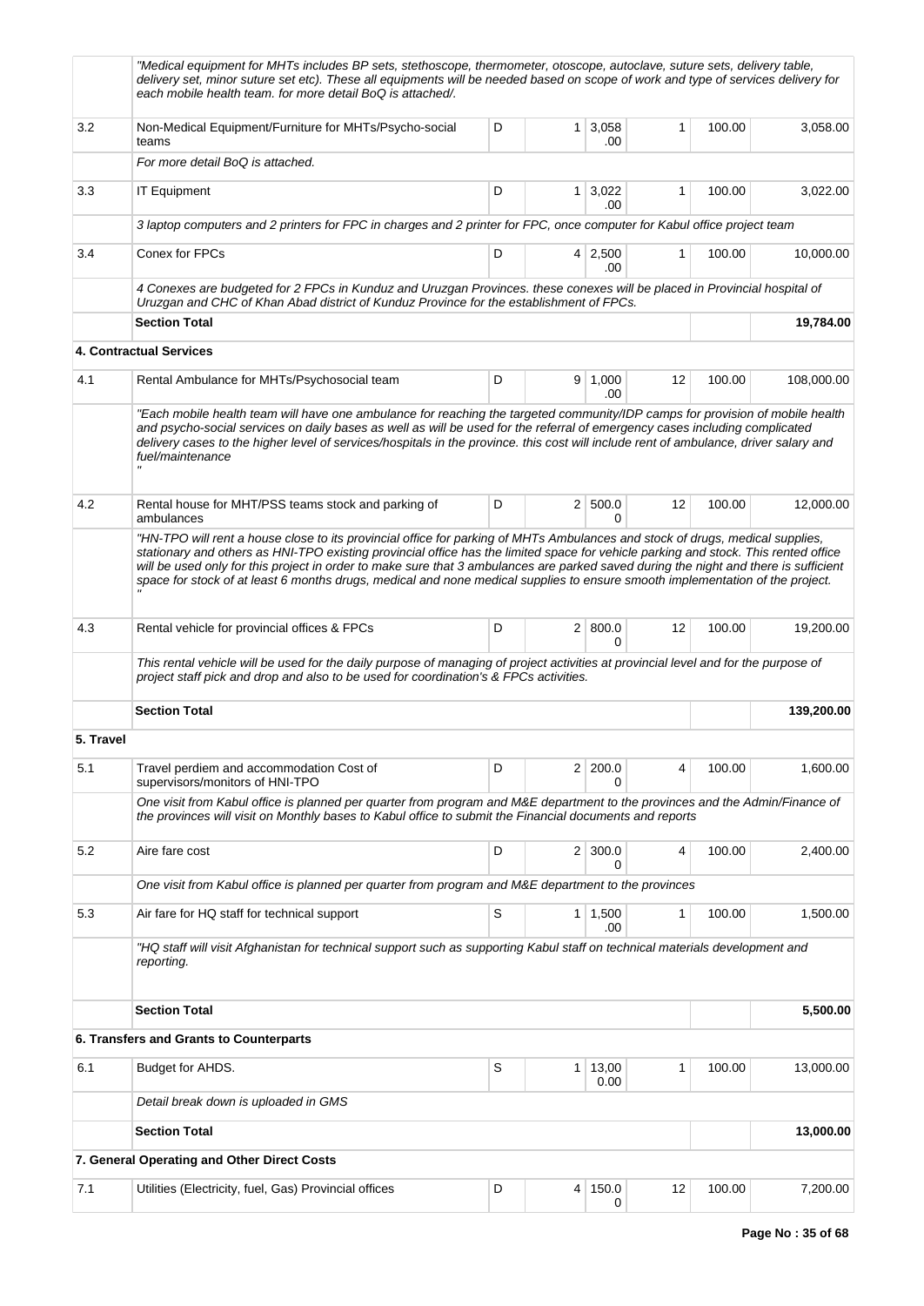| | | | | | | | |
|---|---|---|---|---|---|---|---|
| | *"Medical equipment for MHTs includes BP sets, stethoscope, thermometer, otoscope, autoclave, suture sets, delivery table, delivery set, minor suture set etc). These all equipments will be needed based on scope of work and type of services delivery for each mobile health team. for more detail BoQ is attached/.* | | | | | | |
| 3.2 | Non-Medical Equipment/Furniture for MHTs/Psycho-social teams | D | 1 | 3,058.00 | 1 | 100.00 | 3,058.00 |
| | *For more detail BoQ is attached.* | | | | | | |
| 3.3 | IT Equipment | D | 1 | 3,022.00 | 1 | 100.00 | 3,022.00 |
| | *3 laptop computers and 2 printers for FPC in charges and 2 printer for FPC, once computer for Kabul office project team* | | | | | | |
| 3.4 | Conex for FPCs | D | 4 | 2,500.00 | 1 | 100.00 | 10,000.00 |
| | *4 Conexes are budgeted for 2 FPCs in Kunduz and Uruzgan Provinces. these conexes will be placed in Provincial hospital of Uruzgan and CHC of Khan Abad district of Kunduz Province for the establishment of FPCs.* | | | | | | |
| | **Section Total** | | | | | | **19,784.00** |
| | **4. Contractual Services** | | | | | | |
| 4.1 | Rental Ambulance for MHTs/Psychosocial team | D | 9 | 1,000.00 | 12 | 100.00 | 108,000.00 |
| | *"Each mobile health team will have one ambulance for reaching the targeted community/IDP camps for provision of mobile health and psycho-social services on daily bases as well as will be used for the referral of emergency cases including complicated delivery cases to the higher level of services/hospitals in the province. this cost will include rent of ambulance, driver salary and fuel/maintenance "* | | | | | | |
| 4.2 | Rental house for MHT/PSS teams stock and parking of ambulances | D | 2 | 500.00 | 12 | 100.00 | 12,000.00 |
| | *"HN-TPO will rent a house close to its provincial office for parking of MHTs Ambulances and stock of drugs, medical supplies, stationary and others as HNI-TPO existing provincial office has the limited space for vehicle parking and stock. This rented office will be used only for this project in order to make sure that 3 ambulances are parked saved during the night and there is sufficient space for stock of at least 6 months drugs, medical and none medical supplies to ensure smooth implementation of the project. "* | | | | | | |
| 4.3 | Rental vehicle for provincial offices & FPCs | D | 2 | 800.00 | 12 | 100.00 | 19,200.00 |
| | *This rental vehicle will be used for the daily purpose of managing of project activities at provincial level and for the purpose of project staff pick and drop and also to be used for coordination's & FPCs activities.* | | | | | | |
| | **Section Total** | | | | | | **139,200.00** |
| **5. Travel** | | | | | | | |
| 5.1 | Travel perdiem and accommodation Cost of supervisors/monitors of HNI-TPO | D | 2 | 200.00 | 4 | 100.00 | 1,600.00 |
| | *One visit from Kabul office is planned per quarter from program and M&E department to the provinces and the Admin/Finance of the provinces will visit on Monthly bases to Kabul office to submit the Financial documents and reports* | | | | | | |
| 5.2 | Aire fare cost | D | 2 | 300.00 | 4 | 100.00 | 2,400.00 |
| | *One visit from Kabul office is planned per quarter from program and M&E department to the provinces* | | | | | | |
| 5.3 | Air fare for HQ staff for technical support | S | 1 | 1,500.00 | 1 | 100.00 | 1,500.00 |
| | *"HQ staff will visit Afghanistan for technical support such as supporting Kabul staff on technical materials development and reporting.* | | | | | | |
| | **Section Total** | | | | | | **5,500.00** |
| | **6. Transfers and Grants to Counterparts** | | | | | | |
| 6.1 | Budget for AHDS. | S | 1 | 13,000.00 | 1 | 100.00 | 13,000.00 |
| | *Detail break down is uploaded in GMS* | | | | | | |
| | **Section Total** | | | | | | **13,000.00** |
| | **7. General Operating and Other Direct Costs** | | | | | | |
| 7.1 | Utilities (Electricity, fuel, Gas) Provincial offices | D | 4 | 150.00 | 12 | 100.00 | 7,200.00 |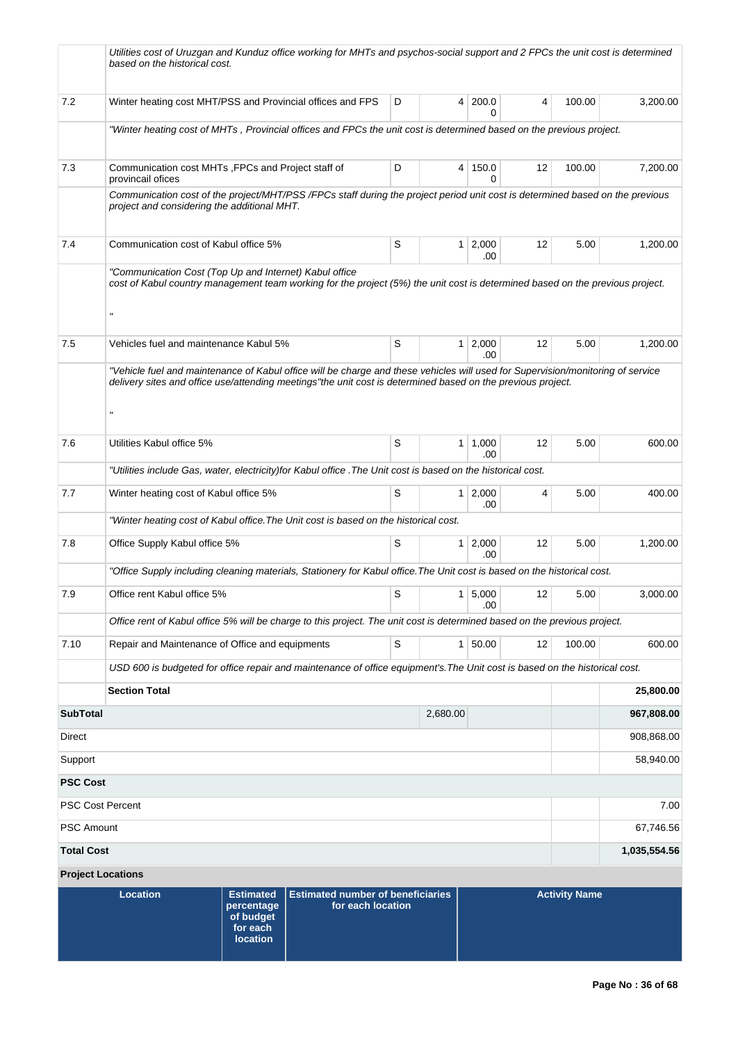| | | | | | | | |
|---|---|---|---|---|---|---|---|
| | *Utilities cost of Uruzgan and Kunduz office working for MHTs and psychos-social support and 2 FPCs the unit cost is determined based on the historical cost.* | | | | | | |
| 7.2 | Winter heating cost MHT/PSS and Provincial offices and FPS | D | 4 | 200.00 | 4 | 100.00 | 3,200.00 |
| | *"Winter heating cost of MHTs , Provincial offices and FPCs the unit cost is determined based on the previous project.* | | | | | | |
| 7.3 | Communication cost MHTs ,FPCs and Project staff of provincail ofices | D | 4 | 150.00 | 12 | 100.00 | 7,200.00 |
| | *Communication cost of the project/MHT/PSS /FPCs staff during the project period unit cost is determined based on the previous project and considering the additional MHT.* | | | | | | |
| 7.4 | Communication cost of Kabul office 5% | S | 1 | 2,000.00 | 12 | 5.00 | 1,200.00 |
| | *"Communication Cost (Top Up and Internet) Kabul office cost of Kabul country management team working for the project (5%) the unit cost is determined based on the previous project. "* | | | | | | |
| 7.5 | Vehicles fuel and maintenance Kabul 5% | S | 1 | 2,000.00 | 12 | 5.00 | 1,200.00 |
| | *"Vehicle fuel and maintenance of Kabul office will be charge and these vehicles will used for Supervision/monitoring of service delivery sites and office use/attending meetings"the unit cost is determined based on the previous project. "* | | | | | | |
| 7.6 | Utilities Kabul office 5% | S | 1 | 1,000.00 | 12 | 5.00 | 600.00 |
| | *"Utilities include Gas, water, electricity)for Kabul office .The Unit cost is based on the historical cost.* | | | | | | |
| 7.7 | Winter heating cost of Kabul office 5% | S | 1 | 2,000.00 | 4 | 5.00 | 400.00 |
| | *"Winter heating cost of Kabul office.The Unit cost is based on the historical cost.* | | | | | | |
| 7.8 | Office Supply Kabul office 5% | S | 1 | 2,000.00 | 12 | 5.00 | 1,200.00 |
| | *"Office Supply including cleaning materials, Stationery for Kabul office.The Unit cost is based on the historical cost.* | | | | | | |
| 7.9 | Office rent Kabul office 5% | S | 1 | 5,000.00 | 12 | 5.00 | 3,000.00 |
| | *Office rent of Kabul office 5% will be charge to this project. The unit cost is determined based on the previous project.* | | | | | | |
| 7.10 | Repair and Maintenance of Office and equipments | S | 1 | 50.00 | 12 | 100.00 | 600.00 |
| | *USD 600 is budgeted for office repair and maintenance of office equipment's.The Unit cost is based on the historical cost.* | | | | | | |
| | **Section Total** | | | | | | **25,800.00** |
| **SubTotal** | | | 2,680.00 | | | | **967,808.00** |
| Direct | | | | | | | 908,868.00 |
| Support | | | | | | | 58,940.00 |
| **PSC Cost** | | | | | | | |
| PSC Cost Percent | | | | | | | 7.00 |
| PSC Amount | | | | | | | 67,746.56 |
| **Total Cost** | | | | | | | **1,035,554.56** |

**Project Locations**

| Location | Estimated percentage of budget for each location | Estimated number of beneficiaries for each location | Activity Name |
|---|---|---|---|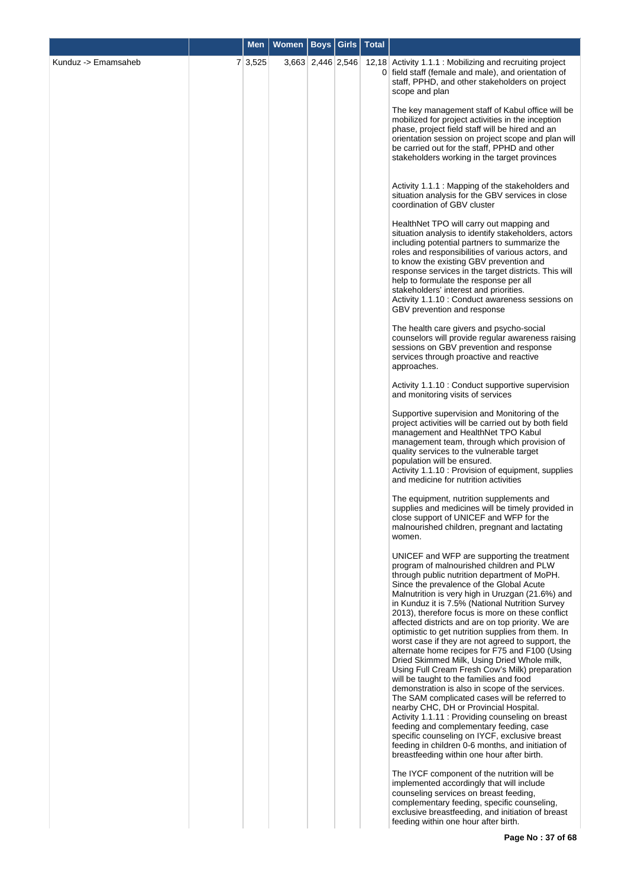| | | Men | Women | Boys | Girls | Total | |
|---|---|---|---|---|---|---|---|
| Kunduz -> Emamsaheb | 7 | 3,525 | 3,663 | 2,446 | 2,546 | 12,180 | Activity 1.1.1 : Mobilizing and recruiting project field staff (female and male), and orientation of staff, PPHD, and other stakeholders on project scope and plan<br><br>The key management staff of Kabul office will be mobilized for project activities in the inception phase, project field staff will be hired and an orientation session on project scope and plan will be carried out for the staff, PPHD and other stakeholders working in the target provinces<br><br>Activity 1.1.1 : Mapping of the stakeholders and situation analysis for the GBV services in close coordination of GBV cluster<br><br>HealthNet TPO will carry out mapping and situation analysis to identify stakeholders, actors including potential partners to summarize the roles and responsibilities of various actors, and to know the existing GBV prevention and response services in the target districts. This will help to formulate the response per all stakeholders' interest and priorities.<br>Activity 1.1.10 : Conduct awareness sessions on GBV prevention and response<br><br>The health care givers and psycho-social counselors will provide regular awareness raising sessions on GBV prevention and response services through proactive and reactive approaches.<br><br>Activity 1.1.10 : Conduct supportive supervision and monitoring visits of services<br><br>Supportive supervision and Monitoring of the project activities will be carried out by both field management and HealthNet TPO Kabul management team, through which provision of quality services to the vulnerable target population will be ensured.<br>Activity 1.1.10 : Provision of equipment, supplies and medicine for nutrition activities<br><br>The equipment, nutrition supplements and supplies and medicines will be timely provided in close support of UNICEF and WFP for the malnourished children, pregnant and lactating women.<br><br>UNICEF and WFP are supporting the treatment program of malnourished children and PLW through public nutrition department of MoPH. Since the prevalence of the Global Acute Malnutrition is very high in Uruzgan (21.6%) and in Kunduz it is 7.5% (National Nutrition Survey 2013), therefore focus is more on these conflict affected districts and are on top priority. We are optimistic to get nutrition supplies from them. In worst case if they are not agreed to support, the alternate home recipes for F75 and F100 (Using Dried Skimmed Milk, Using Dried Whole milk, Using Full Cream Fresh Cow's Milk) preparation will be taught to the families and food demonstration is also in scope of the services. The SAM complicated cases will be referred to nearby CHC, DH or Provincial Hospital.<br>Activity 1.1.11 : Providing counseling on breast feeding and complementary feeding, case specific counseling on IYCF, exclusive breast feeding in children 0-6 months, and initiation of breastfeeding within one hour after birth.<br><br>The IYCF component of the nutrition will be implemented accordingly that will include counseling services on breast feeding, complementary feeding, specific counseling, exclusive breastfeeding, and initiation of breast feeding within one hour after birth. |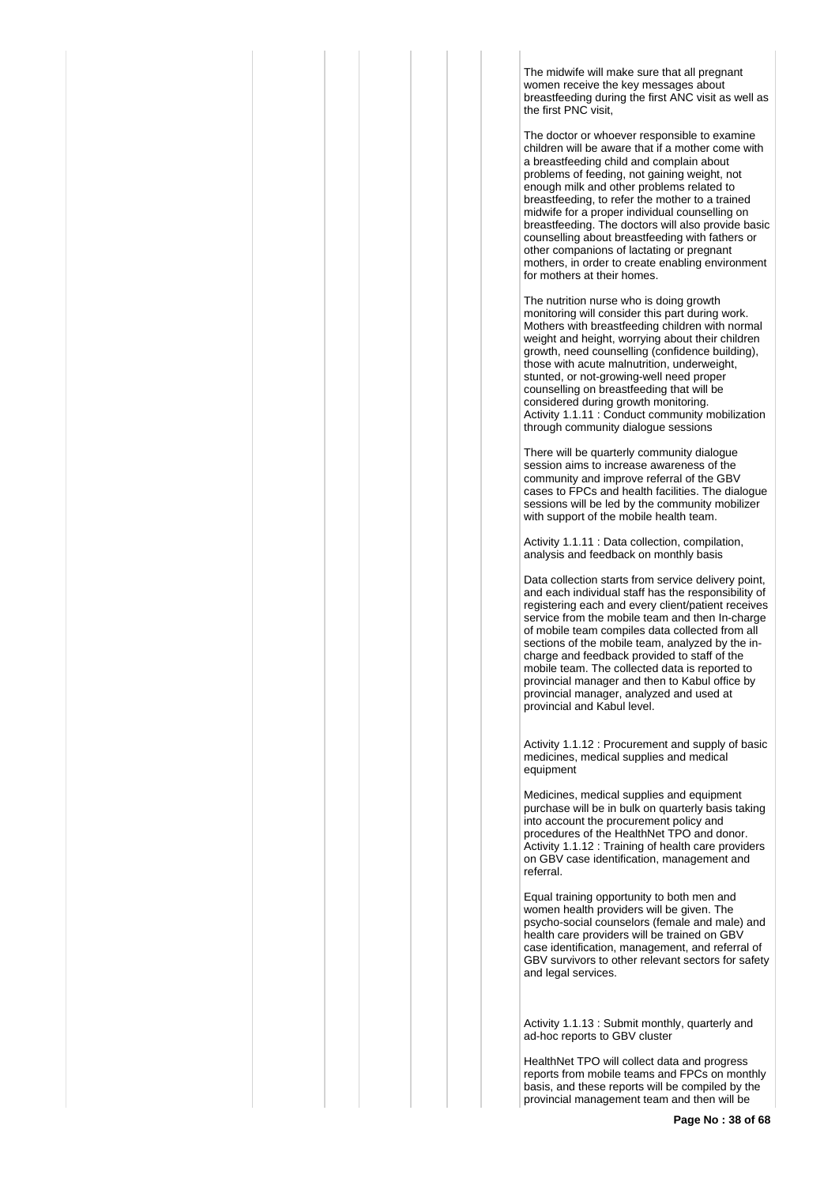The midwife will make sure that all pregnant women receive the key messages about breastfeeding during the first ANC visit as well as the first PNC visit,

The doctor or whoever responsible to examine children will be aware that if a mother come with a breastfeeding child and complain about problems of feeding, not gaining weight, not enough milk and other problems related to breastfeeding, to refer the mother to a trained midwife for a proper individual counselling on breastfeeding. The doctors will also provide basic counselling about breastfeeding with fathers or other companions of lactating or pregnant mothers, in order to create enabling environment for mothers at their homes.

The nutrition nurse who is doing growth monitoring will consider this part during work. Mothers with breastfeeding children with normal weight and height, worrying about their children growth, need counselling (confidence building), those with acute malnutrition, underweight, stunted, or not-growing-well need proper counselling on breastfeeding that will be considered during growth monitoring.
Activity 1.1.11 : Conduct community mobilization through community dialogue sessions

There will be quarterly community dialogue session aims to increase awareness of the community and improve referral of the GBV cases to FPCs and health facilities. The dialogue sessions will be led by the community mobilizer with support of the mobile health team.

Activity 1.1.11 : Data collection, compilation, analysis and feedback on monthly basis

Data collection starts from service delivery point, and each individual staff has the responsibility of registering each and every client/patient receives service from the mobile team and then In-charge of mobile team compiles data collected from all sections of the mobile team, analyzed by the in-charge and feedback provided to staff of the mobile team. The collected data is reported to provincial manager and then to Kabul office by provincial manager, analyzed and used at provincial and Kabul level.

Activity 1.1.12 : Procurement and supply of basic medicines, medical supplies and medical equipment

Medicines, medical supplies and equipment purchase will be in bulk on quarterly basis taking into account the procurement policy and procedures of the HealthNet TPO and donor.
Activity 1.1.12 : Training of health care providers on GBV case identification, management and referral.

Equal training opportunity to both men and women health providers will be given. The psycho-social counselors (female and male) and health care providers will be trained on GBV case identification, management, and referral of GBV survivors to other relevant sectors for safety and legal services.

Activity 1.1.13 : Submit monthly, quarterly and ad-hoc reports to GBV cluster

HealthNet TPO will collect data and progress reports from mobile teams and FPCs on monthly basis, and these reports will be compiled by the provincial management team and then will be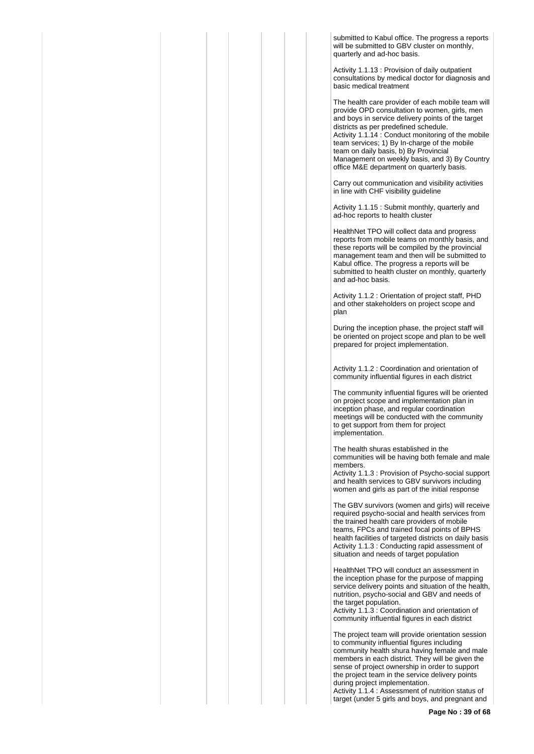submitted to Kabul office. The progress a reports will be submitted to GBV cluster on monthly, quarterly and ad-hoc basis.

Activity 1.1.13 : Provision of daily outpatient consultations by medical doctor for diagnosis and basic medical treatment

The health care provider of each mobile team will provide OPD consultation to women, girls, men and boys in service delivery points of the target districts as per predefined schedule.
Activity 1.1.14 : Conduct monitoring of the mobile team services; 1) By In-charge of the mobile team on daily basis, b) By Provincial Management on weekly basis, and 3) By Country office M&E department on quarterly basis.

Carry out communication and visibility activities in line with CHF visibility guideline

Activity 1.1.15 : Submit monthly, quarterly and ad-hoc reports to health cluster

HealthNet TPO will collect data and progress reports from mobile teams on monthly basis, and these reports will be compiled by the provincial management team and then will be submitted to Kabul office. The progress a reports will be submitted to health cluster on monthly, quarterly and ad-hoc basis.

Activity 1.1.2 : Orientation of project staff, PHD and other stakeholders on project scope and plan

During the inception phase, the project staff will be oriented on project scope and plan to be well prepared for project implementation.

Activity 1.1.2 : Coordination and orientation of community influential figures in each district

The community influential figures will be oriented on project scope and implementation plan in inception phase, and regular coordination meetings will be conducted with the community to get support from them for project implementation.

The health shuras established in the communities will be having both female and male members.
Activity 1.1.3 : Provision of Psycho-social support and health services to GBV survivors including women and girls as part of the initial response

The GBV survivors (women and girls) will receive required psycho-social and health services from the trained health care providers of mobile teams, FPCs and trained focal points of BPHS health facilities of targeted districts on daily basis
Activity 1.1.3 : Conducting rapid assessment of situation and needs of target population

HealthNet TPO will conduct an assessment in the inception phase for the purpose of mapping service delivery points and situation of the health, nutrition, psycho-social and GBV and needs of the target population.
Activity 1.1.3 : Coordination and orientation of community influential figures in each district

The project team will provide orientation session to community influential figures including community health shura having female and male members in each district. They will be given the sense of project ownership in order to support the project team in the service delivery points during project implementation.
Activity 1.1.4 : Assessment of nutrition status of target (under 5 girls and boys, and pregnant and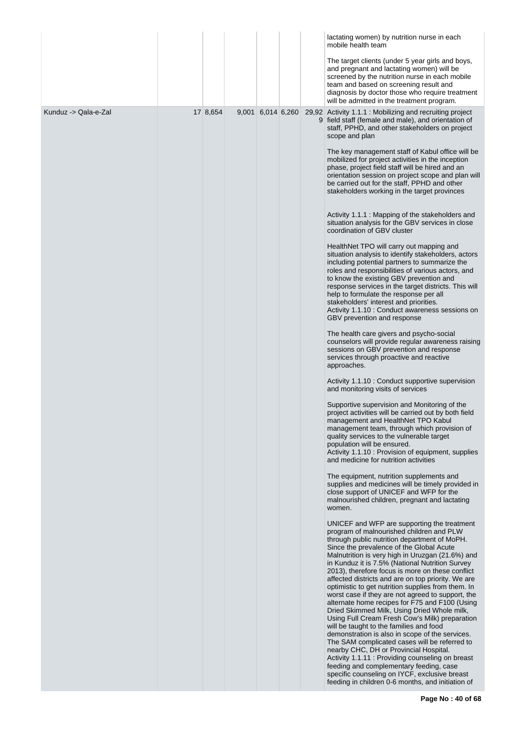| | | | | | | |
|---|---|---|---|---|---|---|
| | | | | | | lactating women) by nutrition nurse in each mobile health team<br><br>The target clients (under 5 year girls and boys, and pregnant and lactating women) will be screened by the nutrition nurse in each mobile team and based on screening result and diagnosis by doctor those who require treatment will be admitted in the treatment program. |
| Kunduz -> Qala-e-Zal | 17 | 8,654 | 9,001 | 6,014 | 6,260 | 29,929 | Activity 1.1.1 : Mobilizing and recruiting project field staff (female and male), and orientation of staff, PPHD, and other stakeholders on project scope and plan<br><br>The key management staff of Kabul office will be mobilized for project activities in the inception phase, project field staff will be hired and an orientation session on project scope and plan will be carried out for the staff, PPHD and other stakeholders working in the target provinces<br><br>Activity 1.1.1 : Mapping of the stakeholders and situation analysis for the GBV services in close coordination of GBV cluster<br><br>HealthNet TPO will carry out mapping and situation analysis to identify stakeholders, actors including potential partners to summarize the roles and responsibilities of various actors, and to know the existing GBV prevention and response services in the target districts. This will help to formulate the response per all stakeholders' interest and priorities.<br>Activity 1.1.10 : Conduct awareness sessions on GBV prevention and response<br><br>The health care givers and psycho-social counselors will provide regular awareness raising sessions on GBV prevention and response services through proactive and reactive approaches.<br><br>Activity 1.1.10 : Conduct supportive supervision and monitoring visits of services<br><br>Supportive supervision and Monitoring of the project activities will be carried out by both field management and HealthNet TPO Kabul management team, through which provision of quality services to the vulnerable target population will be ensured.<br>Activity 1.1.10 : Provision of equipment, supplies and medicine for nutrition activities<br><br>The equipment, nutrition supplements and supplies and medicines will be timely provided in close support of UNICEF and WFP for the malnourished children, pregnant and lactating women.<br><br>UNICEF and WFP are supporting the treatment program of malnourished children and PLW through public nutrition department of MoPH. Since the prevalence of the Global Acute Malnutrition is very high in Uruzgan (21.6%) and in Kunduz it is 7.5% (National Nutrition Survey 2013), therefore focus is more on these conflict affected districts and are on top priority. We are optimistic to get nutrition supplies from them. In worst case if they are not agreed to support, the alternate home recipes for F75 and F100 (Using Dried Skimmed Milk, Using Dried Whole milk, Using Full Cream Fresh Cow's Milk) preparation will be taught to the families and food demonstration is also in scope of the services. The SAM complicated cases will be referred to nearby CHC, DH or Provincial Hospital.<br>Activity 1.1.11 : Providing counseling on breast feeding and complementary feeding, case specific counseling on IYCF, exclusive breast feeding in children 0-6 months, and initiation of |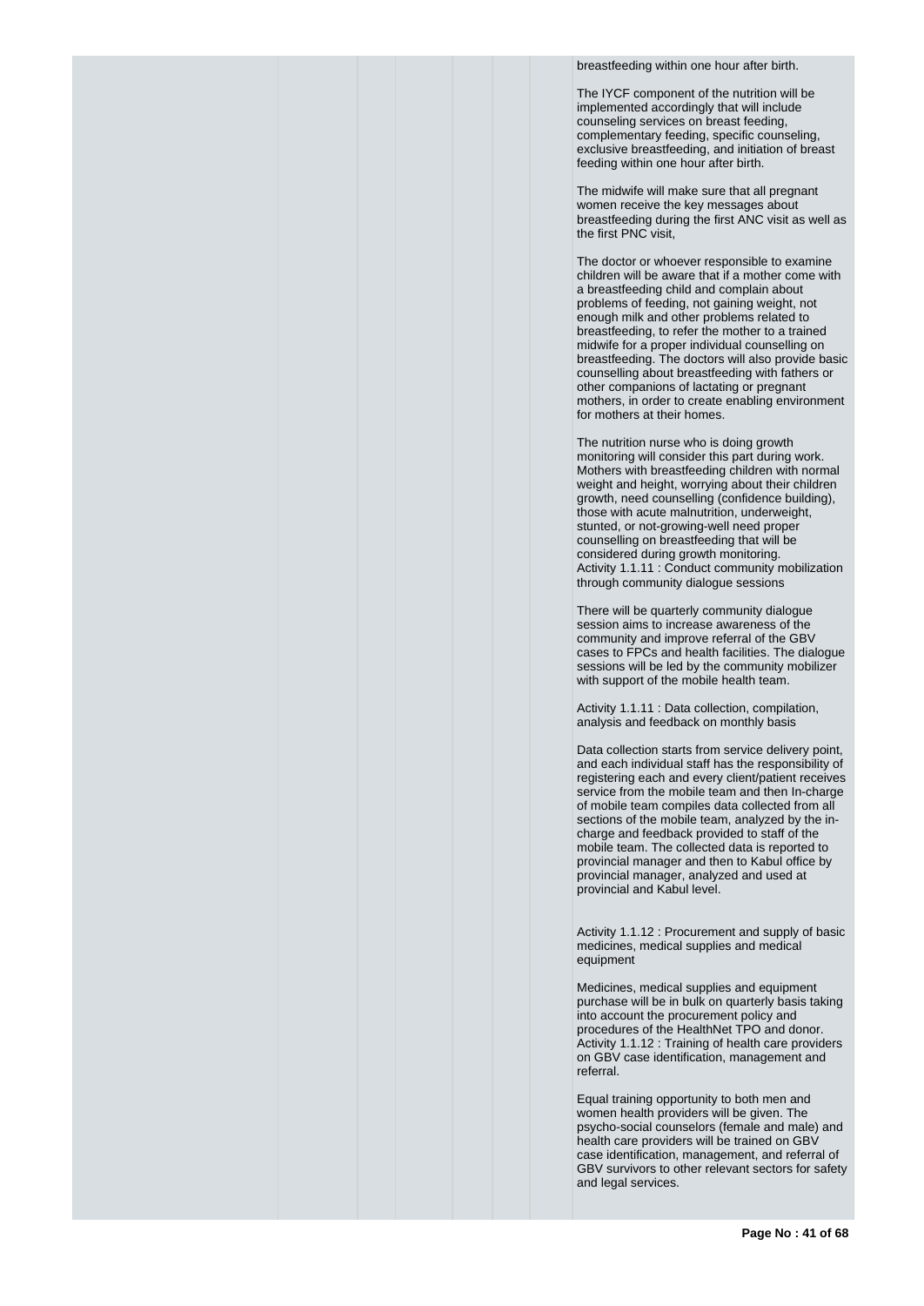breastfeeding within one hour after birth.

The IYCF component of the nutrition will be implemented accordingly that will include counseling services on breast feeding, complementary feeding, specific counseling, exclusive breastfeeding, and initiation of breast feeding within one hour after birth.

The midwife will make sure that all pregnant women receive the key messages about breastfeeding during the first ANC visit as well as the first PNC visit,

The doctor or whoever responsible to examine children will be aware that if a mother come with a breastfeeding child and complain about problems of feeding, not gaining weight, not enough milk and other problems related to breastfeeding, to refer the mother to a trained midwife for a proper individual counselling on breastfeeding. The doctors will also provide basic counselling about breastfeeding with fathers or other companions of lactating or pregnant mothers, in order to create enabling environment for mothers at their homes.

The nutrition nurse who is doing growth monitoring will consider this part during work. Mothers with breastfeeding children with normal weight and height, worrying about their children growth, need counselling (confidence building), those with acute malnutrition, underweight, stunted, or not-growing-well need proper counselling on breastfeeding that will be considered during growth monitoring.
Activity 1.1.11 : Conduct community mobilization through community dialogue sessions

There will be quarterly community dialogue session aims to increase awareness of the community and improve referral of the GBV cases to FPCs and health facilities. The dialogue sessions will be led by the community mobilizer with support of the mobile health team.

Activity 1.1.11 : Data collection, compilation, analysis and feedback on monthly basis

Data collection starts from service delivery point, and each individual staff has the responsibility of registering each and every client/patient receives service from the mobile team and then In-charge of mobile team compiles data collected from all sections of the mobile team, analyzed by the in-charge and feedback provided to staff of the mobile team. The collected data is reported to provincial manager and then to Kabul office by provincial manager, analyzed and used at provincial and Kabul level.

Activity 1.1.12 : Procurement and supply of basic medicines, medical supplies and medical equipment

Medicines, medical supplies and equipment purchase will be in bulk on quarterly basis taking into account the procurement policy and procedures of the HealthNet TPO and donor.
Activity 1.1.12 : Training of health care providers on GBV case identification, management and referral.

Equal training opportunity to both men and women health providers will be given. The psycho-social counselors (female and male) and health care providers will be trained on GBV case identification, management, and referral of GBV survivors to other relevant sectors for safety and legal services.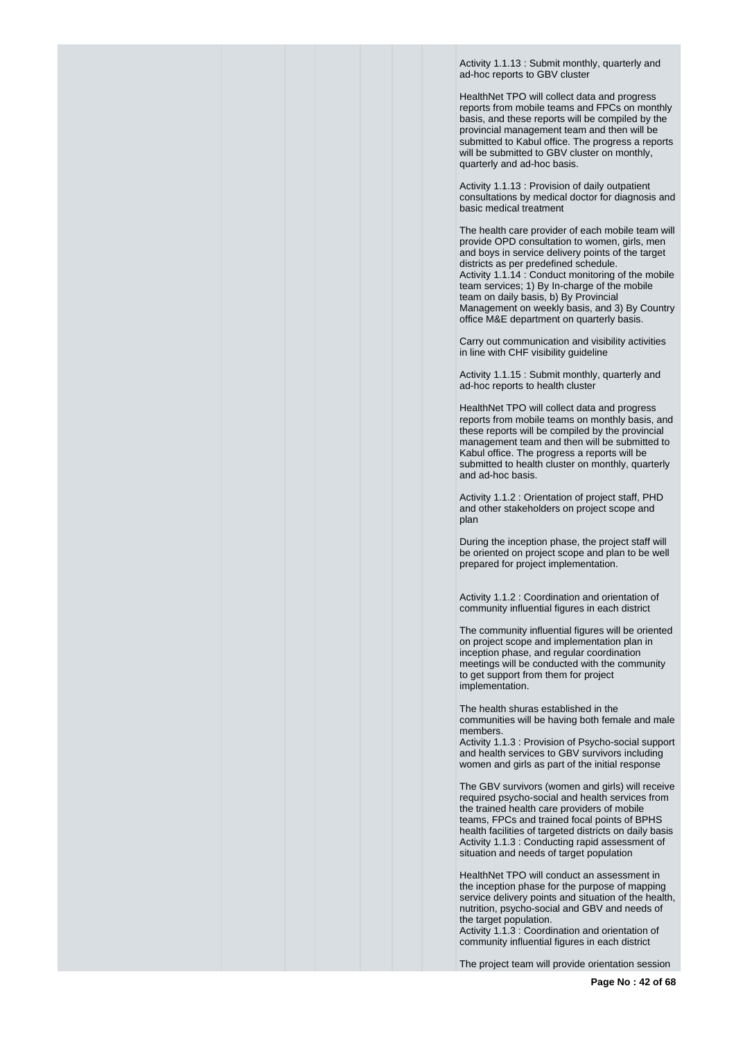Activity 1.1.13 : Submit monthly, quarterly and ad-hoc reports to GBV cluster

HealthNet TPO will collect data and progress reports from mobile teams and FPCs on monthly basis, and these reports will be compiled by the provincial management team and then will be submitted to Kabul office. The progress a reports will be submitted to GBV cluster on monthly, quarterly and ad-hoc basis.

Activity 1.1.13 : Provision of daily outpatient consultations by medical doctor for diagnosis and basic medical treatment

The health care provider of each mobile team will provide OPD consultation to women, girls, men and boys in service delivery points of the target districts as per predefined schedule.
Activity 1.1.14 : Conduct monitoring of the mobile team services; 1) By In-charge of the mobile team on daily basis, b) By Provincial Management on weekly basis, and 3) By Country office M&E department on quarterly basis.

Carry out communication and visibility activities in line with CHF visibility guideline

Activity 1.1.15 : Submit monthly, quarterly and ad-hoc reports to health cluster

HealthNet TPO will collect data and progress reports from mobile teams on monthly basis, and these reports will be compiled by the provincial management team and then will be submitted to Kabul office. The progress a reports will be submitted to health cluster on monthly, quarterly and ad-hoc basis.

Activity 1.1.2 : Orientation of project staff, PHD and other stakeholders on project scope and plan

During the inception phase, the project staff will be oriented on project scope and plan to be well prepared for project implementation.

Activity 1.1.2 : Coordination and orientation of community influential figures in each district

The community influential figures will be oriented on project scope and implementation plan in inception phase, and regular coordination meetings will be conducted with the community to get support from them for project implementation.

The health shuras established in the communities will be having both female and male members.
Activity 1.1.3 : Provision of Psycho-social support and health services to GBV survivors including women and girls as part of the initial response

The GBV survivors (women and girls) will receive required psycho-social and health services from the trained health care providers of mobile teams, FPCs and trained focal points of BPHS health facilities of targeted districts on daily basis
Activity 1.1.3 : Conducting rapid assessment of situation and needs of target population

HealthNet TPO will conduct an assessment in the inception phase for the purpose of mapping service delivery points and situation of the health, nutrition, psycho-social and GBV and needs of the target population.
Activity 1.1.3 : Coordination and orientation of community influential figures in each district

The project team will provide orientation session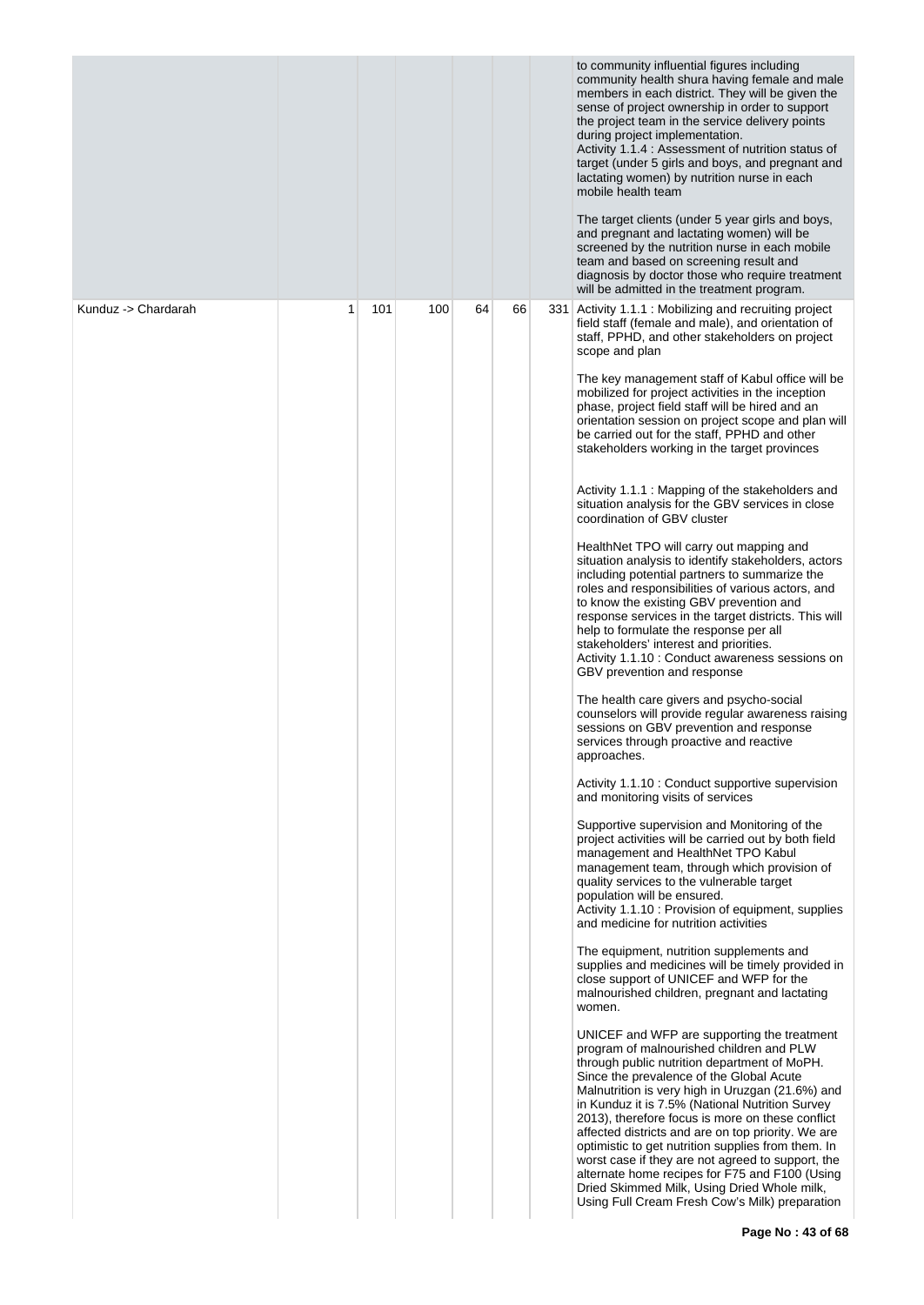| | | | | | | |
|---|---|---|---|---|---|---|
| | | | | | | to community influential figures including community health shura having female and male members in each district. They will be given the sense of project ownership in order to support the project team in the service delivery points during project implementation.<br>Activity 1.1.4 : Assessment of nutrition status of target (under 5 girls and boys, and pregnant and lactating women) by nutrition nurse in each mobile health team<br><br>The target clients (under 5 year girls and boys, and pregnant and lactating women) will be screened by the nutrition nurse in each mobile team and based on screening result and diagnosis by doctor those who require treatment will be admitted in the treatment program. |
| Kunduz -> Chardarah | 1 | 101 | 100 | 64 | 66 | 331 | Activity 1.1.1 : Mobilizing and recruiting project field staff (female and male), and orientation of staff, PPHD, and other stakeholders on project scope and plan<br><br>The key management staff of Kabul office will be mobilized for project activities in the inception phase, project field staff will be hired and an orientation session on project scope and plan will be carried out for the staff, PPHD and other stakeholders working in the target provinces<br><br>Activity 1.1.1 : Mapping of the stakeholders and situation analysis for the GBV services in close coordination of GBV cluster<br><br>HealthNet TPO will carry out mapping and situation analysis to identify stakeholders, actors including potential partners to summarize the roles and responsibilities of various actors, and to know the existing GBV prevention and response services in the target districts. This will help to formulate the response per all stakeholders' interest and priorities.<br>Activity 1.1.10 : Conduct awareness sessions on GBV prevention and response<br><br>The health care givers and psycho-social counselors will provide regular awareness raising sessions on GBV prevention and response services through proactive and reactive approaches.<br><br>Activity 1.1.10 : Conduct supportive supervision and monitoring visits of services<br><br>Supportive supervision and Monitoring of the project activities will be carried out by both field management and HealthNet TPO Kabul management team, through which provision of quality services to the vulnerable target population will be ensured.<br>Activity 1.1.10 : Provision of equipment, supplies and medicine for nutrition activities<br><br>The equipment, nutrition supplements and supplies and medicines will be timely provided in close support of UNICEF and WFP for the malnourished children, pregnant and lactating women.<br><br>UNICEF and WFP are supporting the treatment program of malnourished children and PLW through public nutrition department of MoPH. Since the prevalence of the Global Acute Malnutrition is very high in Uruzgan (21.6%) and in Kunduz it is 7.5% (National Nutrition Survey 2013), therefore focus is more on these conflict affected districts and are on top priority. We are optimistic to get nutrition supplies from them. In worst case if they are not agreed to support, the alternate home recipes for F75 and F100 (Using Dried Skimmed Milk, Using Dried Whole milk, Using Full Cream Fresh Cow's Milk) preparation |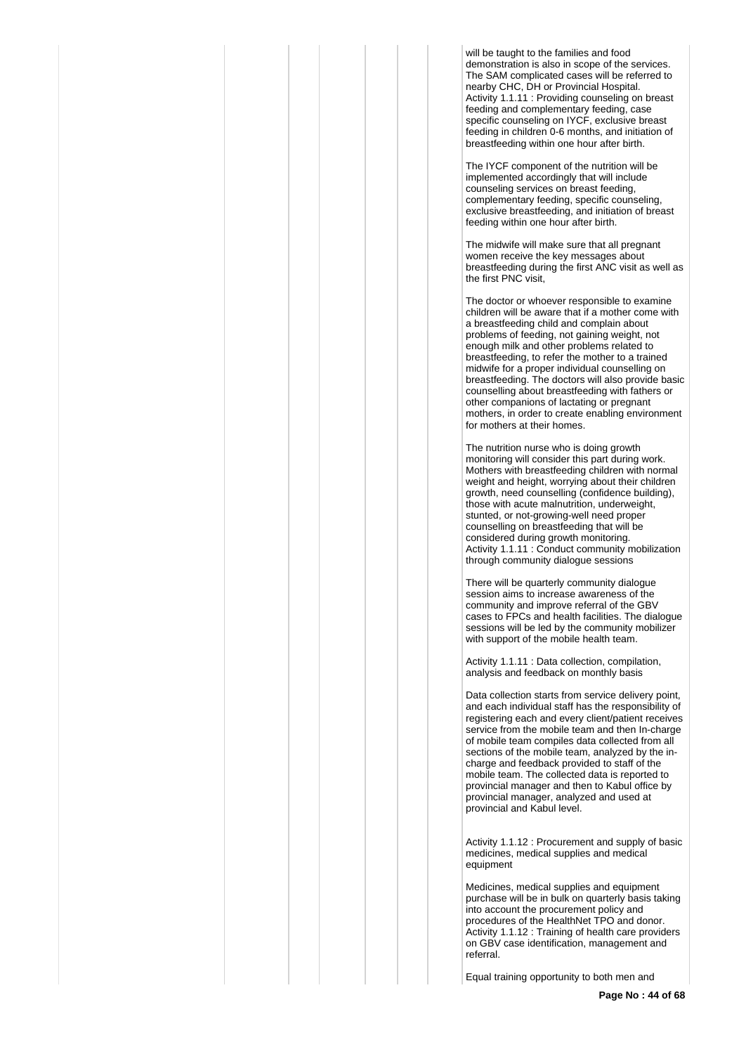will be taught to the families and food demonstration is also in scope of the services. The SAM complicated cases will be referred to nearby CHC, DH or Provincial Hospital.

Activity 1.1.11 : Providing counseling on breast feeding and complementary feeding, case specific counseling on IYCF, exclusive breast feeding in children 0-6 months, and initiation of breastfeeding within one hour after birth.

The IYCF component of the nutrition will be implemented accordingly that will include counseling services on breast feeding, complementary feeding, specific counseling, exclusive breastfeeding, and initiation of breast feeding within one hour after birth.

The midwife will make sure that all pregnant women receive the key messages about breastfeeding during the first ANC visit as well as the first PNC visit,

The doctor or whoever responsible to examine children will be aware that if a mother come with a breastfeeding child and complain about problems of feeding, not gaining weight, not enough milk and other problems related to breastfeeding, to refer the mother to a trained midwife for a proper individual counselling on breastfeeding. The doctors will also provide basic counselling about breastfeeding with fathers or other companions of lactating or pregnant mothers, in order to create enabling environment for mothers at their homes.

The nutrition nurse who is doing growth monitoring will consider this part during work. Mothers with breastfeeding children with normal weight and height, worrying about their children growth, need counselling (confidence building), those with acute malnutrition, underweight, stunted, or not-growing-well need proper counselling on breastfeeding that will be considered during growth monitoring.

Activity 1.1.11 : Conduct community mobilization through community dialogue sessions

There will be quarterly community dialogue session aims to increase awareness of the community and improve referral of the GBV cases to FPCs and health facilities. The dialogue sessions will be led by the community mobilizer with support of the mobile health team.

Activity 1.1.11 : Data collection, compilation, analysis and feedback on monthly basis

Data collection starts from service delivery point, and each individual staff has the responsibility of registering each and every client/patient receives service from the mobile team and then In-charge of mobile team compiles data collected from all sections of the mobile team, analyzed by the in-charge and feedback provided to staff of the mobile team. The collected data is reported to provincial manager and then to Kabul office by provincial manager, analyzed and used at provincial and Kabul level.

Activity 1.1.12 : Procurement and supply of basic medicines, medical supplies and medical equipment

Medicines, medical supplies and equipment purchase will be in bulk on quarterly basis taking into account the procurement policy and procedures of the HealthNet TPO and donor.

Activity 1.1.12 : Training of health care providers on GBV case identification, management and referral.

Equal training opportunity to both men and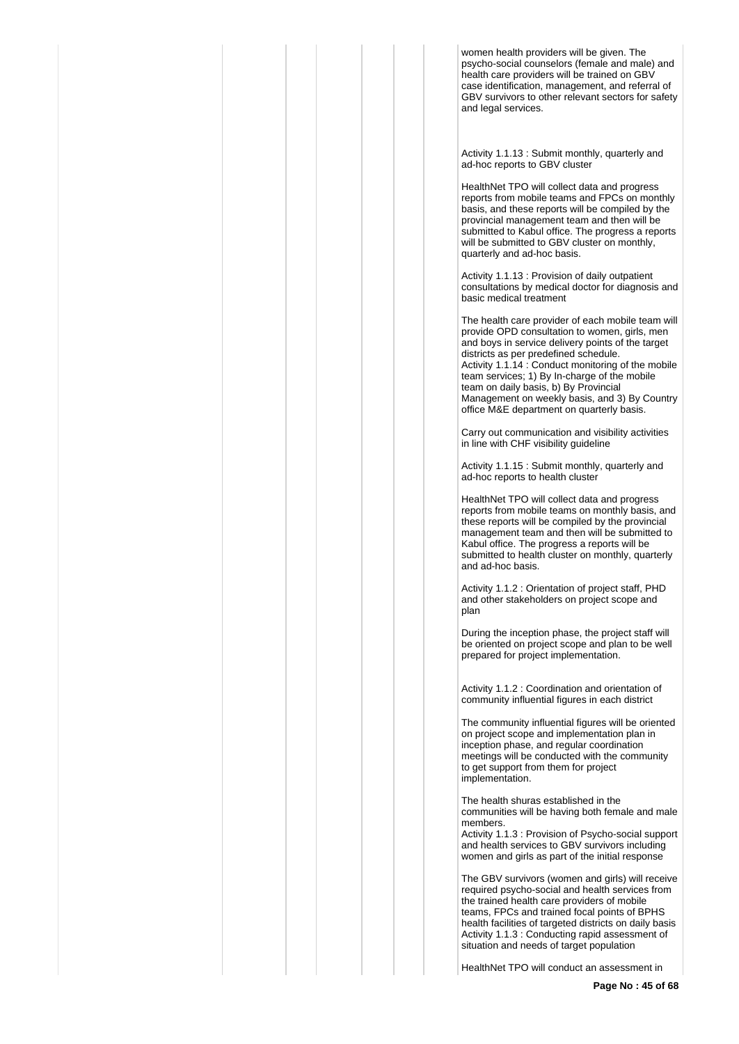women health providers will be given. The psycho-social counselors (female and male) and health care providers will be trained on GBV case identification, management, and referral of GBV survivors to other relevant sectors for safety and legal services.

Activity 1.1.13 : Submit monthly, quarterly and ad-hoc reports to GBV cluster

HealthNet TPO will collect data and progress reports from mobile teams and FPCs on monthly basis, and these reports will be compiled by the provincial management team and then will be submitted to Kabul office. The progress a reports will be submitted to GBV cluster on monthly, quarterly and ad-hoc basis.

Activity 1.1.13 : Provision of daily outpatient consultations by medical doctor for diagnosis and basic medical treatment

The health care provider of each mobile team will provide OPD consultation to women, girls, men and boys in service delivery points of the target districts as per predefined schedule.
Activity 1.1.14 : Conduct monitoring of the mobile team services; 1) By In-charge of the mobile team on daily basis, b) By Provincial Management on weekly basis, and 3) By Country office M&E department on quarterly basis.

Carry out communication and visibility activities in line with CHF visibility guideline

Activity 1.1.15 : Submit monthly, quarterly and ad-hoc reports to health cluster

HealthNet TPO will collect data and progress reports from mobile teams on monthly basis, and these reports will be compiled by the provincial management team and then will be submitted to Kabul office. The progress a reports will be submitted to health cluster on monthly, quarterly and ad-hoc basis.

Activity 1.1.2 : Orientation of project staff, PHD and other stakeholders on project scope and plan

During the inception phase, the project staff will be oriented on project scope and plan to be well prepared for project implementation.

Activity 1.1.2 : Coordination and orientation of community influential figures in each district

The community influential figures will be oriented on project scope and implementation plan in inception phase, and regular coordination meetings will be conducted with the community to get support from them for project implementation.

The health shuras established in the communities will be having both female and male members.
Activity 1.1.3 : Provision of Psycho-social support and health services to GBV survivors including women and girls as part of the initial response

The GBV survivors (women and girls) will receive required psycho-social and health services from the trained health care providers of mobile teams, FPCs and trained focal points of BPHS health facilities of targeted districts on daily basis
Activity 1.1.3 : Conducting rapid assessment of situation and needs of target population

HealthNet TPO will conduct an assessment in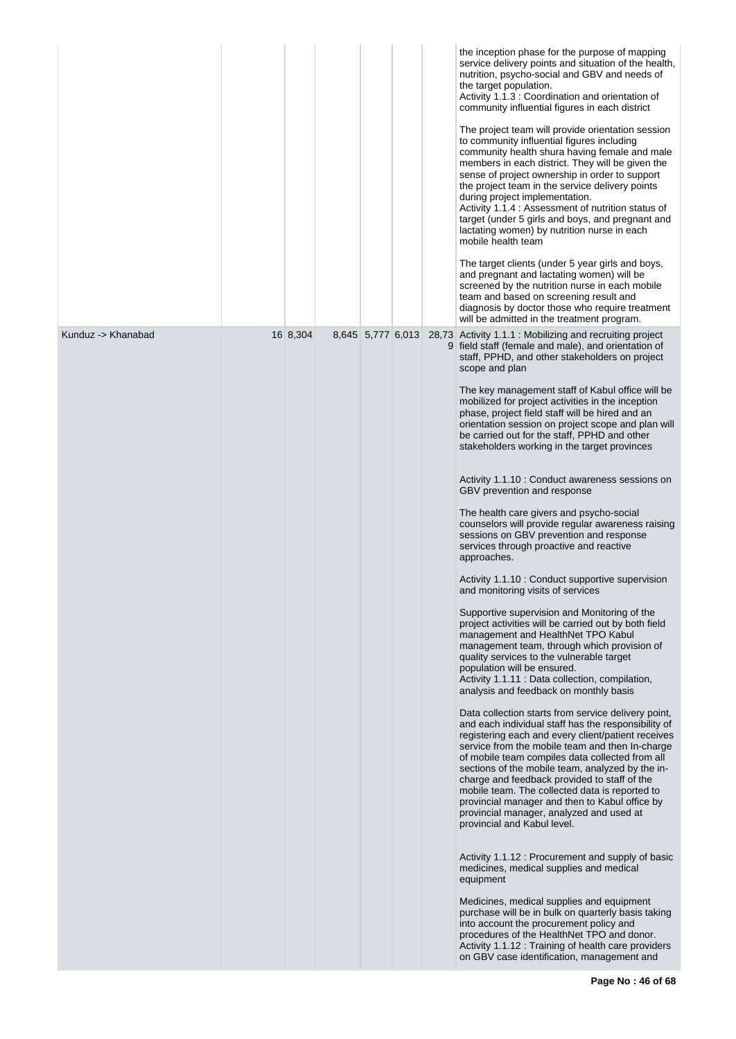| | | | | | | | |
|---|---|---|---|---|---|---|---|
| | | | | | | | the inception phase for the purpose of mapping service delivery points and situation of the health, nutrition, psycho-social and GBV and needs of the target population.<br>Activity 1.1.3 : Coordination and orientation of community influential figures in each district<br><br>The project team will provide orientation session to community influential figures including community health shura having female and male members in each district. They will be given the sense of project ownership in order to support the project team in the service delivery points during project implementation.<br>Activity 1.1.4 : Assessment of nutrition status of target (under 5 girls and boys, and pregnant and lactating women) by nutrition nurse in each mobile health team<br><br>The target clients (under 5 year girls and boys, and pregnant and lactating women) will be screened by the nutrition nurse in each mobile team and based on screening result and diagnosis by doctor those who require treatment will be admitted in the treatment program. |
| Kunduz -> Khanabad | | 16 | 8,304 | 8,645 | 5,777 | 6,013 | 28,739 | Activity 1.1.1 : Mobilizing and recruiting project field staff (female and male), and orientation of staff, PPHD, and other stakeholders on project scope and plan<br><br>The key management staff of Kabul office will be mobilized for project activities in the inception phase, project field staff will be hired and an orientation session on project scope and plan will be carried out for the staff, PPHD and other stakeholders working in the target provinces<br><br>Activity 1.1.10 : Conduct awareness sessions on GBV prevention and response<br><br>The health care givers and psycho-social counselors will provide regular awareness raising sessions on GBV prevention and response services through proactive and reactive approaches.<br><br>Activity 1.1.10 : Conduct supportive supervision and monitoring visits of services<br><br>Supportive supervision and Monitoring of the project activities will be carried out by both field management and HealthNet TPO Kabul management team, through which provision of quality services to the vulnerable target population will be ensured.<br>Activity 1.1.11 : Data collection, compilation, analysis and feedback on monthly basis<br><br>Data collection starts from service delivery point, and each individual staff has the responsibility of registering each and every client/patient receives service from the mobile team and then In-charge of mobile team compiles data collected from all sections of the mobile team, analyzed by the in-charge and feedback provided to staff of the mobile team. The collected data is reported to provincial manager and then to Kabul office by provincial manager, analyzed and used at provincial and Kabul level.<br><br>Activity 1.1.12 : Procurement and supply of basic medicines, medical supplies and medical equipment<br><br>Medicines, medical supplies and equipment purchase will be in bulk on quarterly basis taking into account the procurement policy and procedures of the HealthNet TPO and donor.<br>Activity 1.1.12 : Training of health care providers on GBV case identification, management and |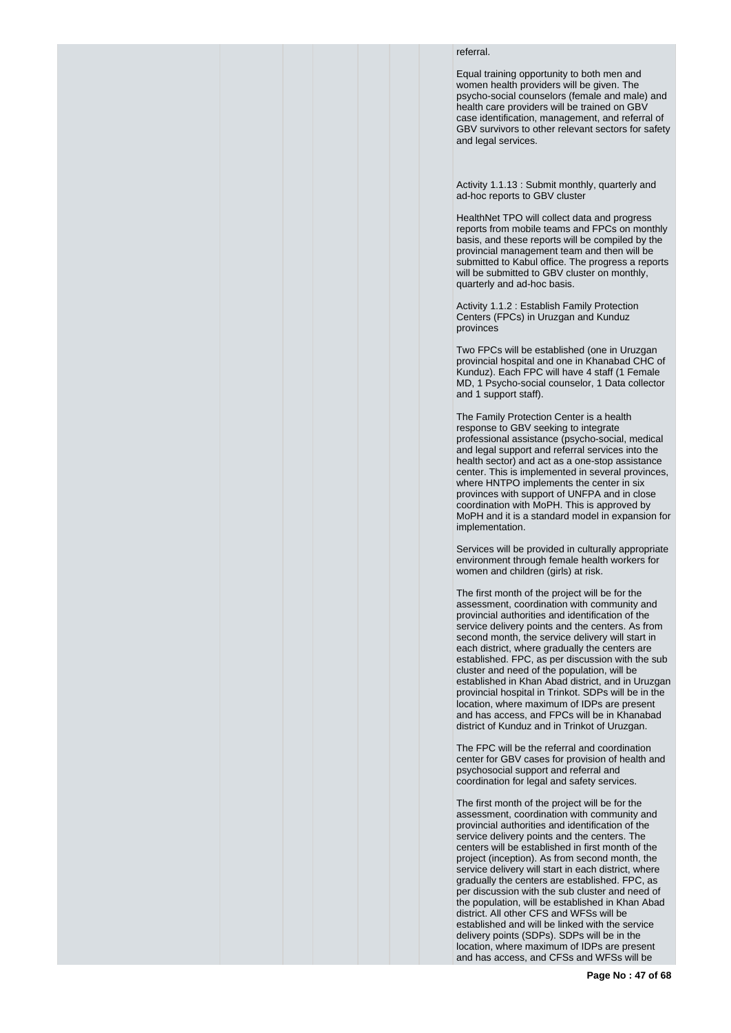referral.

Equal training opportunity to both men and women health providers will be given. The psycho-social counselors (female and male) and health care providers will be trained on GBV case identification, management, and referral of GBV survivors to other relevant sectors for safety and legal services.

Activity 1.1.13 : Submit monthly, quarterly and ad-hoc reports to GBV cluster

HealthNet TPO will collect data and progress reports from mobile teams and FPCs on monthly basis, and these reports will be compiled by the provincial management team and then will be submitted to Kabul office. The progress a reports will be submitted to GBV cluster on monthly, quarterly and ad-hoc basis.

Activity 1.1.2 : Establish Family Protection Centers (FPCs) in Uruzgan and Kunduz provinces

Two FPCs will be established (one in Uruzgan provincial hospital and one in Khanabad CHC of Kunduz). Each FPC will have 4 staff (1 Female MD, 1 Psycho-social counselor, 1 Data collector and 1 support staff).

The Family Protection Center is a health response to GBV seeking to integrate professional assistance (psycho-social, medical and legal support and referral services into the health sector) and act as a one-stop assistance center. This is implemented in several provinces, where HNTPO implements the center in six provinces with support of UNFPA and in close coordination with MoPH. This is approved by MoPH and it is a standard model in expansion for implementation.

Services will be provided in culturally appropriate environment through female health workers for women and children (girls) at risk.

The first month of the project will be for the assessment, coordination with community and provincial authorities and identification of the service delivery points and the centers. As from second month, the service delivery will start in each district, where gradually the centers are established. FPC, as per discussion with the sub cluster and need of the population, will be established in Khan Abad district, and in Uruzgan provincial hospital in Trinkot. SDPs will be in the location, where maximum of IDPs are present and has access, and FPCs will be in Khanabad district of Kunduz and in Trinkot of Uruzgan.

The FPC will be the referral and coordination center for GBV cases for provision of health and psychosocial support and referral and coordination for legal and safety services.

The first month of the project will be for the assessment, coordination with community and provincial authorities and identification of the service delivery points and the centers. The centers will be established in first month of the project (inception). As from second month, the service delivery will start in each district, where gradually the centers are established. FPC, as per discussion with the sub cluster and need of the population, will be established in Khan Abad district. All other CFS and WFSs will be established and will be linked with the service delivery points (SDPs). SDPs will be in the location, where maximum of IDPs are present and has access, and CFSs and WFSs will be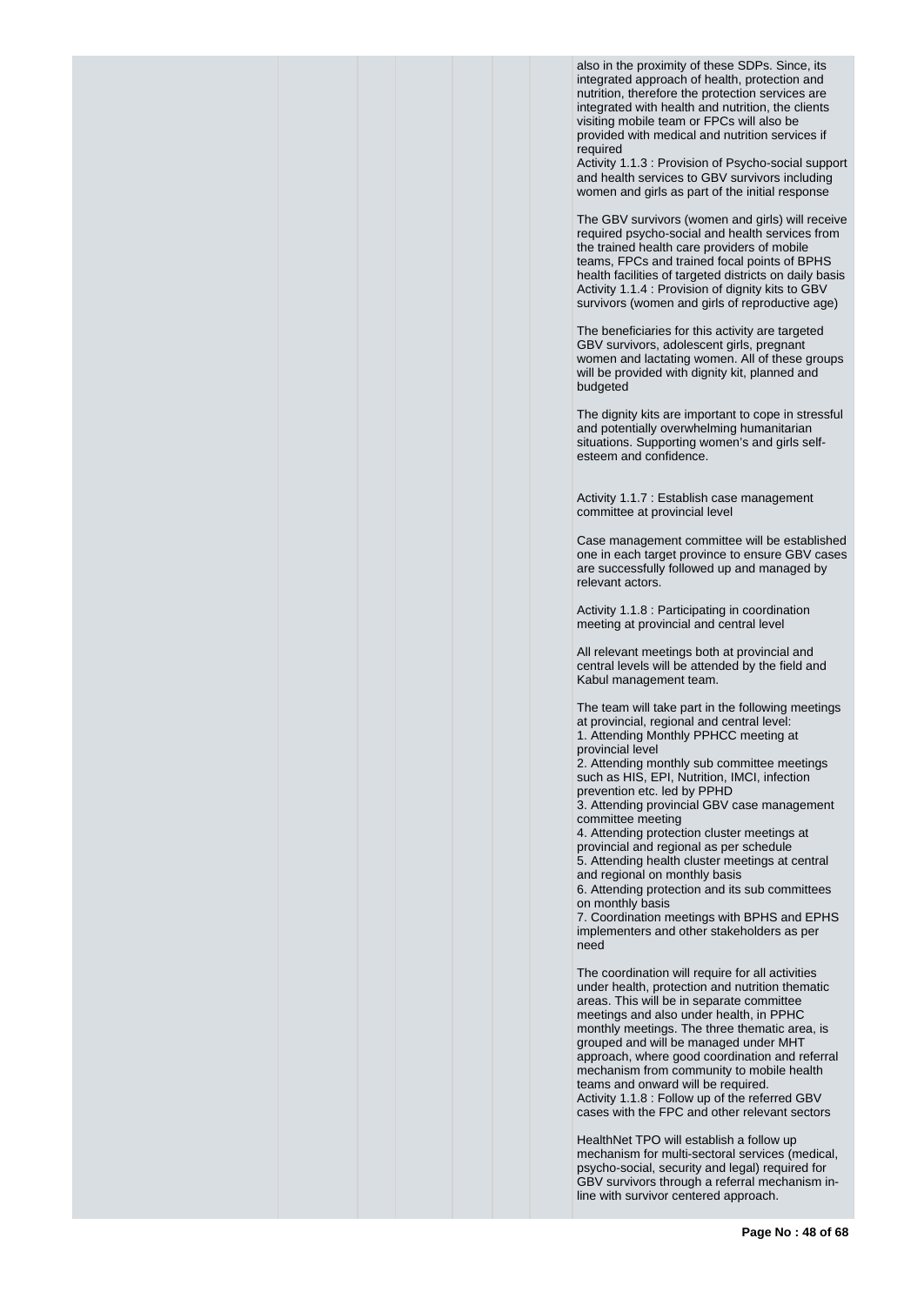also in the proximity of these SDPs. Since, its integrated approach of health, protection and nutrition, therefore the protection services are integrated with health and nutrition, the clients visiting mobile team or FPCs will also be provided with medical and nutrition services if required

Activity 1.1.3 : Provision of Psycho-social support and health services to GBV survivors including women and girls as part of the initial response

The GBV survivors (women and girls) will receive required psycho-social and health services from the trained health care providers of mobile teams, FPCs and trained focal points of BPHS health facilities of targeted districts on daily basis

Activity 1.1.4 : Provision of dignity kits to GBV survivors (women and girls of reproductive age)

The beneficiaries for this activity are targeted GBV survivors, adolescent girls, pregnant women and lactating women. All of these groups will be provided with dignity kit, planned and budgeted

The dignity kits are important to cope in stressful and potentially overwhelming humanitarian situations. Supporting women's and girls self-esteem and confidence.

Activity 1.1.7 : Establish case management committee at provincial level

Case management committee will be established one in each target province to ensure GBV cases are successfully followed up and managed by relevant actors.

Activity 1.1.8 : Participating in coordination meeting at provincial and central level

All relevant meetings both at provincial and central levels will be attended by the field and Kabul management team.

The team will take part in the following meetings at provincial, regional and central level:

1. Attending Monthly PPHCC meeting at provincial level
2. Attending monthly sub committee meetings such as HIS, EPI, Nutrition, IMCI, infection prevention etc. led by PPHD
3. Attending provincial GBV case management committee meeting
4. Attending protection cluster meetings at provincial and regional as per schedule
5. Attending health cluster meetings at central and regional on monthly basis
6. Attending protection and its sub committees on monthly basis
7. Coordination meetings with BPHS and EPHS implementers and other stakeholders as per need

The coordination will require for all activities under health, protection and nutrition thematic areas. This will be in separate committee meetings and also under health, in PPHC monthly meetings. The three thematic area, is grouped and will be managed under MHT approach, where good coordination and referral mechanism from community to mobile health teams and onward will be required.

Activity 1.1.8 : Follow up of the referred GBV cases with the FPC and other relevant sectors

HealthNet TPO will establish a follow up mechanism for multi-sectoral services (medical, psycho-social, security and legal) required for GBV survivors through a referral mechanism in-line with survivor centered approach.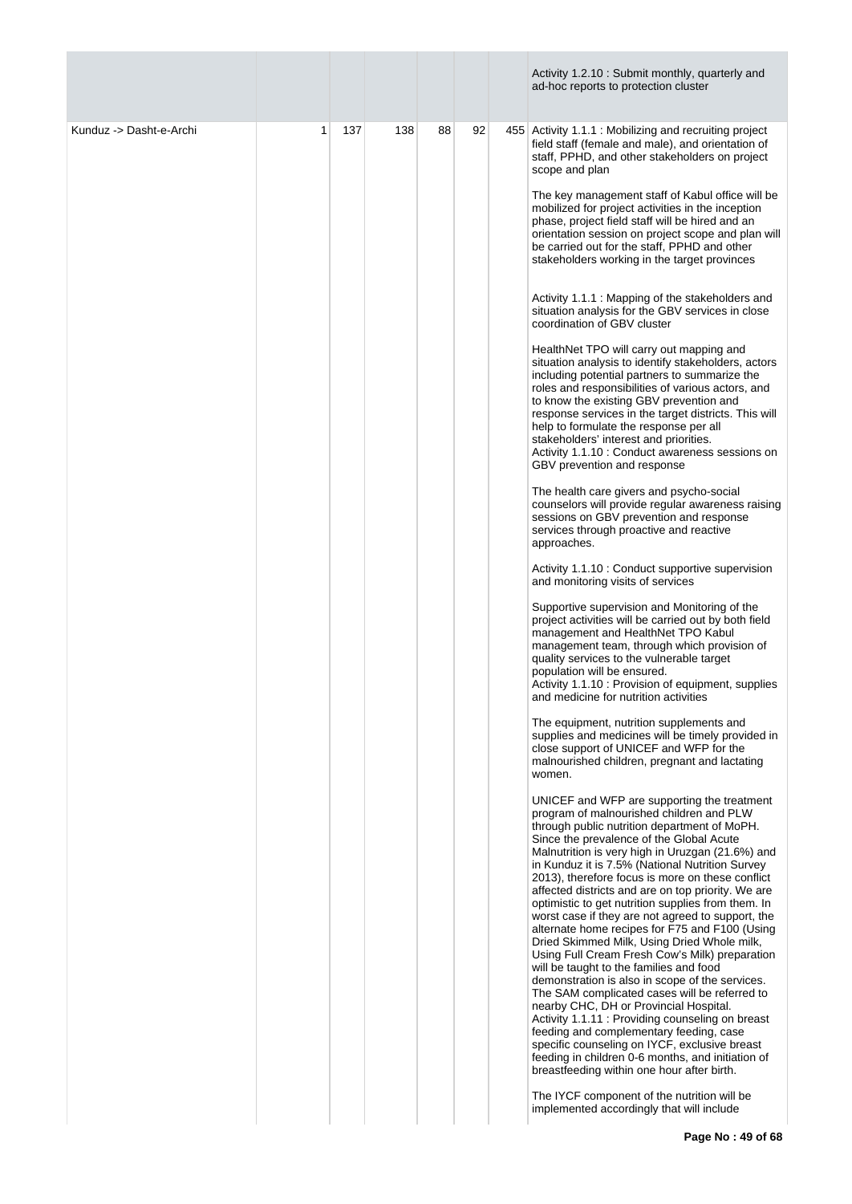| | | | | | | |
|---|---|---|---|---|---|---|
| | | | | | | Activity 1.2.10 : Submit monthly, quarterly and ad-hoc reports to protection cluster |
| Kunduz -> Dasht-e-Archi | 1 | 137 | 138 | 88 | 92 | 455 Activity 1.1.1 : Mobilizing and recruiting project field staff (female and male), and orientation of staff, PPHD, and other stakeholders on project scope and plan<br><br>The key management staff of Kabul office will be mobilized for project activities in the inception phase, project field staff will be hired and an orientation session on project scope and plan will be carried out for the staff, PPHD and other stakeholders working in the target provinces<br><br>Activity 1.1.1 : Mapping of the stakeholders and situation analysis for the GBV services in close coordination of GBV cluster<br><br>HealthNet TPO will carry out mapping and situation analysis to identify stakeholders, actors including potential partners to summarize the roles and responsibilities of various actors, and to know the existing GBV prevention and response services in the target districts. This will help to formulate the response per all stakeholders' interest and priorities.<br>Activity 1.1.10 : Conduct awareness sessions on GBV prevention and response<br><br>The health care givers and psycho-social counselors will provide regular awareness raising sessions on GBV prevention and response services through proactive and reactive approaches.<br><br>Activity 1.1.10 : Conduct supportive supervision and monitoring visits of services<br><br>Supportive supervision and Monitoring of the project activities will be carried out by both field management and HealthNet TPO Kabul management team, through which provision of quality services to the vulnerable target population will be ensured.<br>Activity 1.1.10 : Provision of equipment, supplies and medicine for nutrition activities<br><br>The equipment, nutrition supplements and supplies and medicines will be timely provided in close support of UNICEF and WFP for the malnourished children, pregnant and lactating women.<br><br>UNICEF and WFP are supporting the treatment program of malnourished children and PLW through public nutrition department of MoPH. Since the prevalence of the Global Acute Malnutrition is very high in Uruzgan (21.6%) and in Kunduz it is 7.5% (National Nutrition Survey 2013), therefore focus is more on these conflict affected districts and are on top priority. We are optimistic to get nutrition supplies from them. In worst case if they are not agreed to support, the alternate home recipes for F75 and F100 (Using Dried Skimmed Milk, Using Dried Whole milk, Using Full Cream Fresh Cow's Milk) preparation will be taught to the families and food demonstration is also in scope of the services. The SAM complicated cases will be referred to nearby CHC, DH or Provincial Hospital.<br>Activity 1.1.11 : Providing counseling on breast feeding and complementary feeding, case specific counseling on IYCF, exclusive breast feeding in children 0-6 months, and initiation of breastfeeding within one hour after birth.<br><br>The IYCF component of the nutrition will be implemented accordingly that will include |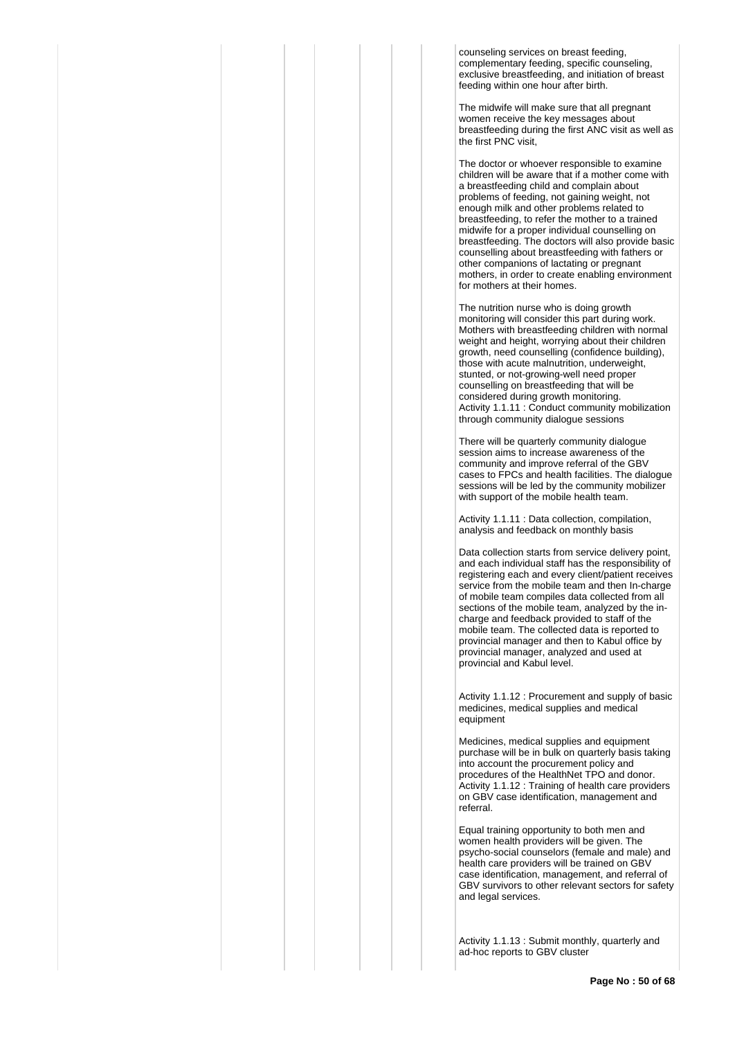counseling services on breast feeding, complementary feeding, specific counseling, exclusive breastfeeding, and initiation of breast feeding within one hour after birth.

The midwife will make sure that all pregnant women receive the key messages about breastfeeding during the first ANC visit as well as the first PNC visit,

The doctor or whoever responsible to examine children will be aware that if a mother come with a breastfeeding child and complain about problems of feeding, not gaining weight, not enough milk and other problems related to breastfeeding, to refer the mother to a trained midwife for a proper individual counselling on breastfeeding. The doctors will also provide basic counselling about breastfeeding with fathers or other companions of lactating or pregnant mothers, in order to create enabling environment for mothers at their homes.

The nutrition nurse who is doing growth monitoring will consider this part during work. Mothers with breastfeeding children with normal weight and height, worrying about their children growth, need counselling (confidence building), those with acute malnutrition, underweight, stunted, or not-growing-well need proper counselling on breastfeeding that will be considered during growth monitoring.
Activity 1.1.11 : Conduct community mobilization through community dialogue sessions

There will be quarterly community dialogue session aims to increase awareness of the community and improve referral of the GBV cases to FPCs and health facilities. The dialogue sessions will be led by the community mobilizer with support of the mobile health team.

Activity 1.1.11 : Data collection, compilation, analysis and feedback on monthly basis

Data collection starts from service delivery point, and each individual staff has the responsibility of registering each and every client/patient receives service from the mobile team and then In-charge of mobile team compiles data collected from all sections of the mobile team, analyzed by the in-charge and feedback provided to staff of the mobile team. The collected data is reported to provincial manager and then to Kabul office by provincial manager, analyzed and used at provincial and Kabul level.

Activity 1.1.12 : Procurement and supply of basic medicines, medical supplies and medical equipment

Medicines, medical supplies and equipment purchase will be in bulk on quarterly basis taking into account the procurement policy and procedures of the HealthNet TPO and donor.
Activity 1.1.12 : Training of health care providers on GBV case identification, management and referral.

Equal training opportunity to both men and women health providers will be given. The psycho-social counselors (female and male) and health care providers will be trained on GBV case identification, management, and referral of GBV survivors to other relevant sectors for safety and legal services.

Activity 1.1.13 : Submit monthly, quarterly and ad-hoc reports to GBV cluster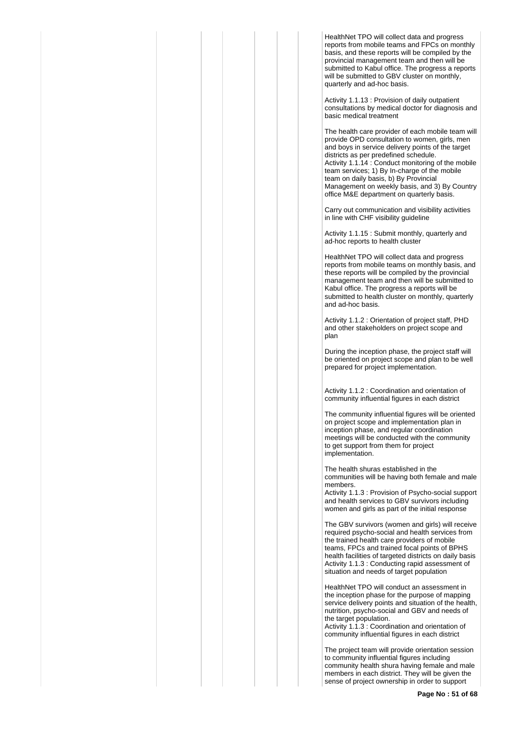HealthNet TPO will collect data and progress reports from mobile teams and FPCs on monthly basis, and these reports will be compiled by the provincial management team and then will be submitted to Kabul office. The progress a reports will be submitted to GBV cluster on monthly, quarterly and ad-hoc basis.

Activity 1.1.13 : Provision of daily outpatient consultations by medical doctor for diagnosis and basic medical treatment

The health care provider of each mobile team will provide OPD consultation to women, girls, men and boys in service delivery points of the target districts as per predefined schedule.
Activity 1.1.14 : Conduct monitoring of the mobile team services; 1) By In-charge of the mobile team on daily basis, b) By Provincial Management on weekly basis, and 3) By Country office M&E department on quarterly basis.

Carry out communication and visibility activities in line with CHF visibility guideline

Activity 1.1.15 : Submit monthly, quarterly and ad-hoc reports to health cluster

HealthNet TPO will collect data and progress reports from mobile teams on monthly basis, and these reports will be compiled by the provincial management team and then will be submitted to Kabul office. The progress a reports will be submitted to health cluster on monthly, quarterly and ad-hoc basis.

Activity 1.1.2 : Orientation of project staff, PHD and other stakeholders on project scope and plan

During the inception phase, the project staff will be oriented on project scope and plan to be well prepared for project implementation.

Activity 1.1.2 : Coordination and orientation of community influential figures in each district

The community influential figures will be oriented on project scope and implementation plan in inception phase, and regular coordination meetings will be conducted with the community to get support from them for project implementation.

The health shuras established in the communities will be having both female and male members.
Activity 1.1.3 : Provision of Psycho-social support and health services to GBV survivors including women and girls as part of the initial response

The GBV survivors (women and girls) will receive required psycho-social and health services from the trained health care providers of mobile teams, FPCs and trained focal points of BPHS health facilities of targeted districts on daily basis
Activity 1.1.3 : Conducting rapid assessment of situation and needs of target population

HealthNet TPO will conduct an assessment in the inception phase for the purpose of mapping service delivery points and situation of the health, nutrition, psycho-social and GBV and needs of the target population.
Activity 1.1.3 : Coordination and orientation of community influential figures in each district

The project team will provide orientation session to community influential figures including community health shura having female and male members in each district. They will be given the sense of project ownership in order to support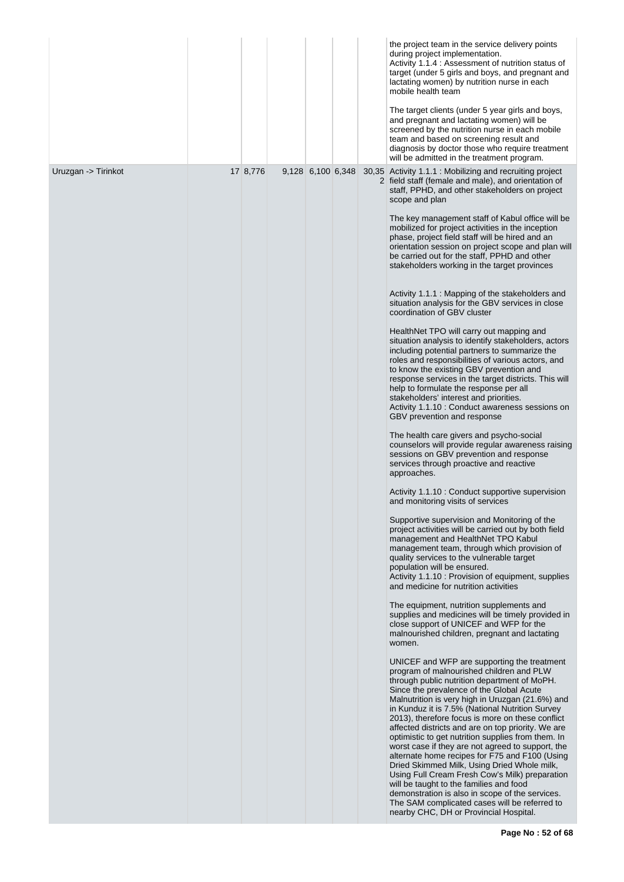| | | | | | | | |
|---|---|---|---|---|---|---|---|
| | | | | | | | the project team in the service delivery points during project implementation.<br>Activity 1.1.4 : Assessment of nutrition status of target (under 5 girls and boys, and pregnant and lactating women) by nutrition nurse in each mobile health team<br><br>The target clients (under 5 year girls and boys, and pregnant and lactating women) will be screened by the nutrition nurse in each mobile team and based on screening result and diagnosis by doctor those who require treatment will be admitted in the treatment program. |
| Uruzgan -> Tirinkot | 17 | 8,776 | 9,128 | 6,100 | 6,348 | 30,352 | Activity 1.1.1 : Mobilizing and recruiting project field staff (female and male), and orientation of staff, PPHD, and other stakeholders on project scope and plan<br><br>The key management staff of Kabul office will be mobilized for project activities in the inception phase, project field staff will be hired and an orientation session on project scope and plan will be carried out for the staff, PPHD and other stakeholders working in the target provinces<br><br>Activity 1.1.1 : Mapping of the stakeholders and situation analysis for the GBV services in close coordination of GBV cluster<br><br>HealthNet TPO will carry out mapping and situation analysis to identify stakeholders, actors including potential partners to summarize the roles and responsibilities of various actors, and to know the existing GBV prevention and response services in the target districts. This will help to formulate the response per all stakeholders' interest and priorities.<br>Activity 1.1.10 : Conduct awareness sessions on GBV prevention and response<br><br>The health care givers and psycho-social counselors will provide regular awareness raising sessions on GBV prevention and response services through proactive and reactive approaches.<br><br>Activity 1.1.10 : Conduct supportive supervision and monitoring visits of services<br><br>Supportive supervision and Monitoring of the project activities will be carried out by both field management and HealthNet TPO Kabul management team, through which provision of quality services to the vulnerable target population will be ensured.<br>Activity 1.1.10 : Provision of equipment, supplies and medicine for nutrition activities<br><br>The equipment, nutrition supplements and supplies and medicines will be timely provided in close support of UNICEF and WFP for the malnourished children, pregnant and lactating women.<br><br>UNICEF and WFP are supporting the treatment program of malnourished children and PLW through public nutrition department of MoPH. Since the prevalence of the Global Acute Malnutrition is very high in Uruzgan (21.6%) and in Kunduz it is 7.5% (National Nutrition Survey 2013), therefore focus is more on these conflict affected districts and are on top priority. We are optimistic to get nutrition supplies from them. In worst case if they are not agreed to support, the alternate home recipes for F75 and F100 (Using Dried Skimmed Milk, Using Dried Whole milk, Using Full Cream Fresh Cow's Milk) preparation will be taught to the families and food demonstration is also in scope of the services. The SAM complicated cases will be referred to nearby CHC, DH or Provincial Hospital. |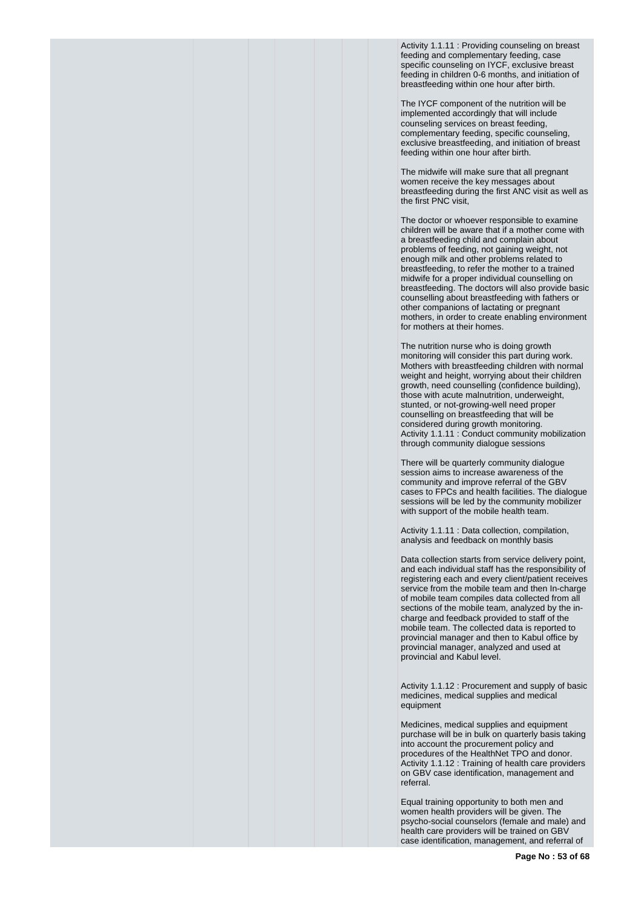Activity 1.1.11 : Providing counseling on breast feeding and complementary feeding, case specific counseling on IYCF, exclusive breast feeding in children 0-6 months, and initiation of breastfeeding within one hour after birth.

The IYCF component of the nutrition will be implemented accordingly that will include counseling services on breast feeding, complementary feeding, specific counseling, exclusive breastfeeding, and initiation of breast feeding within one hour after birth.

The midwife will make sure that all pregnant women receive the key messages about breastfeeding during the first ANC visit as well as the first PNC visit,

The doctor or whoever responsible to examine children will be aware that if a mother come with a breastfeeding child and complain about problems of feeding, not gaining weight, not enough milk and other problems related to breastfeeding, to refer the mother to a trained midwife for a proper individual counselling on breastfeeding. The doctors will also provide basic counselling about breastfeeding with fathers or other companions of lactating or pregnant mothers, in order to create enabling environment for mothers at their homes.

The nutrition nurse who is doing growth monitoring will consider this part during work. Mothers with breastfeeding children with normal weight and height, worrying about their children growth, need counselling (confidence building), those with acute malnutrition, underweight, stunted, or not-growing-well need proper counselling on breastfeeding that will be considered during growth monitoring.
Activity 1.1.11 : Conduct community mobilization through community dialogue sessions

There will be quarterly community dialogue session aims to increase awareness of the community and improve referral of the GBV cases to FPCs and health facilities. The dialogue sessions will be led by the community mobilizer with support of the mobile health team.

Activity 1.1.11 : Data collection, compilation, analysis and feedback on monthly basis

Data collection starts from service delivery point, and each individual staff has the responsibility of registering each and every client/patient receives service from the mobile team and then In-charge of mobile team compiles data collected from all sections of the mobile team, analyzed by the in-charge and feedback provided to staff of the mobile team. The collected data is reported to provincial manager and then to Kabul office by provincial manager, analyzed and used at provincial and Kabul level.

Activity 1.1.12 : Procurement and supply of basic medicines, medical supplies and medical equipment

Medicines, medical supplies and equipment purchase will be in bulk on quarterly basis taking into account the procurement policy and procedures of the HealthNet TPO and donor.
Activity 1.1.12 : Training of health care providers on GBV case identification, management and referral.

Equal training opportunity to both men and women health providers will be given. The psycho-social counselors (female and male) and health care providers will be trained on GBV case identification, management, and referral of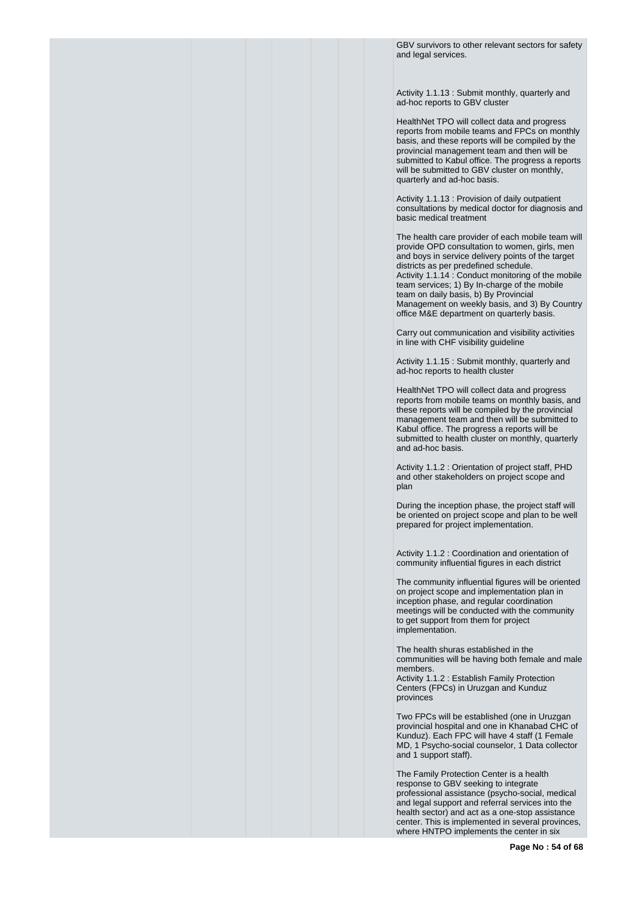GBV survivors to other relevant sectors for safety and legal services.

Activity 1.1.13 : Submit monthly, quarterly and ad-hoc reports to GBV cluster

HealthNet TPO will collect data and progress reports from mobile teams and FPCs on monthly basis, and these reports will be compiled by the provincial management team and then will be submitted to Kabul office. The progress a reports will be submitted to GBV cluster on monthly, quarterly and ad-hoc basis.

Activity 1.1.13 : Provision of daily outpatient consultations by medical doctor for diagnosis and basic medical treatment

The health care provider of each mobile team will provide OPD consultation to women, girls, men and boys in service delivery points of the target districts as per predefined schedule.
Activity 1.1.14 : Conduct monitoring of the mobile team services; 1) By In-charge of the mobile team on daily basis, b) By Provincial Management on weekly basis, and 3) By Country office M&E department on quarterly basis.

Carry out communication and visibility activities in line with CHF visibility guideline

Activity 1.1.15 : Submit monthly, quarterly and ad-hoc reports to health cluster

HealthNet TPO will collect data and progress reports from mobile teams on monthly basis, and these reports will be compiled by the provincial management team and then will be submitted to Kabul office. The progress a reports will be submitted to health cluster on monthly, quarterly and ad-hoc basis.

Activity 1.1.2 : Orientation of project staff, PHD and other stakeholders on project scope and plan

During the inception phase, the project staff will be oriented on project scope and plan to be well prepared for project implementation.

Activity 1.1.2 : Coordination and orientation of community influential figures in each district

The community influential figures will be oriented on project scope and implementation plan in inception phase, and regular coordination meetings will be conducted with the community to get support from them for project implementation.

The health shuras established in the communities will be having both female and male members.
Activity 1.1.2 : Establish Family Protection Centers (FPCs) in Uruzgan and Kunduz provinces

Two FPCs will be established (one in Uruzgan provincial hospital and one in Khanabad CHC of Kunduz). Each FPC will have 4 staff (1 Female MD, 1 Psycho-social counselor, 1 Data collector and 1 support staff).

The Family Protection Center is a health response to GBV seeking to integrate professional assistance (psycho-social, medical and legal support and referral services into the health sector) and act as a one-stop assistance center. This is implemented in several provinces, where HNTPO implements the center in six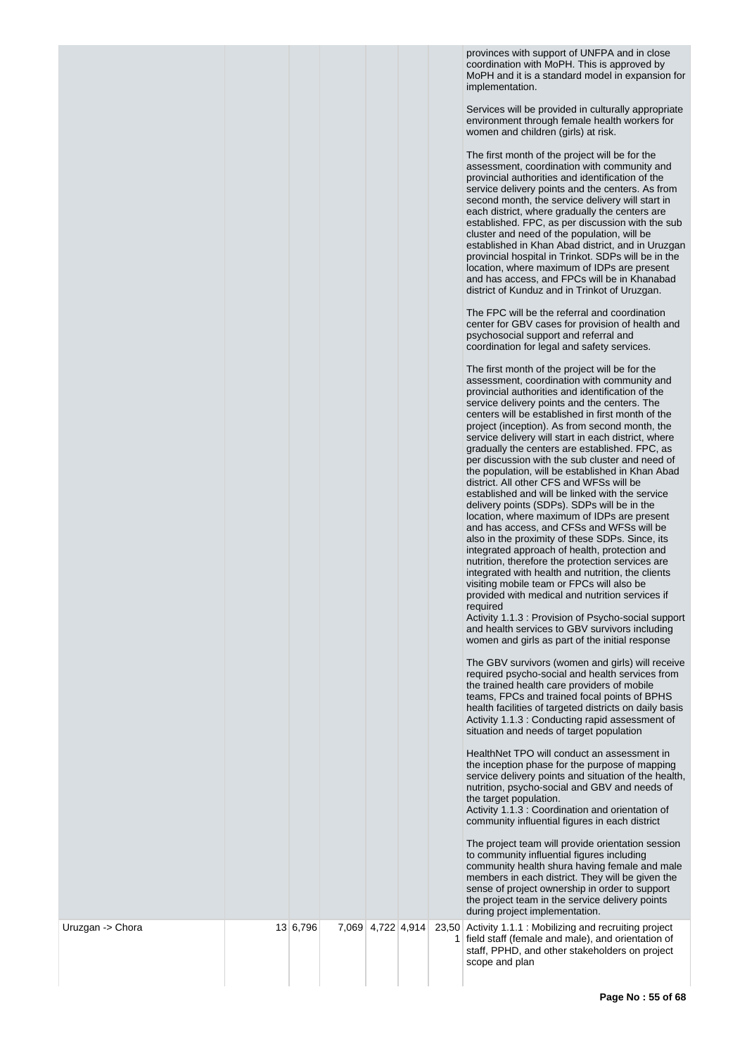| | | | | | | | |
|---|---|---|---|---|---|---|---|
| | | | | | | | provinces with support of UNFPA and in close coordination with MoPH. This is approved by MoPH and it is a standard model in expansion for implementation.<br><br>Services will be provided in culturally appropriate environment through female health workers for women and children (girls) at risk.<br><br>The first month of the project will be for the assessment, coordination with community and provincial authorities and identification of the service delivery points and the centers. As from second month, the service delivery will start in each district, where gradually the centers are established. FPC, as per discussion with the sub cluster and need of the population, will be established in Khan Abad district, and in Uruzgan provincial hospital in Trinkot. SDPs will be in the location, where maximum of IDPs are present and has access, and FPCs will be in Khanabad district of Kunduz and in Trinkot of Uruzgan.<br><br>The FPC will be the referral and coordination center for GBV cases for provision of health and psychosocial support and referral and coordination for legal and safety services.<br><br>The first month of the project will be for the assessment, coordination with community and provincial authorities and identification of the service delivery points and the centers. The centers will be established in first month of the project (inception). As from second month, the service delivery will start in each district, where gradually the centers are established. FPC, as per discussion with the sub cluster and need of the population, will be established in Khan Abad district. All other CFS and WFSs will be established and will be linked with the service delivery points (SDPs). SDPs will be in the location, where maximum of IDPs are present and has access, and CFSs and WFSs will be also in the proximity of these SDPs. Since, its integrated approach of health, protection and nutrition, therefore the protection services are integrated with health and nutrition, the clients visiting mobile team or FPCs will also be provided with medical and nutrition services if required<br>Activity 1.1.3 : Provision of Psycho-social support and health services to GBV survivors including women and girls as part of the initial response<br><br>The GBV survivors (women and girls) will receive required psycho-social and health services from the trained health care providers of mobile teams, FPCs and trained focal points of BPHS health facilities of targeted districts on daily basis<br>Activity 1.1.3 : Conducting rapid assessment of situation and needs of target population<br><br>HealthNet TPO will conduct an assessment in the inception phase for the purpose of mapping service delivery points and situation of the health, nutrition, psycho-social and GBV and needs of the target population.<br>Activity 1.1.3 : Coordination and orientation of community influential figures in each district<br><br>The project team will provide orientation session to community influential figures including community health shura having female and male members in each district. They will be given the sense of project ownership in order to support the project team in the service delivery points during project implementation. |
| Uruzgan -> Chora | 13 | 6,796 | 7,069 | 4,722 | 4,914 | | 23,501 | Activity 1.1.1 : Mobilizing and recruiting project field staff (female and male), and orientation of staff, PPHD, and other stakeholders on project scope and plan |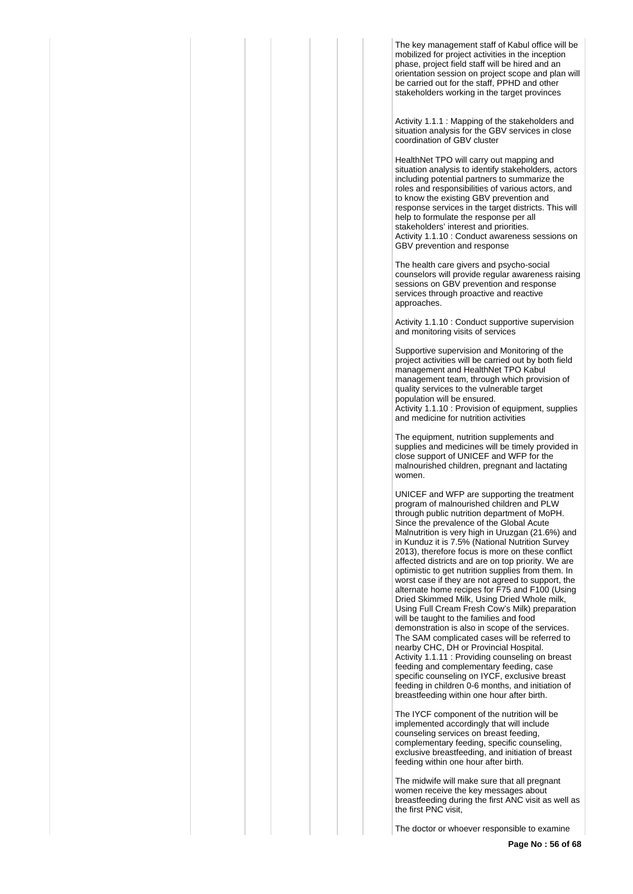The key management staff of Kabul office will be mobilized for project activities in the inception phase, project field staff will be hired and an orientation session on project scope and plan will be carried out for the staff, PPHD and other stakeholders working in the target provinces

Activity 1.1.1 : Mapping of the stakeholders and situation analysis for the GBV services in close coordination of GBV cluster

HealthNet TPO will carry out mapping and situation analysis to identify stakeholders, actors including potential partners to summarize the roles and responsibilities of various actors, and to know the existing GBV prevention and response services in the target districts. This will help to formulate the response per all stakeholders' interest and priorities.

Activity 1.1.10 : Conduct awareness sessions on GBV prevention and response

The health care givers and psycho-social counselors will provide regular awareness raising sessions on GBV prevention and response services through proactive and reactive approaches.

Activity 1.1.10 : Conduct supportive supervision and monitoring visits of services

Supportive supervision and Monitoring of the project activities will be carried out by both field management and HealthNet TPO Kabul management team, through which provision of quality services to the vulnerable target population will be ensured.

Activity 1.1.10 : Provision of equipment, supplies and medicine for nutrition activities

The equipment, nutrition supplements and supplies and medicines will be timely provided in close support of UNICEF and WFP for the malnourished children, pregnant and lactating women.

UNICEF and WFP are supporting the treatment program of malnourished children and PLW through public nutrition department of MoPH. Since the prevalence of the Global Acute Malnutrition is very high in Uruzgan (21.6%) and in Kunduz it is 7.5% (National Nutrition Survey 2013), therefore focus is more on these conflict affected districts and are on top priority. We are optimistic to get nutrition supplies from them. In worst case if they are not agreed to support, the alternate home recipes for F75 and F100 (Using Dried Skimmed Milk, Using Dried Whole milk, Using Full Cream Fresh Cow's Milk) preparation will be taught to the families and food demonstration is also in scope of the services. The SAM complicated cases will be referred to nearby CHC, DH or Provincial Hospital.

Activity 1.1.11 : Providing counseling on breast feeding and complementary feeding, case specific counseling on IYCF, exclusive breast feeding in children 0-6 months, and initiation of breastfeeding within one hour after birth.

The IYCF component of the nutrition will be implemented accordingly that will include counseling services on breast feeding, complementary feeding, specific counseling, exclusive breastfeeding, and initiation of breast feeding within one hour after birth.

The midwife will make sure that all pregnant women receive the key messages about breastfeeding during the first ANC visit as well as the first PNC visit,

The doctor or whoever responsible to examine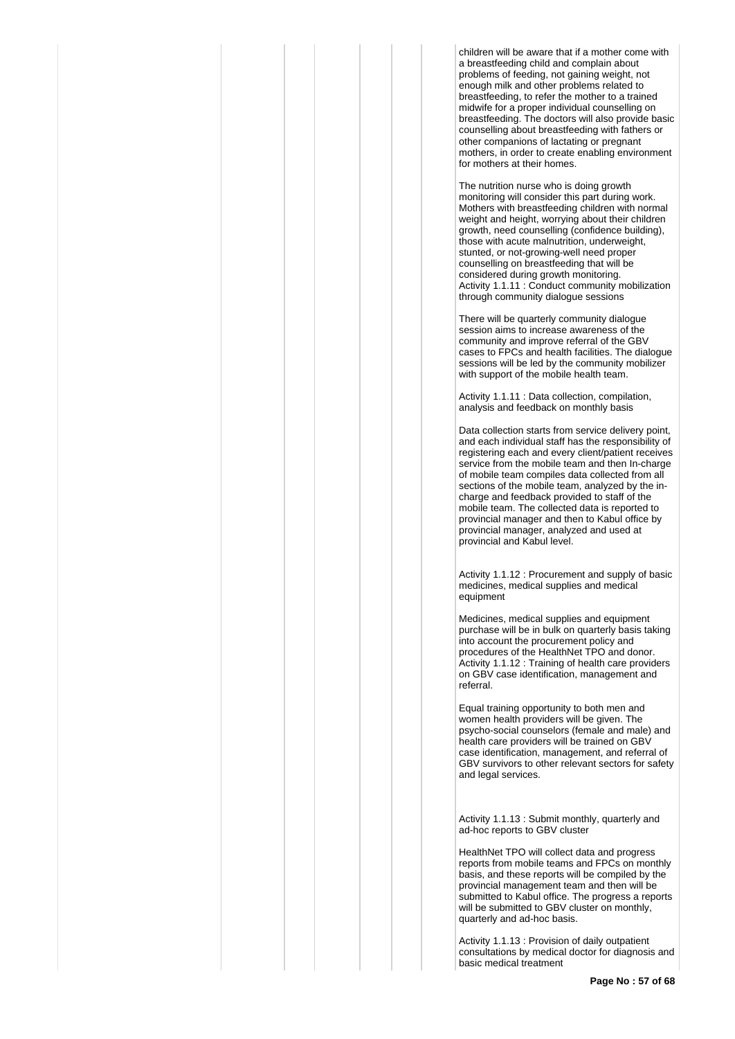children will be aware that if a mother come with a breastfeeding child and complain about problems of feeding, not gaining weight, not enough milk and other problems related to breastfeeding, to refer the mother to a trained midwife for a proper individual counselling on breastfeeding. The doctors will also provide basic counselling about breastfeeding with fathers or other companions of lactating or pregnant mothers, in order to create enabling environment for mothers at their homes.

The nutrition nurse who is doing growth monitoring will consider this part during work. Mothers with breastfeeding children with normal weight and height, worrying about their children growth, need counselling (confidence building), those with acute malnutrition, underweight, stunted, or not-growing-well need proper counselling on breastfeeding that will be considered during growth monitoring.
Activity 1.1.11 : Conduct community mobilization through community dialogue sessions

There will be quarterly community dialogue session aims to increase awareness of the community and improve referral of the GBV cases to FPCs and health facilities. The dialogue sessions will be led by the community mobilizer with support of the mobile health team.

Activity 1.1.11 : Data collection, compilation, analysis and feedback on monthly basis

Data collection starts from service delivery point, and each individual staff has the responsibility of registering each and every client/patient receives service from the mobile team and then In-charge of mobile team compiles data collected from all sections of the mobile team, analyzed by the in-charge and feedback provided to staff of the mobile team. The collected data is reported to provincial manager and then to Kabul office by provincial manager, analyzed and used at provincial and Kabul level.

Activity 1.1.12 : Procurement and supply of basic medicines, medical supplies and medical equipment

Medicines, medical supplies and equipment purchase will be in bulk on quarterly basis taking into account the procurement policy and procedures of the HealthNet TPO and donor.
Activity 1.1.12 : Training of health care providers on GBV case identification, management and referral.

Equal training opportunity to both men and women health providers will be given. The psycho-social counselors (female and male) and health care providers will be trained on GBV case identification, management, and referral of GBV survivors to other relevant sectors for safety and legal services.

Activity 1.1.13 : Submit monthly, quarterly and ad-hoc reports to GBV cluster

HealthNet TPO will collect data and progress reports from mobile teams and FPCs on monthly basis, and these reports will be compiled by the provincial management team and then will be submitted to Kabul office. The progress a reports will be submitted to GBV cluster on monthly, quarterly and ad-hoc basis.

Activity 1.1.13 : Provision of daily outpatient consultations by medical doctor for diagnosis and basic medical treatment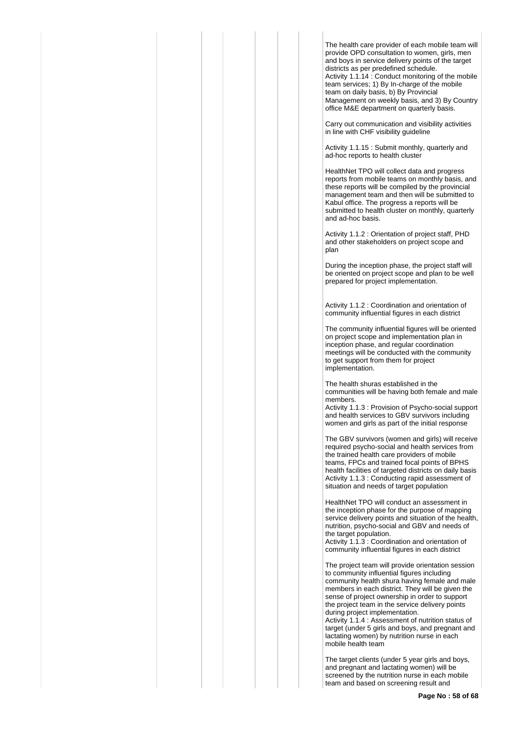The health care provider of each mobile team will provide OPD consultation to women, girls, men and boys in service delivery points of the target districts as per predefined schedule.
Activity 1.1.14 : Conduct monitoring of the mobile team services; 1) By In-charge of the mobile team on daily basis, b) By Provincial Management on weekly basis, and 3) By Country office M&E department on quarterly basis.

Carry out communication and visibility activities in line with CHF visibility guideline

Activity 1.1.15 : Submit monthly, quarterly and ad-hoc reports to health cluster

HealthNet TPO will collect data and progress reports from mobile teams on monthly basis, and these reports will be compiled by the provincial management team and then will be submitted to Kabul office. The progress a reports will be submitted to health cluster on monthly, quarterly and ad-hoc basis.

Activity 1.1.2 : Orientation of project staff, PHD and other stakeholders on project scope and plan

During the inception phase, the project staff will be oriented on project scope and plan to be well prepared for project implementation.

Activity 1.1.2 : Coordination and orientation of community influential figures in each district

The community influential figures will be oriented on project scope and implementation plan in inception phase, and regular coordination meetings will be conducted with the community to get support from them for project implementation.

The health shuras established in the communities will be having both female and male members.
Activity 1.1.3 : Provision of Psycho-social support and health services to GBV survivors including women and girls as part of the initial response

The GBV survivors (women and girls) will receive required psycho-social and health services from the trained health care providers of mobile teams, FPCs and trained focal points of BPHS health facilities of targeted districts on daily basis
Activity 1.1.3 : Conducting rapid assessment of situation and needs of target population

HealthNet TPO will conduct an assessment in the inception phase for the purpose of mapping service delivery points and situation of the health, nutrition, psycho-social and GBV and needs of the target population.
Activity 1.1.3 : Coordination and orientation of community influential figures in each district

The project team will provide orientation session to community influential figures including community health shura having female and male members in each district. They will be given the sense of project ownership in order to support the project team in the service delivery points during project implementation.
Activity 1.1.4 : Assessment of nutrition status of target (under 5 girls and boys, and pregnant and lactating women) by nutrition nurse in each mobile health team

The target clients (under 5 year girls and boys, and pregnant and lactating women) will be screened by the nutrition nurse in each mobile team and based on screening result and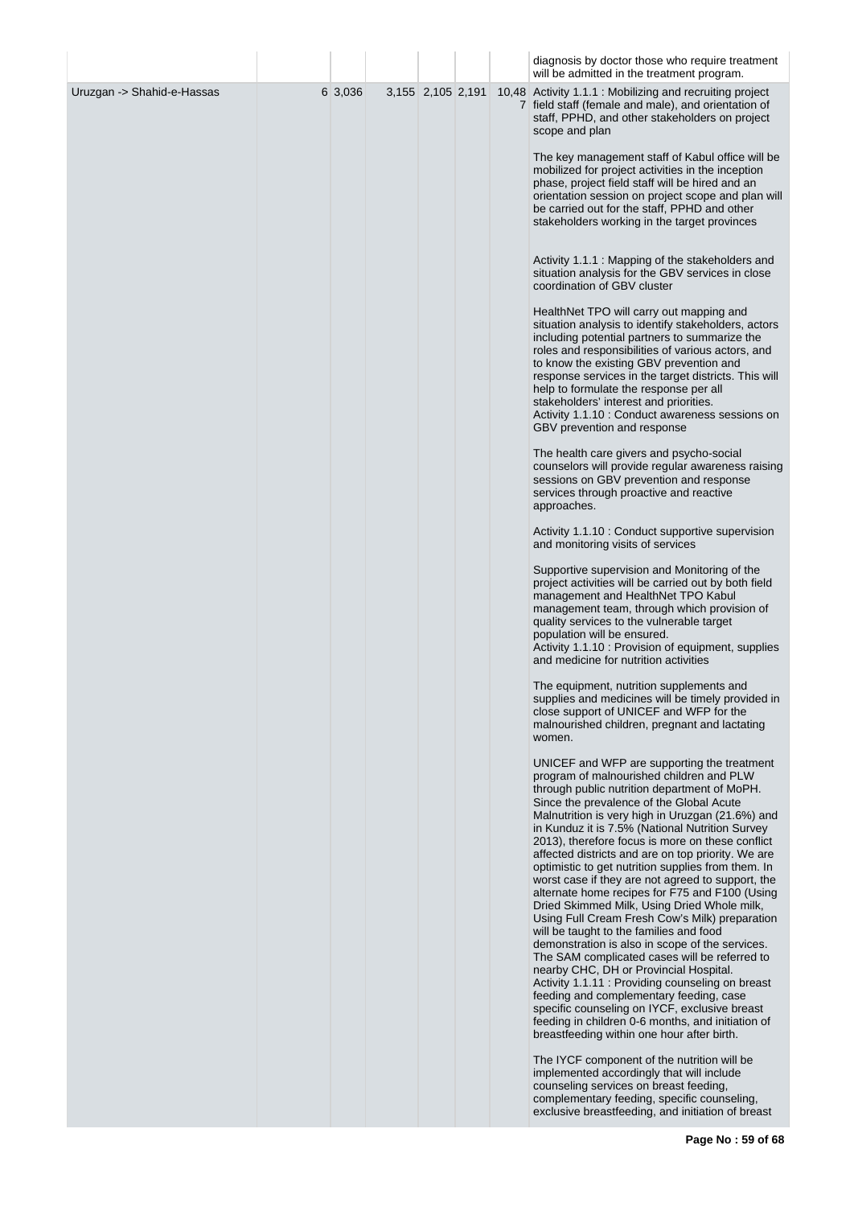| | | | | | | | |
|---|---|---|---|---|---|---|---|
| | | | | | | | diagnosis by doctor those who require treatment will be admitted in the treatment program. |
| Uruzgan -> Shahid-e-Hassas | | 6 | 3,036 | 3,155 | 2,105 | 2,191 | 10,487 | Activity 1.1.1 : Mobilizing and recruiting project field staff (female and male), and orientation of staff, PPHD, and other stakeholders on project scope and plan<br><br>The key management staff of Kabul office will be mobilized for project activities in the inception phase, project field staff will be hired and an orientation session on project scope and plan will be carried out for the staff, PPHD and other stakeholders working in the target provinces<br><br>Activity 1.1.1 : Mapping of the stakeholders and situation analysis for the GBV services in close coordination of GBV cluster<br><br>HealthNet TPO will carry out mapping and situation analysis to identify stakeholders, actors including potential partners to summarize the roles and responsibilities of various actors, and to know the existing GBV prevention and response services in the target districts. This will help to formulate the response per all stakeholders' interest and priorities.<br>Activity 1.1.10 : Conduct awareness sessions on GBV prevention and response<br><br>The health care givers and psycho-social counselors will provide regular awareness raising sessions on GBV prevention and response services through proactive and reactive approaches.<br><br>Activity 1.1.10 : Conduct supportive supervision and monitoring visits of services<br><br>Supportive supervision and Monitoring of the project activities will be carried out by both field management and HealthNet TPO Kabul management team, through which provision of quality services to the vulnerable target population will be ensured.<br>Activity 1.1.10 : Provision of equipment, supplies and medicine for nutrition activities<br><br>The equipment, nutrition supplements and supplies and medicines will be timely provided in close support of UNICEF and WFP for the malnourished children, pregnant and lactating women.<br><br>UNICEF and WFP are supporting the treatment program of malnourished children and PLW through public nutrition department of MoPH. Since the prevalence of the Global Acute Malnutrition is very high in Uruzgan (21.6%) and in Kunduz it is 7.5% (National Nutrition Survey 2013), therefore focus is more on these conflict affected districts and are on top priority. We are optimistic to get nutrition supplies from them. In worst case if they are not agreed to support, the alternate home recipes for F75 and F100 (Using Dried Skimmed Milk, Using Dried Whole milk, Using Full Cream Fresh Cow's Milk) preparation will be taught to the families and food demonstration is also in scope of the services. The SAM complicated cases will be referred to nearby CHC, DH or Provincial Hospital.<br>Activity 1.1.11 : Providing counseling on breast feeding and complementary feeding, case specific counseling on IYCF, exclusive breast feeding in children 0-6 months, and initiation of breastfeeding within one hour after birth.<br><br>The IYCF component of the nutrition will be implemented accordingly that will include counseling services on breast feeding, complementary feeding, specific counseling, exclusive breastfeeding, and initiation of breast |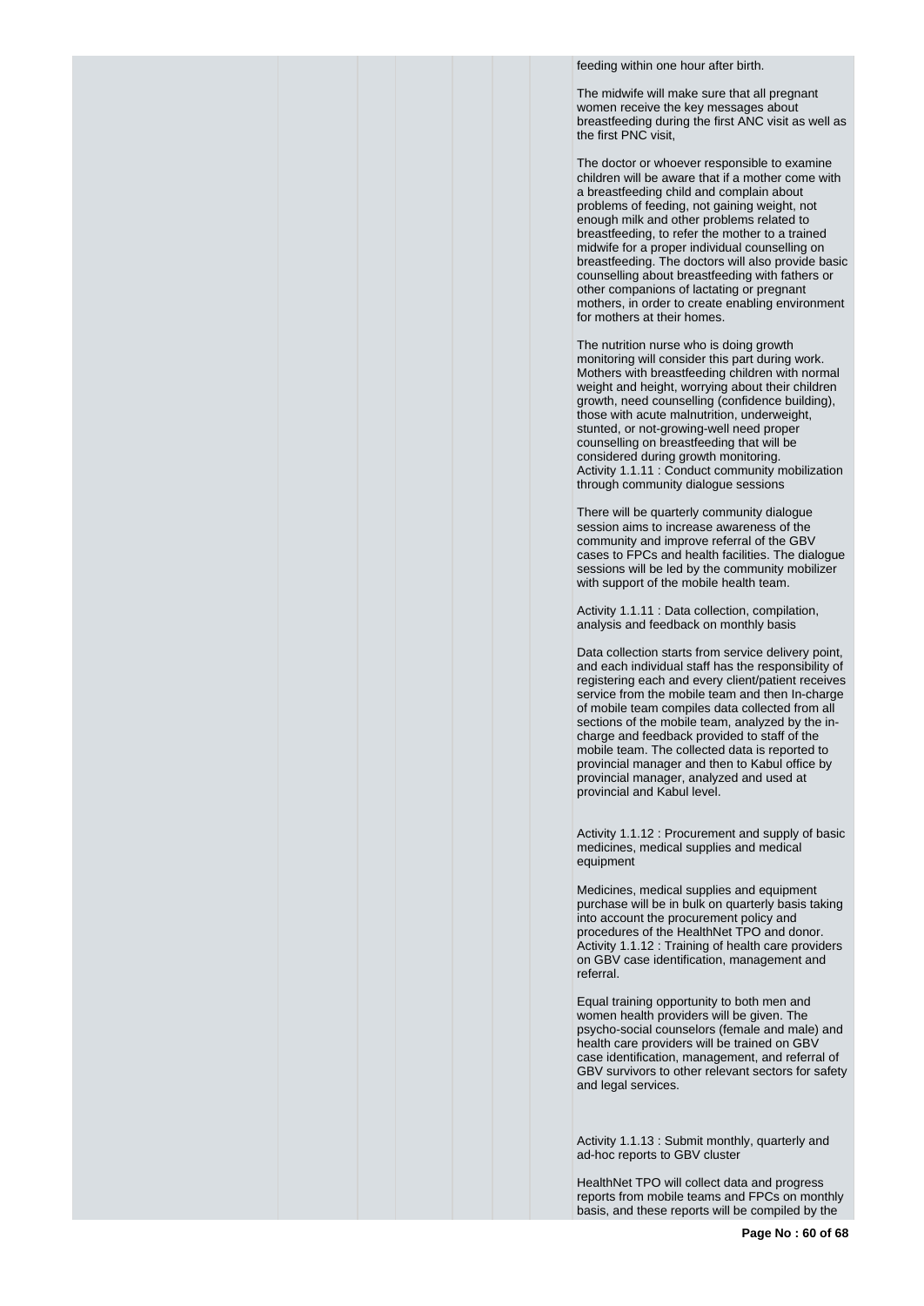feeding within one hour after birth.

The midwife will make sure that all pregnant women receive the key messages about breastfeeding during the first ANC visit as well as the first PNC visit,

The doctor or whoever responsible to examine children will be aware that if a mother come with a breastfeeding child and complain about problems of feeding, not gaining weight, not enough milk and other problems related to breastfeeding, to refer the mother to a trained midwife for a proper individual counselling on breastfeeding. The doctors will also provide basic counselling about breastfeeding with fathers or other companions of lactating or pregnant mothers, in order to create enabling environment for mothers at their homes.

The nutrition nurse who is doing growth monitoring will consider this part during work. Mothers with breastfeeding children with normal weight and height, worrying about their children growth, need counselling (confidence building), those with acute malnutrition, underweight, stunted, or not-growing-well need proper counselling on breastfeeding that will be considered during growth monitoring.
Activity 1.1.11 : Conduct community mobilization through community dialogue sessions

There will be quarterly community dialogue session aims to increase awareness of the community and improve referral of the GBV cases to FPCs and health facilities. The dialogue sessions will be led by the community mobilizer with support of the mobile health team.

Activity 1.1.11 : Data collection, compilation, analysis and feedback on monthly basis

Data collection starts from service delivery point, and each individual staff has the responsibility of registering each and every client/patient receives service from the mobile team and then In-charge of mobile team compiles data collected from all sections of the mobile team, analyzed by the in-charge and feedback provided to staff of the mobile team. The collected data is reported to provincial manager and then to Kabul office by provincial manager, analyzed and used at provincial and Kabul level.

Activity 1.1.12 : Procurement and supply of basic medicines, medical supplies and medical equipment

Medicines, medical supplies and equipment purchase will be in bulk on quarterly basis taking into account the procurement policy and procedures of the HealthNet TPO and donor.
Activity 1.1.12 : Training of health care providers on GBV case identification, management and referral.

Equal training opportunity to both men and women health providers will be given. The psycho-social counselors (female and male) and health care providers will be trained on GBV case identification, management, and referral of GBV survivors to other relevant sectors for safety and legal services.

Activity 1.1.13 : Submit monthly, quarterly and ad-hoc reports to GBV cluster

HealthNet TPO will collect data and progress reports from mobile teams and FPCs on monthly basis, and these reports will be compiled by the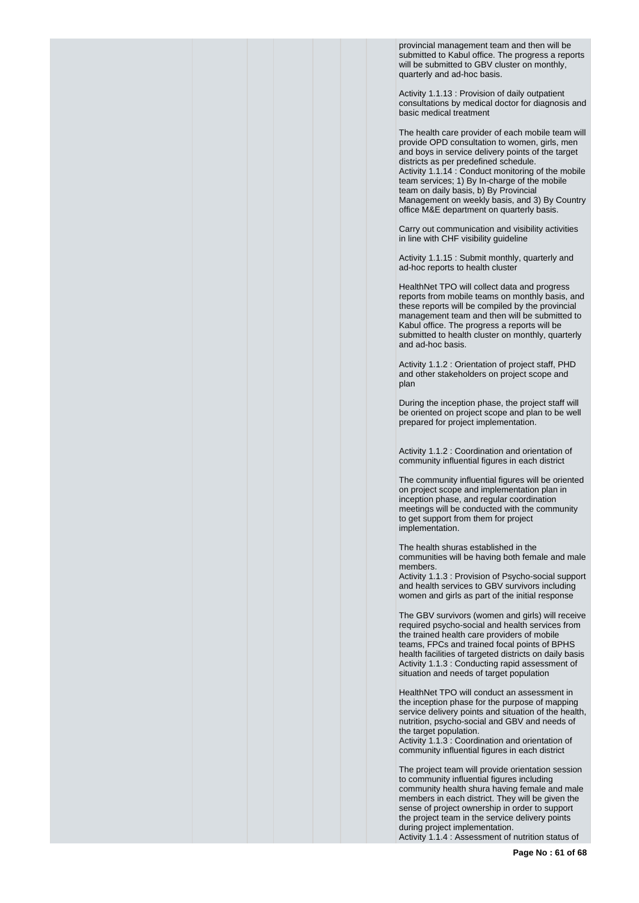provincial management team and then will be submitted to Kabul office. The progress a reports will be submitted to GBV cluster on monthly, quarterly and ad-hoc basis.

Activity 1.1.13 : Provision of daily outpatient consultations by medical doctor for diagnosis and basic medical treatment

The health care provider of each mobile team will provide OPD consultation to women, girls, men and boys in service delivery points of the target districts as per predefined schedule.
Activity 1.1.14 : Conduct monitoring of the mobile team services; 1) By In-charge of the mobile team on daily basis, b) By Provincial Management on weekly basis, and 3) By Country office M&E department on quarterly basis.

Carry out communication and visibility activities in line with CHF visibility guideline

Activity 1.1.15 : Submit monthly, quarterly and ad-hoc reports to health cluster

HealthNet TPO will collect data and progress reports from mobile teams on monthly basis, and these reports will be compiled by the provincial management team and then will be submitted to Kabul office. The progress a reports will be submitted to health cluster on monthly, quarterly and ad-hoc basis.

Activity 1.1.2 : Orientation of project staff, PHD and other stakeholders on project scope and plan

During the inception phase, the project staff will be oriented on project scope and plan to be well prepared for project implementation.

Activity 1.1.2 : Coordination and orientation of community influential figures in each district

The community influential figures will be oriented on project scope and implementation plan in inception phase, and regular coordination meetings will be conducted with the community to get support from them for project implementation.

The health shuras established in the communities will be having both female and male members.
Activity 1.1.3 : Provision of Psycho-social support and health services to GBV survivors including women and girls as part of the initial response

The GBV survivors (women and girls) will receive required psycho-social and health services from the trained health care providers of mobile teams, FPCs and trained focal points of BPHS health facilities of targeted districts on daily basis
Activity 1.1.3 : Conducting rapid assessment of situation and needs of target population

HealthNet TPO will conduct an assessment in the inception phase for the purpose of mapping service delivery points and situation of the health, nutrition, psycho-social and GBV and needs of the target population.
Activity 1.1.3 : Coordination and orientation of community influential figures in each district

The project team will provide orientation session to community influential figures including community health shura having female and male members in each district. They will be given the sense of project ownership in order to support the project team in the service delivery points during project implementation.
Activity 1.1.4 : Assessment of nutrition status of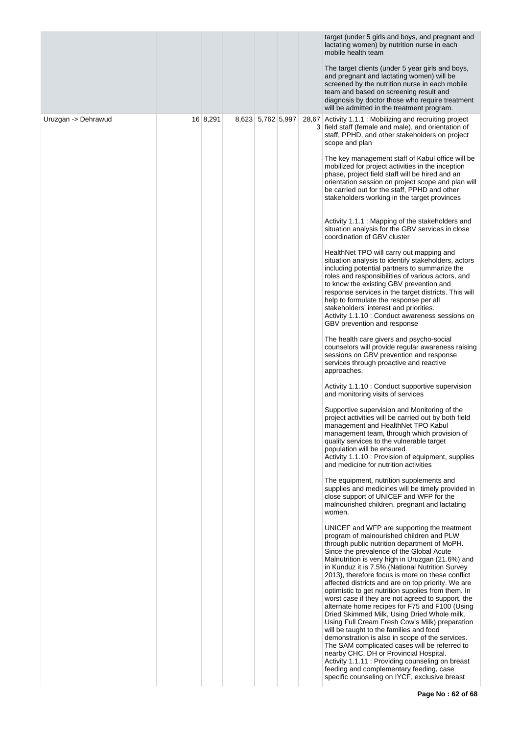| | | | | | | |
|---|---|---|---|---|---|---|
| | | | | | | target (under 5 girls and boys, and pregnant and lactating women) by nutrition nurse in each mobile health team<br><br>The target clients (under 5 year girls and boys, and pregnant and lactating women) will be screened by the nutrition nurse in each mobile team and based on screening result and diagnosis by doctor those who require treatment will be admitted in the treatment program. |
| Uruzgan -> Dehrawud | 16 | 8,291 | 8,623 | 5,762 | 5,997 | 28,673 | Activity 1.1.1 : Mobilizing and recruiting project field staff (female and male), and orientation of staff, PPHD, and other stakeholders on project scope and plan<br><br>The key management staff of Kabul office will be mobilized for project activities in the inception phase, project field staff will be hired and an orientation session on project scope and plan will be carried out for the staff, PPHD and other stakeholders working in the target provinces<br><br>Activity 1.1.1 : Mapping of the stakeholders and situation analysis for the GBV services in close coordination of GBV cluster<br><br>HealthNet TPO will carry out mapping and situation analysis to identify stakeholders, actors including potential partners to summarize the roles and responsibilities of various actors, and to know the existing GBV prevention and response services in the target districts. This will help to formulate the response per all stakeholders' interest and priorities.<br>Activity 1.1.10 : Conduct awareness sessions on GBV prevention and response<br><br>The health care givers and psycho-social counselors will provide regular awareness raising sessions on GBV prevention and response services through proactive and reactive approaches.<br><br>Activity 1.1.10 : Conduct supportive supervision and monitoring visits of services<br><br>Supportive supervision and Monitoring of the project activities will be carried out by both field management and HealthNet TPO Kabul management team, through which provision of quality services to the vulnerable target population will be ensured.<br>Activity 1.1.10 : Provision of equipment, supplies and medicine for nutrition activities<br><br>The equipment, nutrition supplements and supplies and medicines will be timely provided in close support of UNICEF and WFP for the malnourished children, pregnant and lactating women.<br><br>UNICEF and WFP are supporting the treatment program of malnourished children and PLW through public nutrition department of MoPH. Since the prevalence of the Global Acute Malnutrition is very high in Uruzgan (21.6%) and in Kunduz it is 7.5% (National Nutrition Survey 2013), therefore focus is more on these conflict affected districts and are on top priority. We are optimistic to get nutrition supplies from them. In worst case if they are not agreed to support, the alternate home recipes for F75 and F100 (Using Dried Skimmed Milk, Using Dried Whole milk, Using Full Cream Fresh Cow's Milk) preparation will be taught to the families and food demonstration is also in scope of the services. The SAM complicated cases will be referred to nearby CHC, DH or Provincial Hospital.<br>Activity 1.1.11 : Providing counseling on breast feeding and complementary feeding, case specific counseling on IYCF, exclusive breast |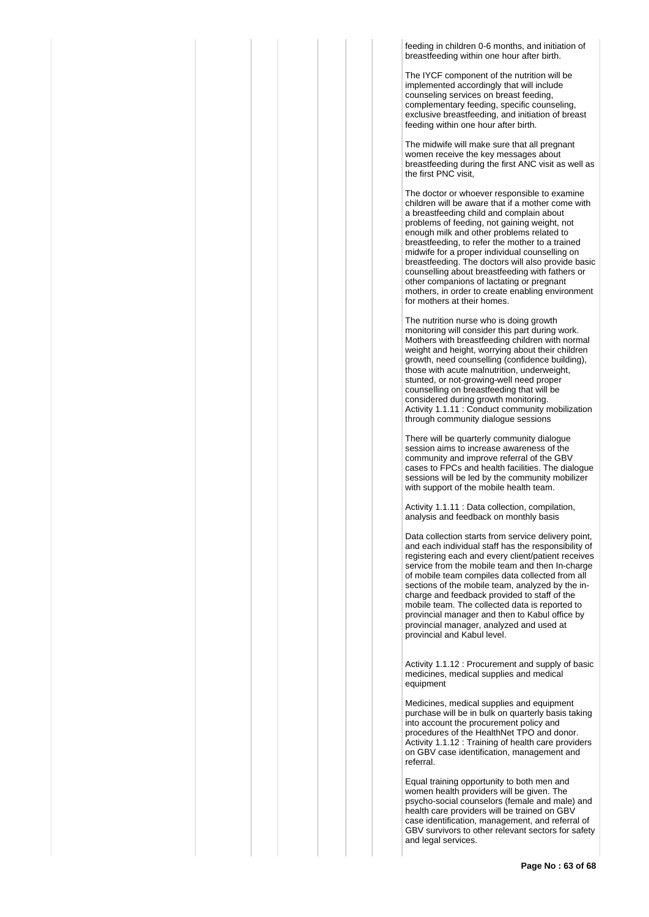feeding in children 0-6 months, and initiation of breastfeeding within one hour after birth.

The IYCF component of the nutrition will be implemented accordingly that will include counseling services on breast feeding, complementary feeding, specific counseling, exclusive breastfeeding, and initiation of breast feeding within one hour after birth.

The midwife will make sure that all pregnant women receive the key messages about breastfeeding during the first ANC visit as well as the first PNC visit,

The doctor or whoever responsible to examine children will be aware that if a mother come with a breastfeeding child and complain about problems of feeding, not gaining weight, not enough milk and other problems related to breastfeeding, to refer the mother to a trained midwife for a proper individual counselling on breastfeeding. The doctors will also provide basic counselling about breastfeeding with fathers or other companions of lactating or pregnant mothers, in order to create enabling environment for mothers at their homes.

The nutrition nurse who is doing growth monitoring will consider this part during work. Mothers with breastfeeding children with normal weight and height, worrying about their children growth, need counselling (confidence building), those with acute malnutrition, underweight, stunted, or not-growing-well need proper counselling on breastfeeding that will be considered during growth monitoring.
Activity 1.1.11 : Conduct community mobilization through community dialogue sessions

There will be quarterly community dialogue session aims to increase awareness of the community and improve referral of the GBV cases to FPCs and health facilities. The dialogue sessions will be led by the community mobilizer with support of the mobile health team.

Activity 1.1.11 : Data collection, compilation, analysis and feedback on monthly basis

Data collection starts from service delivery point, and each individual staff has the responsibility of registering each and every client/patient receives service from the mobile team and then In-charge of mobile team compiles data collected from all sections of the mobile team, analyzed by the in-charge and feedback provided to staff of the mobile team. The collected data is reported to provincial manager and then to Kabul office by provincial manager, analyzed and used at provincial and Kabul level.

Activity 1.1.12 : Procurement and supply of basic medicines, medical supplies and medical equipment

Medicines, medical supplies and equipment purchase will be in bulk on quarterly basis taking into account the procurement policy and procedures of the HealthNet TPO and donor.
Activity 1.1.12 : Training of health care providers on GBV case identification, management and referral.

Equal training opportunity to both men and women health providers will be given. The psycho-social counselors (female and male) and health care providers will be trained on GBV case identification, management, and referral of GBV survivors to other relevant sectors for safety and legal services.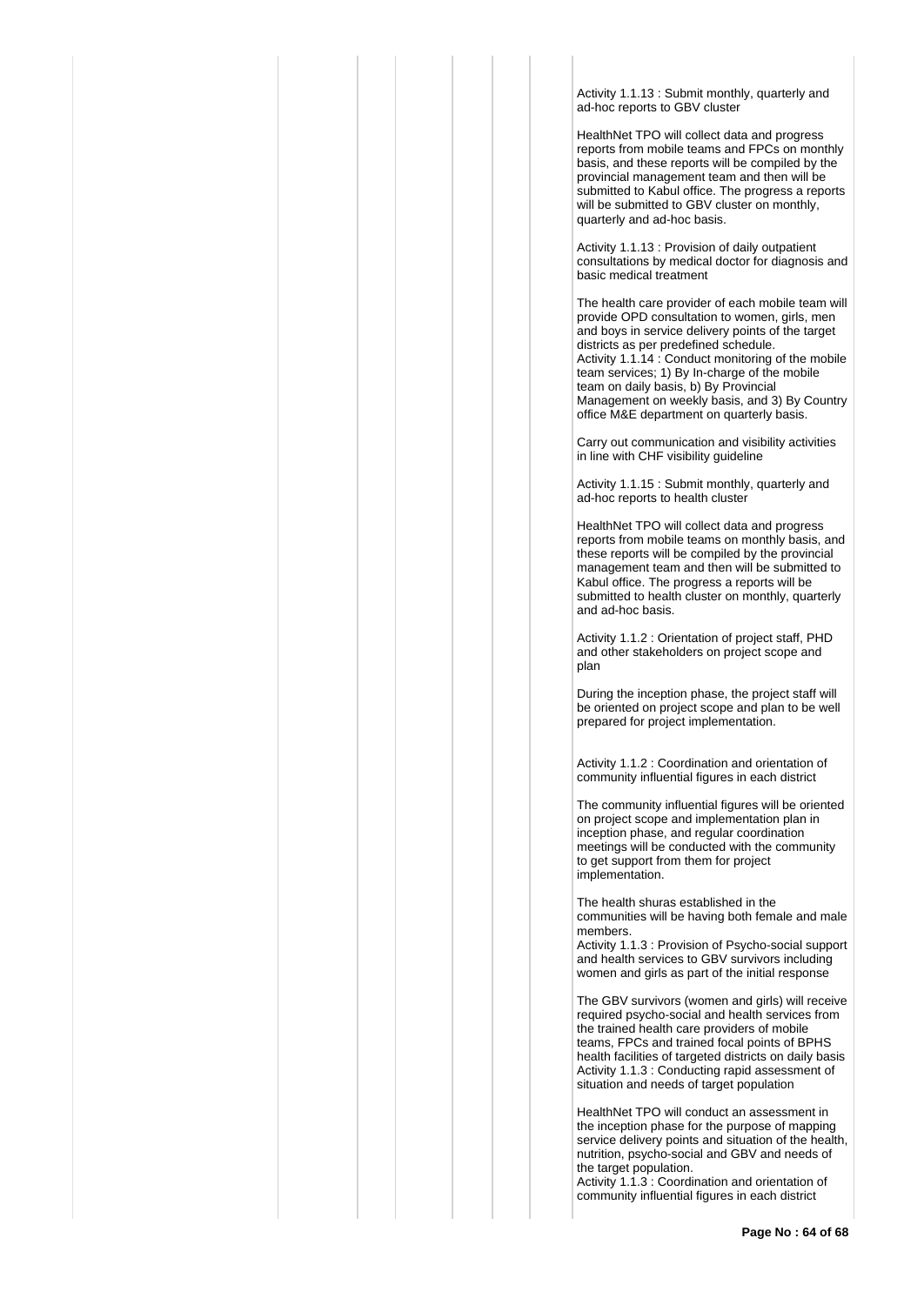Activity 1.1.13 : Submit monthly, quarterly and ad-hoc reports to GBV cluster

HealthNet TPO will collect data and progress reports from mobile teams and FPCs on monthly basis, and these reports will be compiled by the provincial management team and then will be submitted to Kabul office. The progress a reports will be submitted to GBV cluster on monthly, quarterly and ad-hoc basis.

Activity 1.1.13 : Provision of daily outpatient consultations by medical doctor for diagnosis and basic medical treatment

The health care provider of each mobile team will provide OPD consultation to women, girls, men and boys in service delivery points of the target districts as per predefined schedule.
Activity 1.1.14 : Conduct monitoring of the mobile team services; 1) By In-charge of the mobile team on daily basis, b) By Provincial Management on weekly basis, and 3) By Country office M&E department on quarterly basis.

Carry out communication and visibility activities in line with CHF visibility guideline

Activity 1.1.15 : Submit monthly, quarterly and ad-hoc reports to health cluster

HealthNet TPO will collect data and progress reports from mobile teams on monthly basis, and these reports will be compiled by the provincial management team and then will be submitted to Kabul office. The progress a reports will be submitted to health cluster on monthly, quarterly and ad-hoc basis.

Activity 1.1.2 : Orientation of project staff, PHD and other stakeholders on project scope and plan

During the inception phase, the project staff will be oriented on project scope and plan to be well prepared for project implementation.

Activity 1.1.2 : Coordination and orientation of community influential figures in each district

The community influential figures will be oriented on project scope and implementation plan in inception phase, and regular coordination meetings will be conducted with the community to get support from them for project implementation.

The health shuras established in the communities will be having both female and male members.
Activity 1.1.3 : Provision of Psycho-social support and health services to GBV survivors including women and girls as part of the initial response

The GBV survivors (women and girls) will receive required psycho-social and health services from the trained health care providers of mobile teams, FPCs and trained focal points of BPHS health facilities of targeted districts on daily basis
Activity 1.1.3 : Conducting rapid assessment of situation and needs of target population

HealthNet TPO will conduct an assessment in the inception phase for the purpose of mapping service delivery points and situation of the health, nutrition, psycho-social and GBV and needs of the target population.
Activity 1.1.3 : Coordination and orientation of community influential figures in each district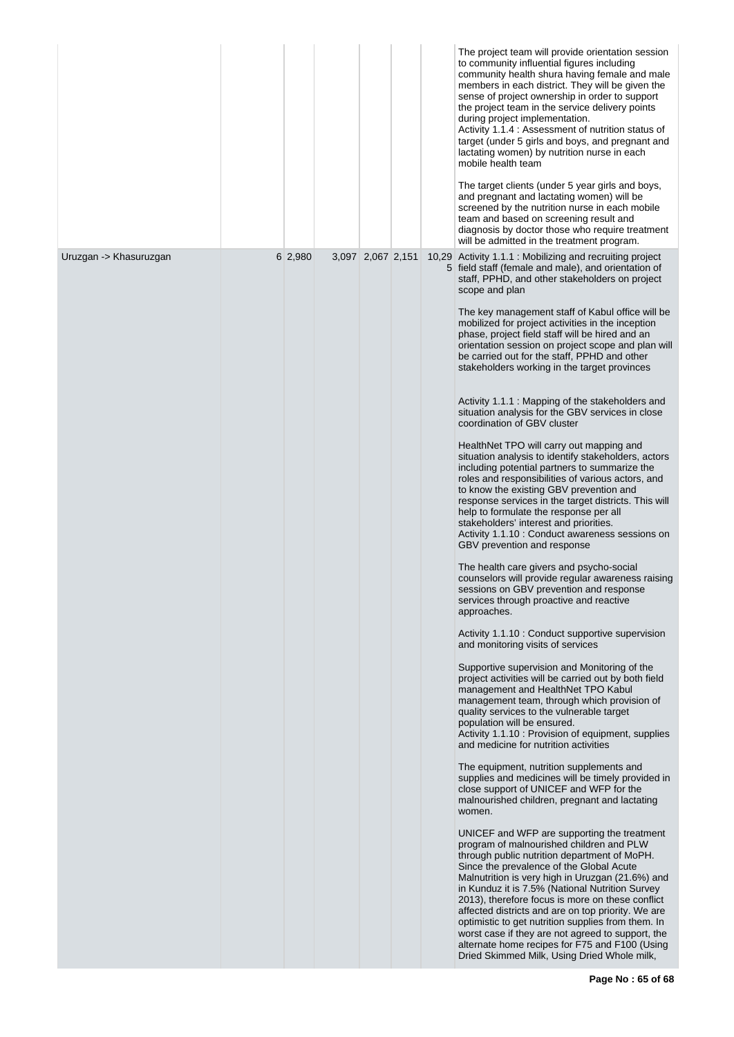| | | | | | | | |
|---|---|---|---|---|---|---|---|
| | | | | | | | The project team will provide orientation session to community influential figures including community health shura having female and male members in each district. They will be given the sense of project ownership in order to support the project team in the service delivery points during project implementation.<br>Activity 1.1.4 : Assessment of nutrition status of target (under 5 girls and boys, and pregnant and lactating women) by nutrition nurse in each mobile health team<br><br>The target clients (under 5 year girls and boys, and pregnant and lactating women) will be screened by the nutrition nurse in each mobile team and based on screening result and diagnosis by doctor those who require treatment will be admitted in the treatment program. |
| Uruzgan -> Khasuruzgan | | 6 | 2,980 | 3,097 | 2,067 | 2,151 | 10,295 | Activity 1.1.1 : Mobilizing and recruiting project field staff (female and male), and orientation of staff, PPHD, and other stakeholders on project scope and plan<br><br>The key management staff of Kabul office will be mobilized for project activities in the inception phase, project field staff will be hired and an orientation session on project scope and plan will be carried out for the staff, PPHD and other stakeholders working in the target provinces<br><br>Activity 1.1.1 : Mapping of the stakeholders and situation analysis for the GBV services in close coordination of GBV cluster<br><br>HealthNet TPO will carry out mapping and situation analysis to identify stakeholders, actors including potential partners to summarize the roles and responsibilities of various actors, and to know the existing GBV prevention and response services in the target districts. This will help to formulate the response per all stakeholders' interest and priorities.<br>Activity 1.1.10 : Conduct awareness sessions on GBV prevention and response<br><br>The health care givers and psycho-social counselors will provide regular awareness raising sessions on GBV prevention and response services through proactive and reactive approaches.<br><br>Activity 1.1.10 : Conduct supportive supervision and monitoring visits of services<br><br>Supportive supervision and Monitoring of the project activities will be carried out by both field management and HealthNet TPO Kabul management team, through which provision of quality services to the vulnerable target population will be ensured.<br>Activity 1.1.10 : Provision of equipment, supplies and medicine for nutrition activities<br><br>The equipment, nutrition supplements and supplies and medicines will be timely provided in close support of UNICEF and WFP for the malnourished children, pregnant and lactating women.<br><br>UNICEF and WFP are supporting the treatment program of malnourished children and PLW through public nutrition department of MoPH. Since the prevalence of the Global Acute Malnutrition is very high in Uruzgan (21.6%) and in Kunduz it is 7.5% (National Nutrition Survey 2013), therefore focus is more on these conflict affected districts and are on top priority. We are optimistic to get nutrition supplies from them. In worst case if they are not agreed to support, the alternate home recipes for F75 and F100 (Using Dried Skimmed Milk, Using Dried Whole milk, |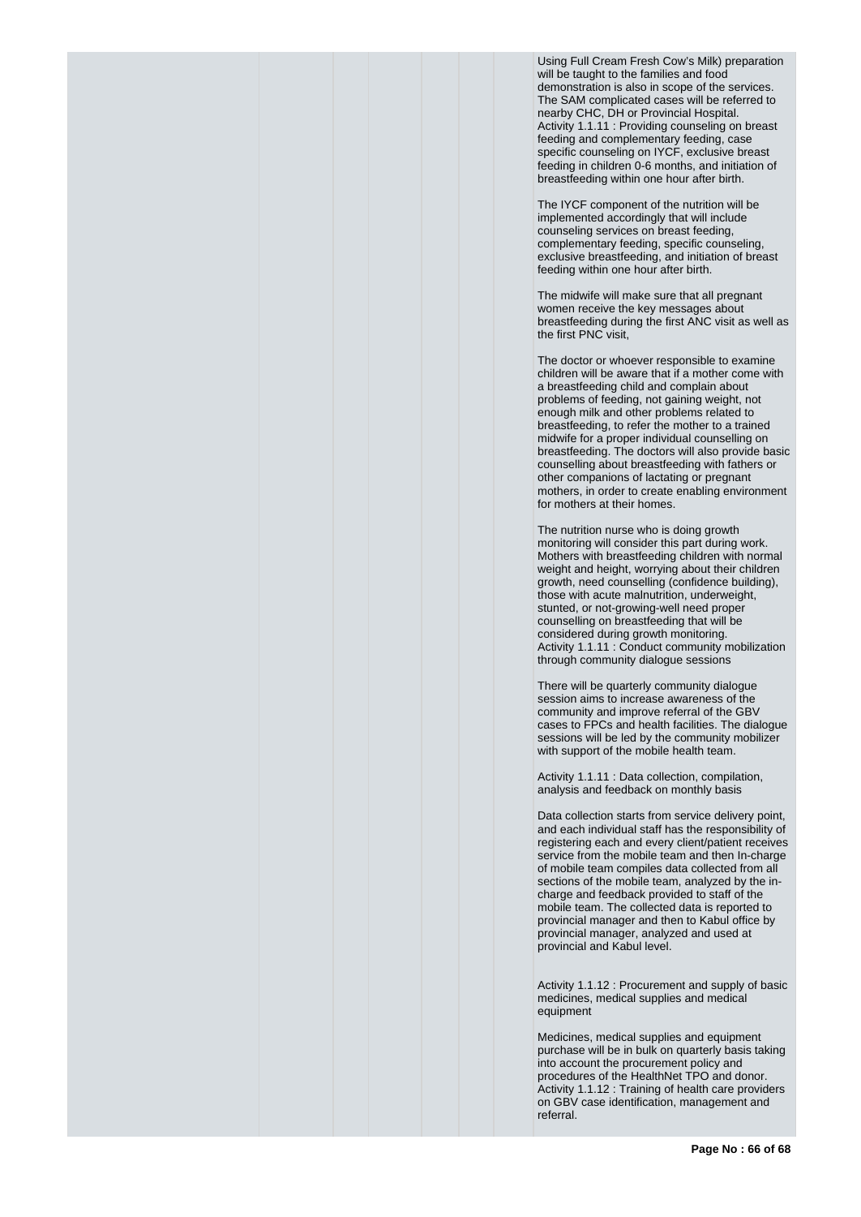Using Full Cream Fresh Cow's Milk) preparation will be taught to the families and food demonstration is also in scope of the services. The SAM complicated cases will be referred to nearby CHC, DH or Provincial Hospital.
Activity 1.1.11 : Providing counseling on breast feeding and complementary feeding, case specific counseling on IYCF, exclusive breast feeding in children 0-6 months, and initiation of breastfeeding within one hour after birth.

The IYCF component of the nutrition will be implemented accordingly that will include counseling services on breast feeding, complementary feeding, specific counseling, exclusive breastfeeding, and initiation of breast feeding within one hour after birth.

The midwife will make sure that all pregnant women receive the key messages about breastfeeding during the first ANC visit as well as the first PNC visit,

The doctor or whoever responsible to examine children will be aware that if a mother come with a breastfeeding child and complain about problems of feeding, not gaining weight, not enough milk and other problems related to breastfeeding, to refer the mother to a trained midwife for a proper individual counselling on breastfeeding. The doctors will also provide basic counselling about breastfeeding with fathers or other companions of lactating or pregnant mothers, in order to create enabling environment for mothers at their homes.

The nutrition nurse who is doing growth monitoring will consider this part during work. Mothers with breastfeeding children with normal weight and height, worrying about their children growth, need counselling (confidence building), those with acute malnutrition, underweight, stunted, or not-growing-well need proper counselling on breastfeeding that will be considered during growth monitoring.
Activity 1.1.11 : Conduct community mobilization through community dialogue sessions

There will be quarterly community dialogue session aims to increase awareness of the community and improve referral of the GBV cases to FPCs and health facilities. The dialogue sessions will be led by the community mobilizer with support of the mobile health team.

Activity 1.1.11 : Data collection, compilation, analysis and feedback on monthly basis

Data collection starts from service delivery point, and each individual staff has the responsibility of registering each and every client/patient receives service from the mobile team and then In-charge of mobile team compiles data collected from all sections of the mobile team, analyzed by the in-charge and feedback provided to staff of the mobile team. The collected data is reported to provincial manager and then to Kabul office by provincial manager, analyzed and used at provincial and Kabul level.

Activity 1.1.12 : Procurement and supply of basic medicines, medical supplies and medical equipment

Medicines, medical supplies and equipment purchase will be in bulk on quarterly basis taking into account the procurement policy and procedures of the HealthNet TPO and donor.
Activity 1.1.12 : Training of health care providers on GBV case identification, management and referral.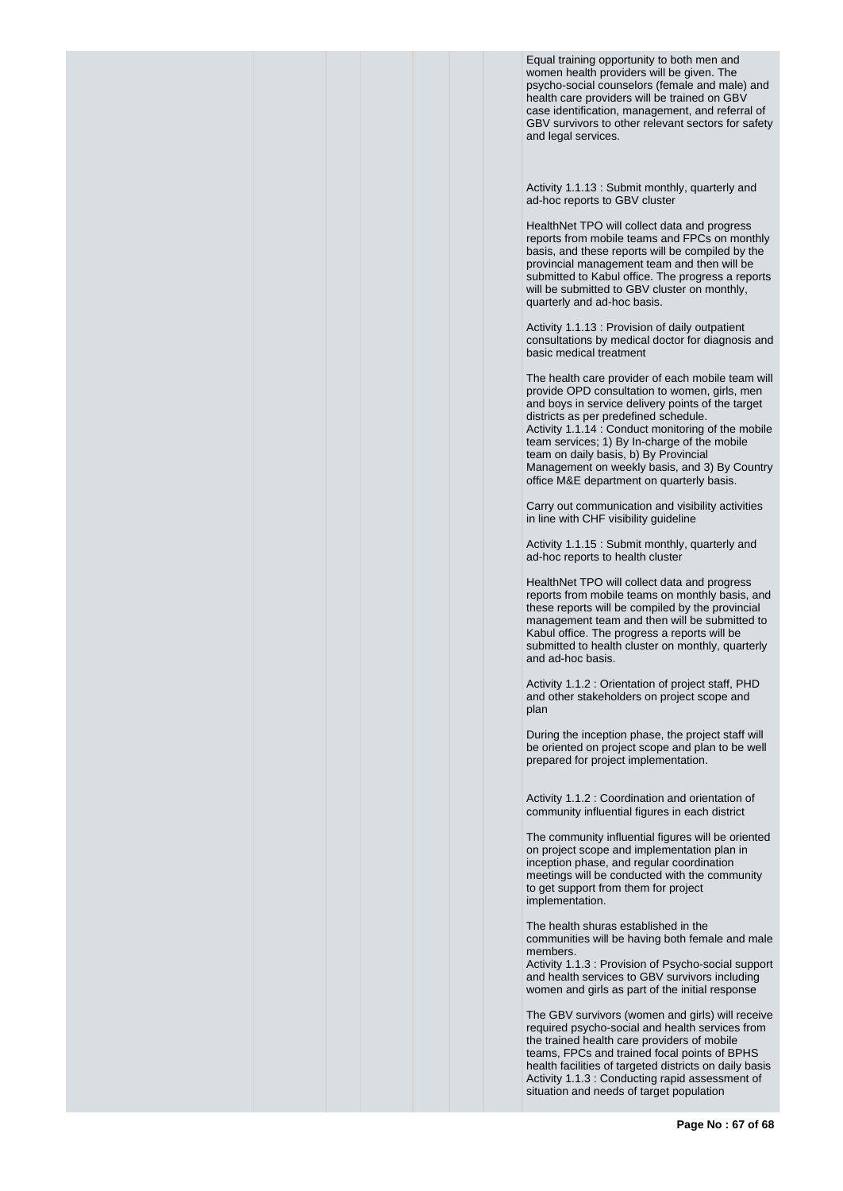Equal training opportunity to both men and women health providers will be given. The psycho-social counselors (female and male) and health care providers will be trained on GBV case identification, management, and referral of GBV survivors to other relevant sectors for safety and legal services.

Activity 1.1.13 : Submit monthly, quarterly and ad-hoc reports to GBV cluster

HealthNet TPO will collect data and progress reports from mobile teams and FPCs on monthly basis, and these reports will be compiled by the provincial management team and then will be submitted to Kabul office. The progress a reports will be submitted to GBV cluster on monthly, quarterly and ad-hoc basis.

Activity 1.1.13 : Provision of daily outpatient consultations by medical doctor for diagnosis and basic medical treatment

The health care provider of each mobile team will provide OPD consultation to women, girls, men and boys in service delivery points of the target districts as per predefined schedule.
Activity 1.1.14 : Conduct monitoring of the mobile team services; 1) By In-charge of the mobile team on daily basis, b) By Provincial Management on weekly basis, and 3) By Country office M&E department on quarterly basis.

Carry out communication and visibility activities in line with CHF visibility guideline

Activity 1.1.15 : Submit monthly, quarterly and ad-hoc reports to health cluster

HealthNet TPO will collect data and progress reports from mobile teams on monthly basis, and these reports will be compiled by the provincial management team and then will be submitted to Kabul office. The progress a reports will be submitted to health cluster on monthly, quarterly and ad-hoc basis.

Activity 1.1.2 : Orientation of project staff, PHD and other stakeholders on project scope and plan

During the inception phase, the project staff will be oriented on project scope and plan to be well prepared for project implementation.

Activity 1.1.2 : Coordination and orientation of community influential figures in each district

The community influential figures will be oriented on project scope and implementation plan in inception phase, and regular coordination meetings will be conducted with the community to get support from them for project implementation.

The health shuras established in the communities will be having both female and male members.
Activity 1.1.3 : Provision of Psycho-social support and health services to GBV survivors including women and girls as part of the initial response

The GBV survivors (women and girls) will receive required psycho-social and health services from the trained health care providers of mobile teams, FPCs and trained focal points of BPHS health facilities of targeted districts on daily basis
Activity 1.1.3 : Conducting rapid assessment of situation and needs of target population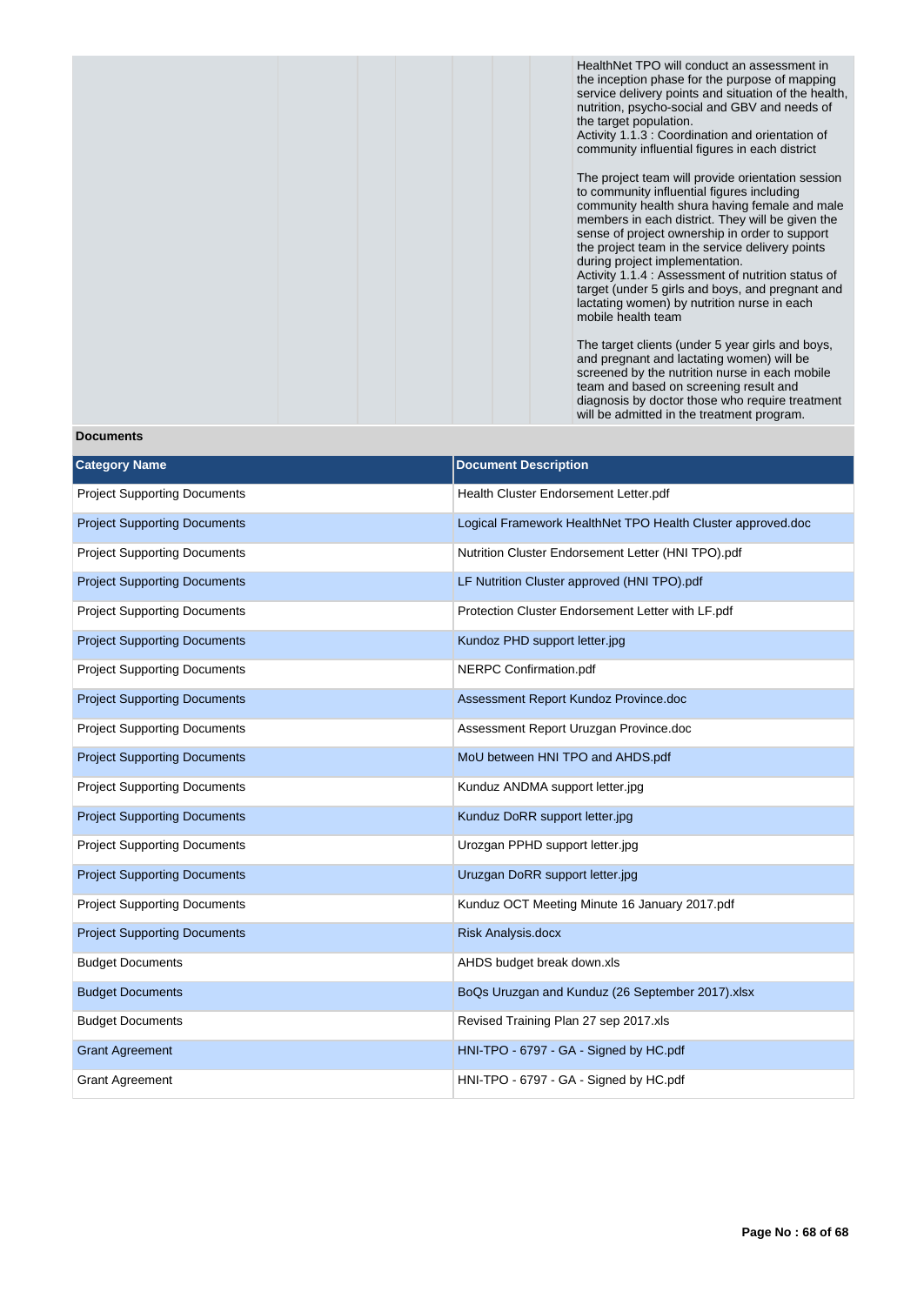HealthNet TPO will conduct an assessment in the inception phase for the purpose of mapping service delivery points and situation of the health, nutrition, psycho-social and GBV and needs of the target population.

Activity 1.1.3 : Coordination and orientation of community influential figures in each district

The project team will provide orientation session to community influential figures including community health shura having female and male members in each district. They will be given the sense of project ownership in order to support the project team in the service delivery points during project implementation.

Activity 1.1.4 : Assessment of nutrition status of target (under 5 girls and boys, and pregnant and lactating women) by nutrition nurse in each mobile health team

The target clients (under 5 year girls and boys, and pregnant and lactating women) will be screened by the nutrition nurse in each mobile team and based on screening result and diagnosis by doctor those who require treatment will be admitted in the treatment program.

**Documents**

| Category Name | Document Description |
|---|---|
| Project Supporting Documents | Health Cluster Endorsement Letter.pdf |
| Project Supporting Documents | Logical Framework HealthNet TPO Health Cluster approved.doc |
| Project Supporting Documents | Nutrition Cluster Endorsement Letter (HNI TPO).pdf |
| Project Supporting Documents | LF Nutrition Cluster approved (HNI TPO).pdf |
| Project Supporting Documents | Protection Cluster Endorsement Letter with LF.pdf |
| Project Supporting Documents | Kundoz PHD support letter.jpg |
| Project Supporting Documents | NERPC Confirmation.pdf |
| Project Supporting Documents | Assessment Report Kundoz Province.doc |
| Project Supporting Documents | Assessment Report Uruzgan Province.doc |
| Project Supporting Documents | MoU between HNI TPO and AHDS.pdf |
| Project Supporting Documents | Kunduz ANDMA support letter.jpg |
| Project Supporting Documents | Kunduz DoRR support letter.jpg |
| Project Supporting Documents | Urozgan PPHD support letter.jpg |
| Project Supporting Documents | Uruzgan DoRR support letter.jpg |
| Project Supporting Documents | Kunduz OCT Meeting Minute 16 January 2017.pdf |
| Project Supporting Documents | Risk Analysis.docx |
| Budget Documents | AHDS budget break down.xls |
| Budget Documents | BoQs Uruzgan and Kunduz (26 September 2017).xlsx |
| Budget Documents | Revised Training Plan 27 sep 2017.xls |
| Grant Agreement | HNI-TPO - 6797 - GA - Signed by HC.pdf |
| Grant Agreement | HNI-TPO - 6797 - GA - Signed by HC.pdf |